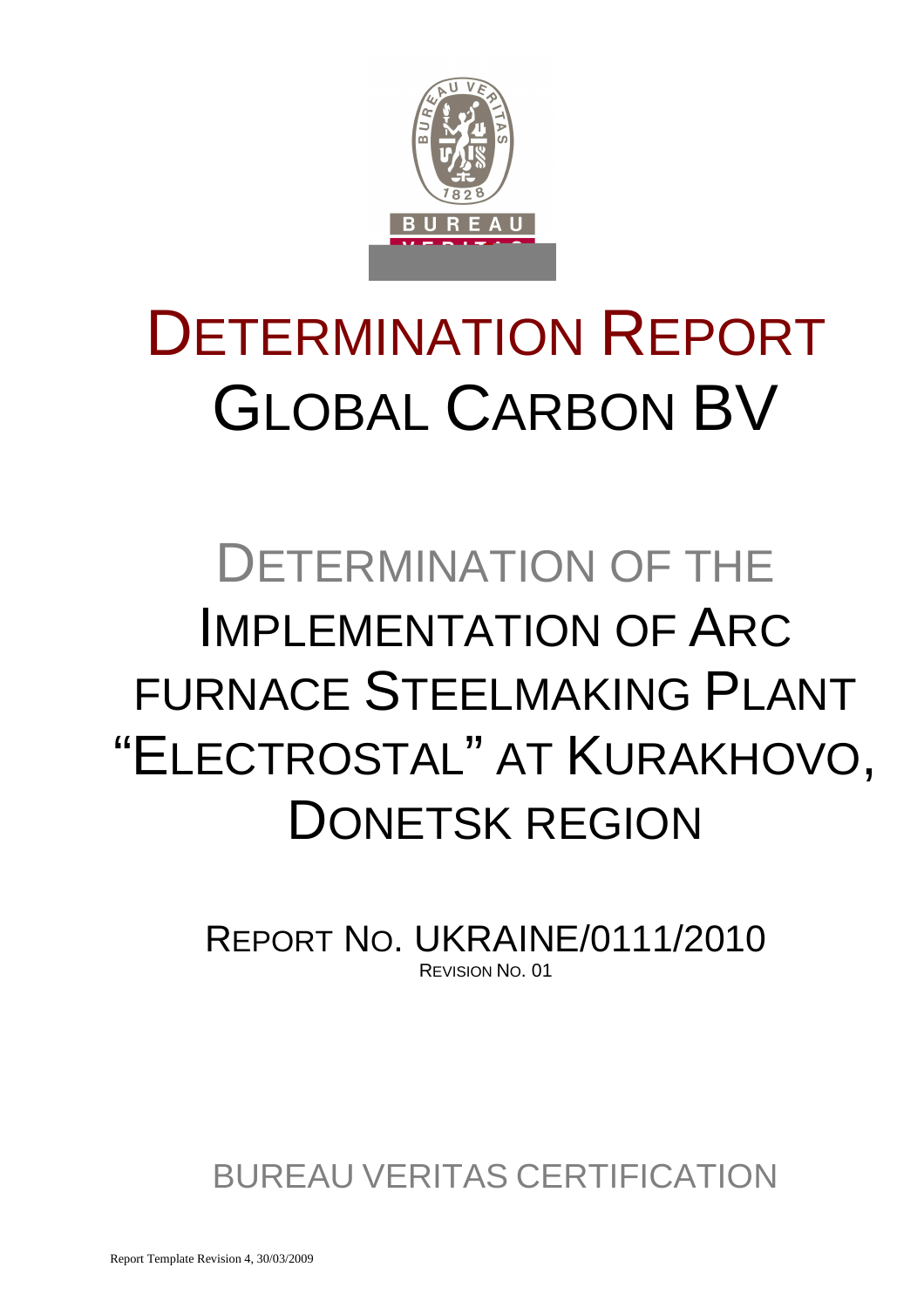# DETERMINATION REPORT
# GLOBAL CARBON BV

## DETERMINATION OF THE IMPLEMENTATION OF ARC FURNACE STEELMAKING PLANT "ELECTROSTAL" AT KURAKHOVO, DONETSK REGION

REPORT NO. UKRAINE/0111/2010
REVISION NO. 01

BUREAU VERITAS CERTIFICATION

Report Template Revision 4, 30/03/2009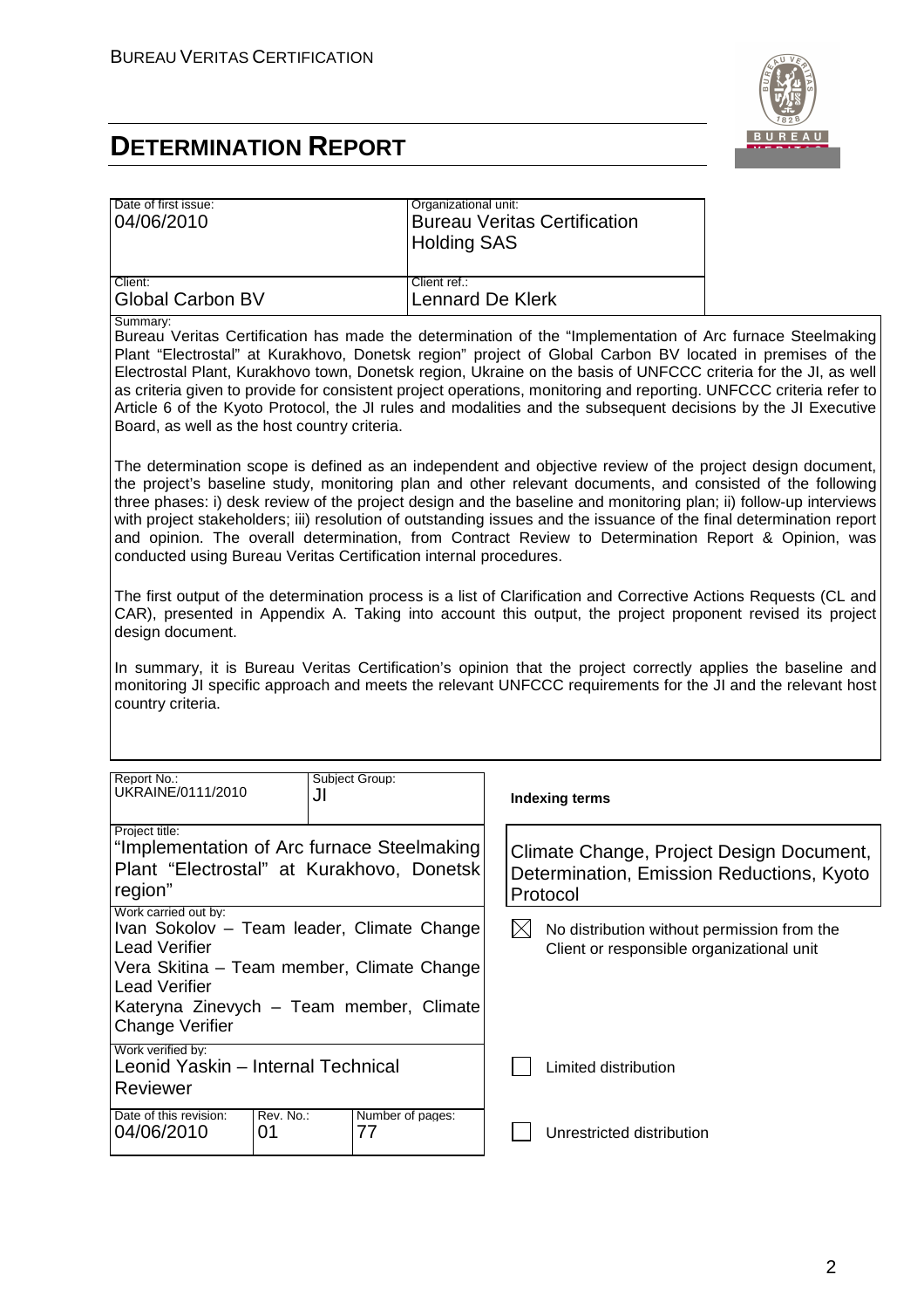# DETERMINATION REPORT

| Date of first issue: | Organizational unit: |
|---|---|
| 04/06/2010 | Bureau Veritas Certification Holding SAS |
| **Client:** | **Client ref.:** |
| Global Carbon BV | Lennard De Klerk |

Summary:

Bureau Veritas Certification has made the determination of the "Implementation of Arc furnace Steelmaking Plant "Electrostal" at Kurakhovo, Donetsk region" project of Global Carbon BV located in premises of the Electrostal Plant, Kurakhovo town, Donetsk region, Ukraine on the basis of UNFCCC criteria for the JI, as well as criteria given to provide for consistent project operations, monitoring and reporting. UNFCCC criteria refer to Article 6 of the Kyoto Protocol, the JI rules and modalities and the subsequent decisions by the JI Executive Board, as well as the host country criteria.

The determination scope is defined as an independent and objective review of the project design document, the project's baseline study, monitoring plan and other relevant documents, and consisted of the following three phases: i) desk review of the project design and the baseline and monitoring plan; ii) follow-up interviews with project stakeholders; iii) resolution of outstanding issues and the issuance of the final determination report and opinion. The overall determination, from Contract Review to Determination Report & Opinion, was conducted using Bureau Veritas Certification internal procedures.

The first output of the determination process is a list of Clarification and Corrective Actions Requests (CL and CAR), presented in Appendix A. Taking into account this output, the project proponent revised its project design document.

In summary, it is Bureau Veritas Certification's opinion that the project correctly applies the baseline and monitoring JI specific approach and meets the relevant UNFCCC requirements for the JI and the relevant host country criteria.

| Report No.: | Subject Group: | Indexing terms |
|---|---|---|
| UKRAINE/0111/2010 | JI | |

| Project title: | |
|---|---|
| "Implementation of Arc furnace Steelmaking Plant "Electrostal" at Kurakhovo, Donetsk region" | Climate Change, Project Design Document, Determination, Emission Reductions, Kyoto Protocol |
| **Work carried out by:** Ivan Sokolov – Team leader, Climate Change Lead Verifier; Vera Skitina – Team member, Climate Change Lead Verifier; Kateryna Zinevych – Team member, Climate Change Verifier | ☒ No distribution without permission from the Client or responsible organizational unit |
| **Work verified by:** Leonid Yaskin – Internal Technical Reviewer | ☐ Limited distribution |
| **Date of this revision:** 04/06/2010 — **Rev. No.:** 01 — **Number of pages:** 77 | ☐ Unrestricted distribution |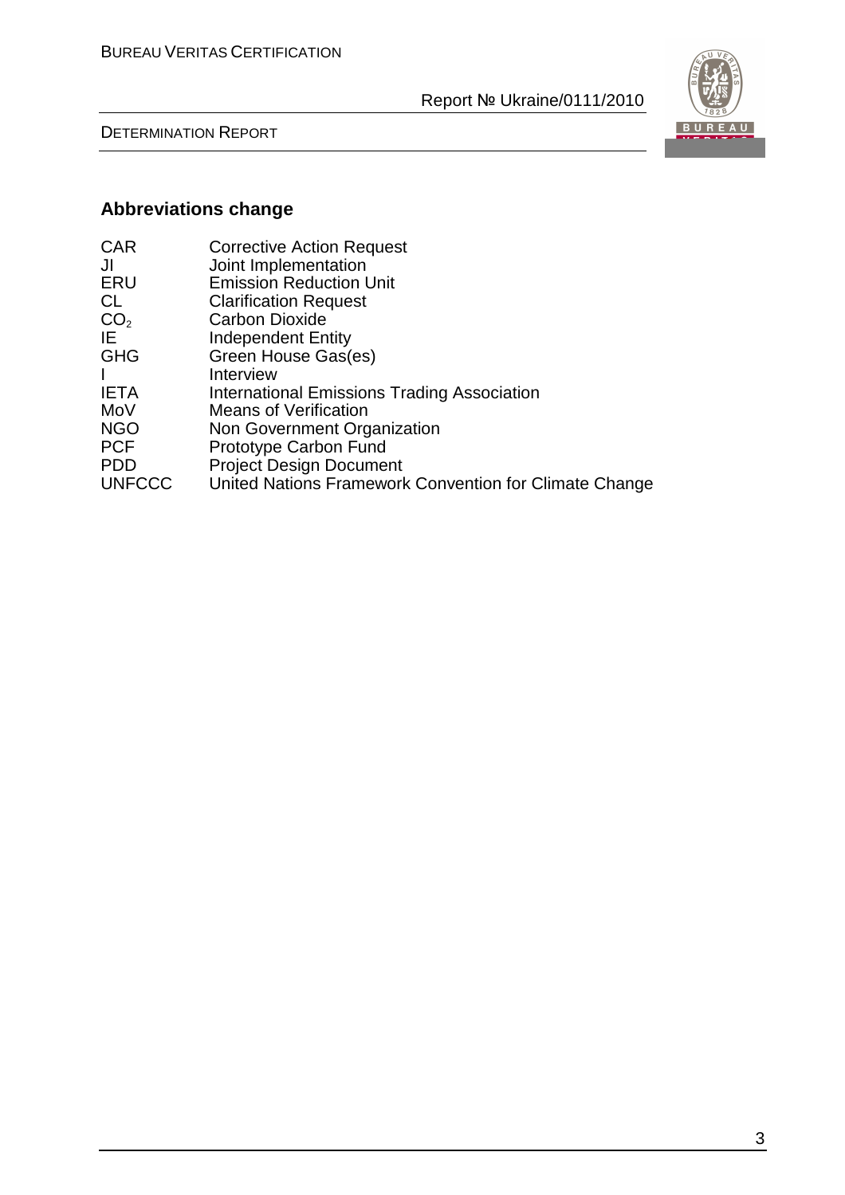## Abbreviations change

| | |
|---|---|
| CAR | Corrective Action Request |
| JI | Joint Implementation |
| ERU | Emission Reduction Unit |
| CL | Clarification Request |
| $CO_2$ | Carbon Dioxide |
| IE | Independent Entity |
| GHG | Green House Gas(es) |
| I | Interview |
| IETA | International Emissions Trading Association |
| MoV | Means of Verification |
| NGO | Non Government Organization |
| PCF | Prototype Carbon Fund |
| PDD | Project Design Document |
| UNFCCC | United Nations Framework Convention for Climate Change |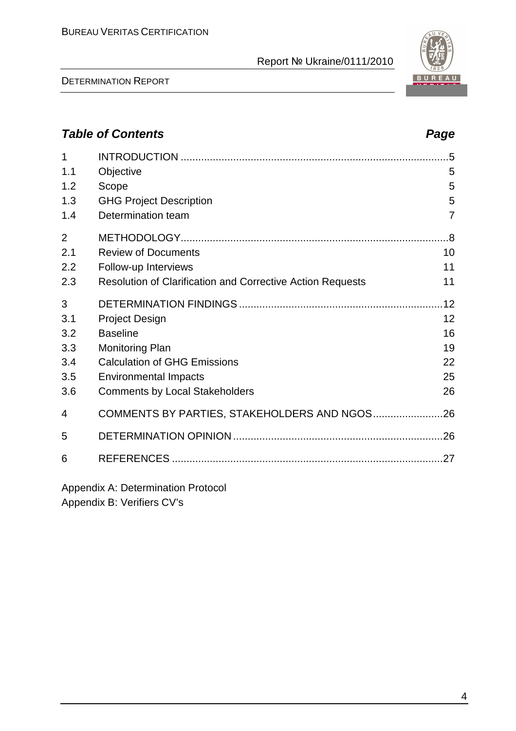## *Table of Contents* *Page*

| | | |
|---|---|---|
| 1 | INTRODUCTION | 5 |
| 1.1 | Objective | 5 |
| 1.2 | Scope | 5 |
| 1.3 | GHG Project Description | 5 |
| 1.4 | Determination team | 7 |
| 2 | METHODOLOGY | 8 |
| 2.1 | Review of Documents | 10 |
| 2.2 | Follow-up Interviews | 11 |
| 2.3 | Resolution of Clarification and Corrective Action Requests | 11 |
| 3 | DETERMINATION FINDINGS | 12 |
| 3.1 | Project Design | 12 |
| 3.2 | Baseline | 16 |
| 3.3 | Monitoring Plan | 19 |
| 3.4 | Calculation of GHG Emissions | 22 |
| 3.5 | Environmental Impacts | 25 |
| 3.6 | Comments by Local Stakeholders | 26 |
| 4 | COMMENTS BY PARTIES, STAKEHOLDERS AND NGOS | 26 |
| 5 | DETERMINATION OPINION | 26 |
| 6 | REFERENCES | 27 |

Appendix A: Determination Protocol
Appendix B: Verifiers CV's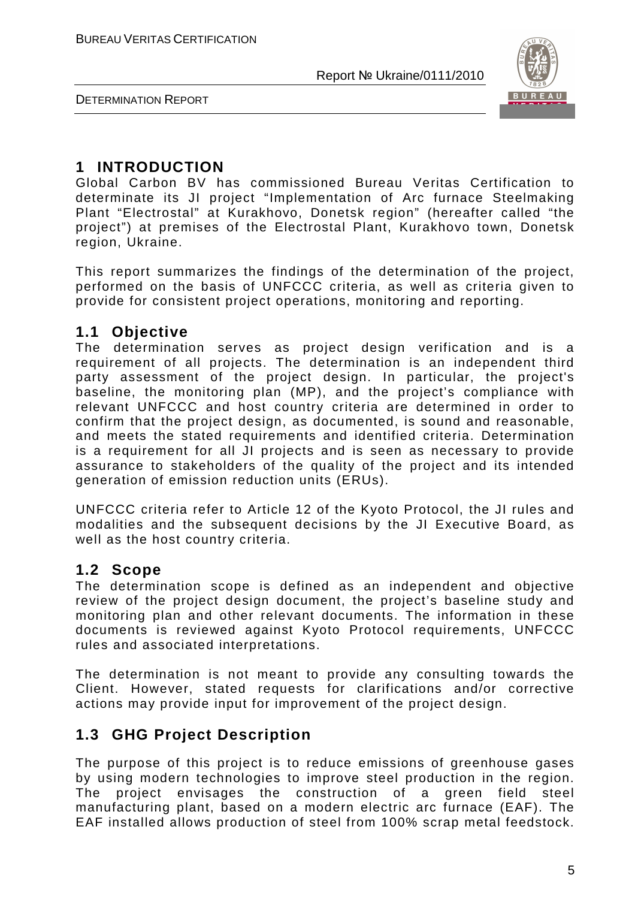# 1 INTRODUCTION

Global Carbon BV has commissioned Bureau Veritas Certification to determinate its JI project "Implementation of Arc furnace Steelmaking Plant "Electrostal" at Kurakhovo, Donetsk region" (hereafter called "the project") at premises of the Electrostal Plant, Kurakhovo town, Donetsk region, Ukraine.

This report summarizes the findings of the determination of the project, performed on the basis of UNFCCC criteria, as well as criteria given to provide for consistent project operations, monitoring and reporting.

## 1.1 Objective

The determination serves as project design verification and is a requirement of all projects. The determination is an independent third party assessment of the project design. In particular, the project's baseline, the monitoring plan (MP), and the project's compliance with relevant UNFCCC and host country criteria are determined in order to confirm that the project design, as documented, is sound and reasonable, and meets the stated requirements and identified criteria. Determination is a requirement for all JI projects and is seen as necessary to provide assurance to stakeholders of the quality of the project and its intended generation of emission reduction units (ERUs).

UNFCCC criteria refer to Article 12 of the Kyoto Protocol, the JI rules and modalities and the subsequent decisions by the JI Executive Board, as well as the host country criteria.

## 1.2 Scope

The determination scope is defined as an independent and objective review of the project design document, the project's baseline study and monitoring plan and other relevant documents. The information in these documents is reviewed against Kyoto Protocol requirements, UNFCCC rules and associated interpretations.

The determination is not meant to provide any consulting towards the Client. However, stated requests for clarifications and/or corrective actions may provide input for improvement of the project design.

## 1.3 GHG Project Description

The purpose of this project is to reduce emissions of greenhouse gases by using modern technologies to improve steel production in the region. The project envisages the construction of a green field steel manufacturing plant, based on a modern electric arc furnace (EAF). The EAF installed allows production of steel from 100% scrap metal feedstock.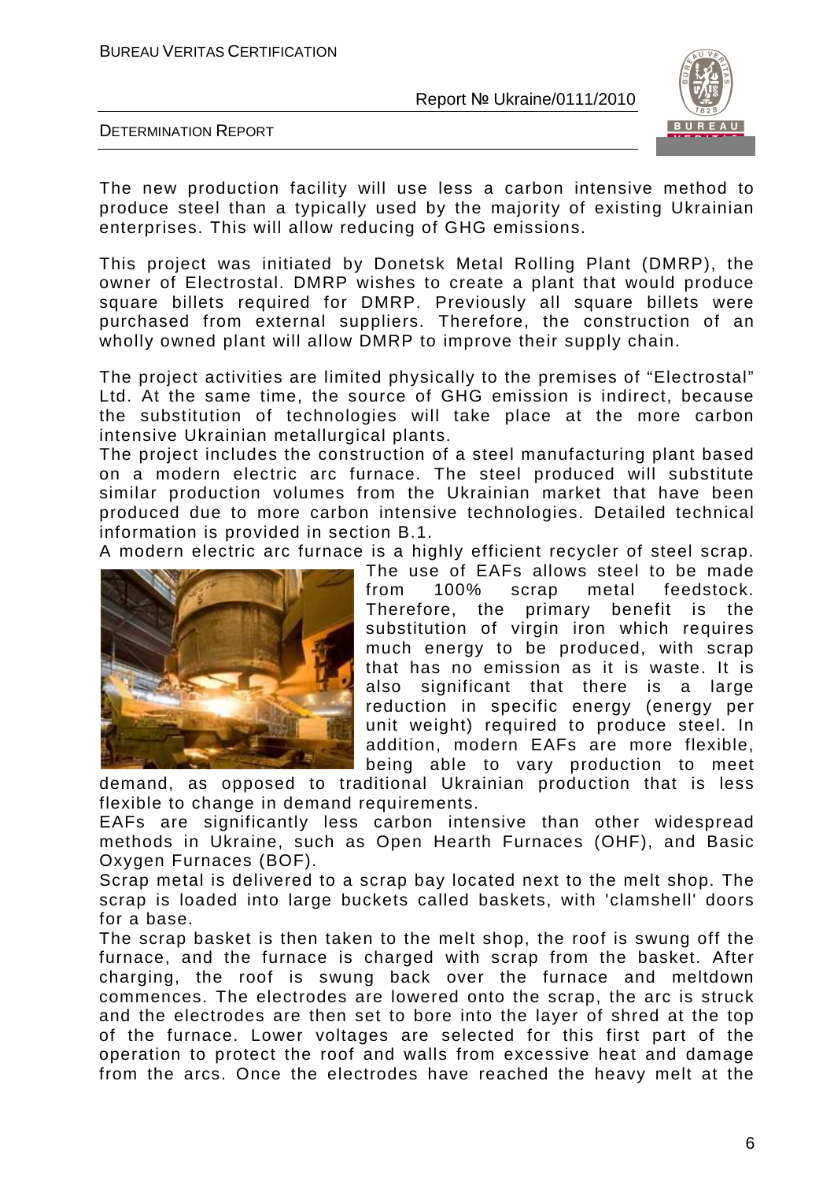The new production facility will use less a carbon intensive method to produce steel than a typically used by the majority of existing Ukrainian enterprises. This will allow reducing of GHG emissions.

This project was initiated by Donetsk Metal Rolling Plant (DMRP), the owner of Electrostal. DMRP wishes to create a plant that would produce square billets required for DMRP. Previously all square billets were purchased from external suppliers. Therefore, the construction of an wholly owned plant will allow DMRP to improve their supply chain.

The project activities are limited physically to the premises of "Electrostal" Ltd. At the same time, the source of GHG emission is indirect, because the substitution of technologies will take place at the more carbon intensive Ukrainian metallurgical plants.

The project includes the construction of a steel manufacturing plant based on a modern electric arc furnace. The steel produced will substitute similar production volumes from the Ukrainian market that have been produced due to more carbon intensive technologies. Detailed technical information is provided in section B.1.

A modern electric arc furnace is a highly efficient recycler of steel scrap. The use of EAFs allows steel to be made from 100% scrap metal feedstock. Therefore, the primary benefit is the substitution of virgin iron which requires much energy to be produced, with scrap that has no emission as it is waste. It is also significant that there is a large reduction in specific energy (energy per unit weight) required to produce steel. In addition, modern EAFs are more flexible, being able to vary production to meet demand, as opposed to traditional Ukrainian production that is less flexible to change in demand requirements.

EAFs are significantly less carbon intensive than other widespread methods in Ukraine, such as Open Hearth Furnaces (OHF), and Basic Oxygen Furnaces (BOF).

Scrap metal is delivered to a scrap bay located next to the melt shop. The scrap is loaded into large buckets called baskets, with 'clamshell' doors for a base.

The scrap basket is then taken to the melt shop, the roof is swung off the furnace, and the furnace is charged with scrap from the basket. After charging, the roof is swung back over the furnace and meltdown commences. The electrodes are lowered onto the scrap, the arc is struck and the electrodes are then set to bore into the layer of shred at the top of the furnace. Lower voltages are selected for this first part of the operation to protect the roof and walls from excessive heat and damage from the arcs. Once the electrodes have reached the heavy melt at the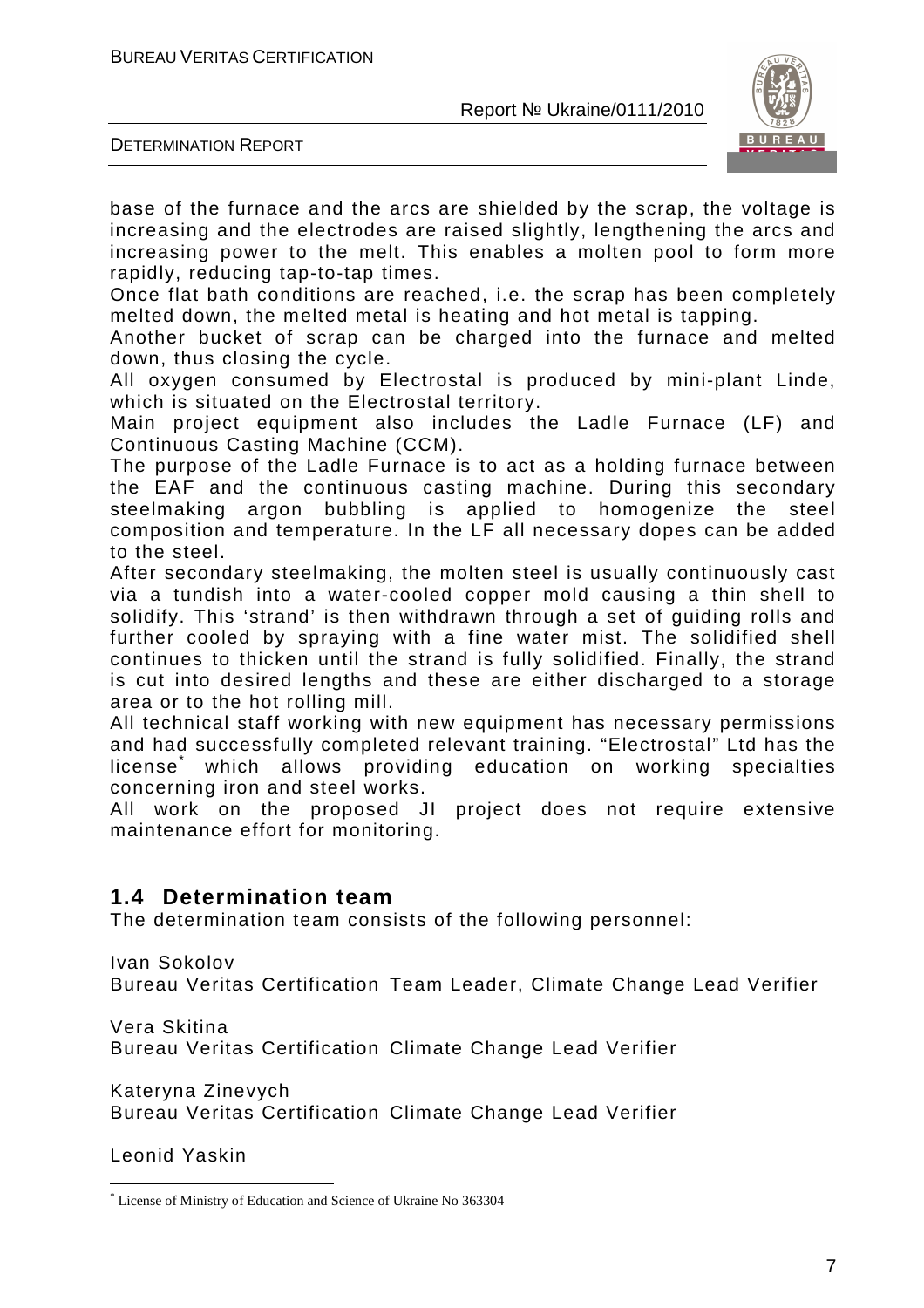base of the furnace and the arcs are shielded by the scrap, the voltage is increasing and the electrodes are raised slightly, lengthening the arcs and increasing power to the melt. This enables a molten pool to form more rapidly, reducing tap-to-tap times.
Once flat bath conditions are reached, i.e. the scrap has been completely melted down, the melted metal is heating and hot metal is tapping.
Another bucket of scrap can be charged into the furnace and melted down, thus closing the cycle.
All oxygen consumed by Electrostal is produced by mini-plant Linde, which is situated on the Electrostal territory.
Main project equipment also includes the Ladle Furnace (LF) and Continuous Casting Machine (CCM).
The purpose of the Ladle Furnace is to act as a holding furnace between the EAF and the continuous casting machine. During this secondary steelmaking argon bubbling is applied to homogenize the steel composition and temperature. In the LF all necessary dopes can be added to the steel.
After secondary steelmaking, the molten steel is usually continuously cast via a tundish into a water-cooled copper mold causing a thin shell to solidify. This 'strand' is then withdrawn through a set of guiding rolls and further cooled by spraying with a fine water mist. The solidified shell continues to thicken until the strand is fully solidified. Finally, the strand is cut into desired lengths and these are either discharged to a storage area or to the hot rolling mill.
All technical staff working with new equipment has necessary permissions and had successfully completed relevant training. "Electrostal" Ltd has the license[*] which allows providing education on working specialties concerning iron and steel works.
All work on the proposed JI project does not require extensive maintenance effort for monitoring.

## 1.4 Determination team

The determination team consists of the following personnel:

Ivan Sokolov
Bureau Veritas Certification Team Leader, Climate Change Lead Verifier

Vera Skitina
Bureau Veritas Certification Climate Change Lead Verifier

Kateryna Zinevych
Bureau Veritas Certification Climate Change Lead Verifier

Leonid Yaskin

[*] License of Ministry of Education and Science of Ukraine No 363304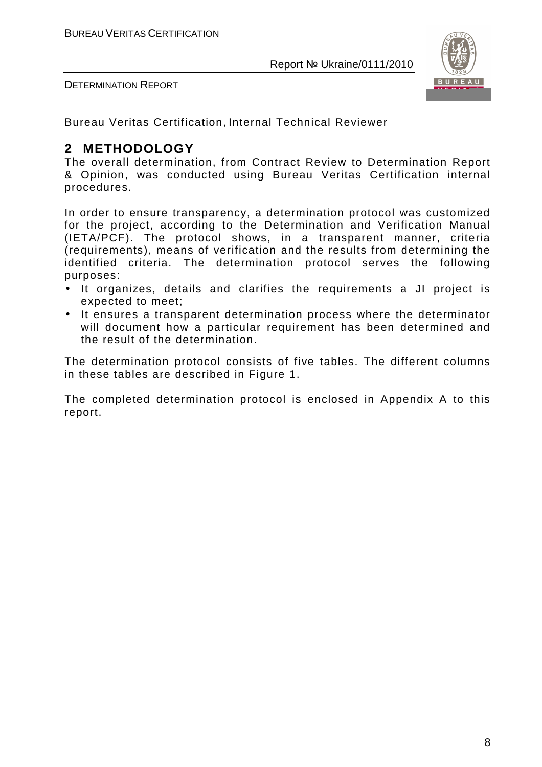Bureau Veritas Certification, Internal Technical Reviewer

## 2 METHODOLOGY

The overall determination, from Contract Review to Determination Report & Opinion, was conducted using Bureau Veritas Certification internal procedures.

In order to ensure transparency, a determination protocol was customized for the project, according to the Determination and Verification Manual (IETA/PCF). The protocol shows, in a transparent manner, criteria (requirements), means of verification and the results from determining the identified criteria. The determination protocol serves the following purposes:

- It organizes, details and clarifies the requirements a JI project is expected to meet;
- It ensures a transparent determination process where the determinator will document how a particular requirement has been determined and the result of the determination.

The determination protocol consists of five tables. The different columns in these tables are described in Figure 1.

The completed determination protocol is enclosed in Appendix A to this report.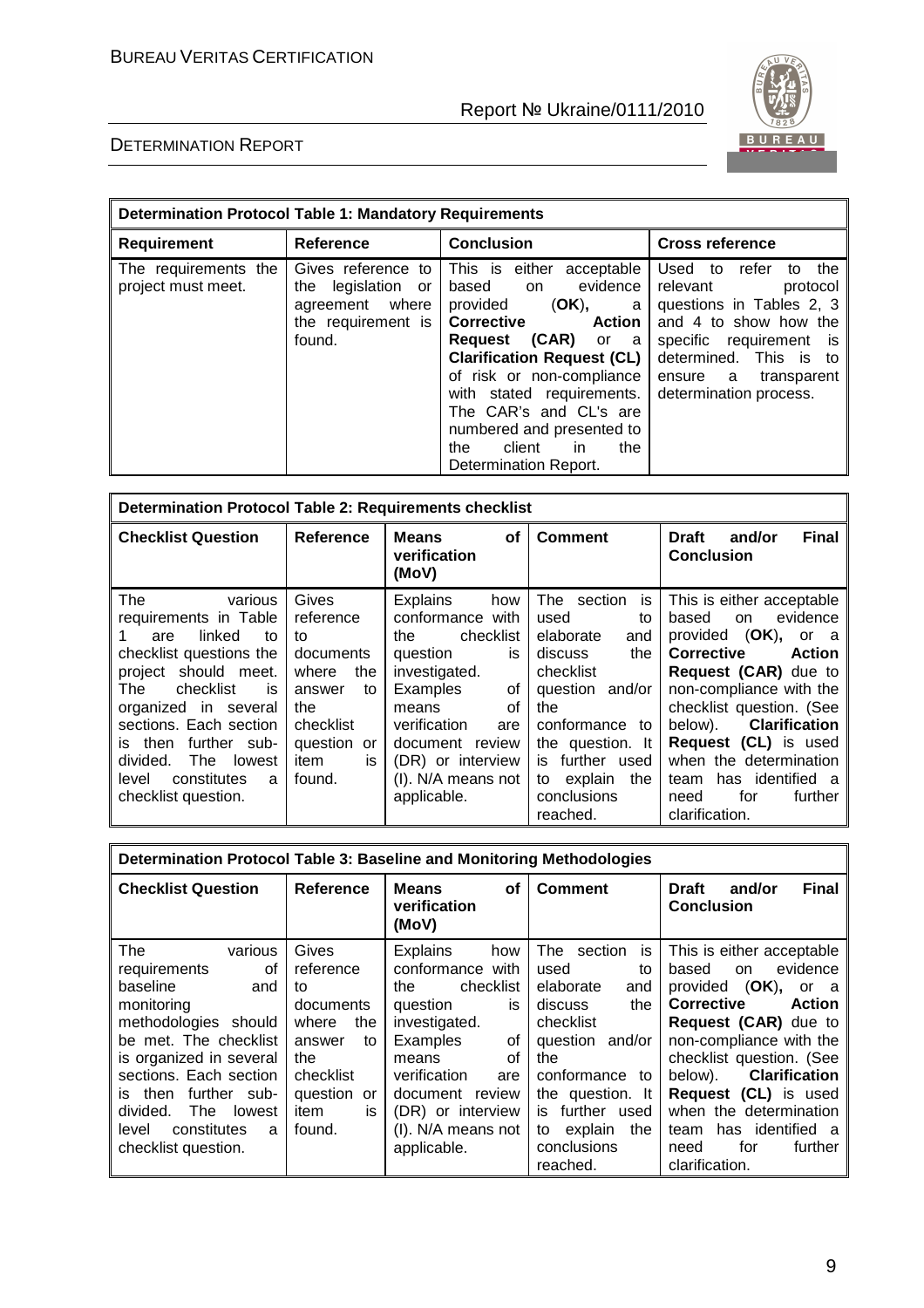| **Determination Protocol Table 1: Mandatory Requirements** | | | |
|---|---|---|---|
| **Requirement** | **Reference** | **Conclusion** | **Cross reference** |
| The requirements the project must meet. | Gives reference to the legislation or agreement where the requirement is found. | This is either acceptable based on evidence provided (**OK**), a **Corrective Action Request (CAR)** or a **Clarification Request (CL)** of risk or non-compliance with stated requirements. The CAR's and CL's are numbered and presented to the client in the Determination Report. | Used to refer to the relevant protocol questions in Tables 2, 3 and 4 to show how the specific requirement is determined. This is to ensure a transparent determination process. |

| **Determination Protocol Table 2: Requirements checklist** | | | | |
|---|---|---|---|---|
| **Checklist Question** | **Reference** | **Means of verification (MoV)** | **Comment** | **Draft and/or Final Conclusion** |
| The various requirements in Table 1 are linked to checklist questions the project should meet. The checklist is organized in several sections. Each section is then further sub-divided. The lowest level constitutes a checklist question. | Gives reference to documents where the answer to the checklist question or item is found. | Explains how conformance with the checklist question is investigated. Examples of means of verification are document review (DR) or interview (I). N/A means not applicable. | The section is used to elaborate and discuss the checklist question and/or the conformance to the question. It is further used to explain the conclusions reached. | This is either acceptable based on evidence provided (**OK**), or a **Corrective Action Request (CAR)** due to non-compliance with the checklist question. (See below). **Clarification Request (CL)** is used when the determination team has identified a need for further clarification. |

| **Determination Protocol Table 3: Baseline and Monitoring Methodologies** | | | | |
|---|---|---|---|---|
| **Checklist Question** | **Reference** | **Means of verification (MoV)** | **Comment** | **Draft and/or Final Conclusion** |
| The various requirements of baseline and monitoring methodologies should be met. The checklist is organized in several sections. Each section is then further sub-divided. The lowest level constitutes a checklist question. | Gives reference to documents where the answer to the checklist question or item is found. | Explains how conformance with the checklist question is investigated. Examples of means of verification are document review (DR) or interview (I). N/A means not applicable. | The section is used to elaborate and discuss the checklist question and/or the conformance to the question. It is further used to explain the conclusions reached. | This is either acceptable based on evidence provided (**OK**), or a **Corrective Action Request (CAR)** due to non-compliance with the checklist question. (See below). **Clarification Request (CL)** is used when the determination team has identified a need for further clarification. |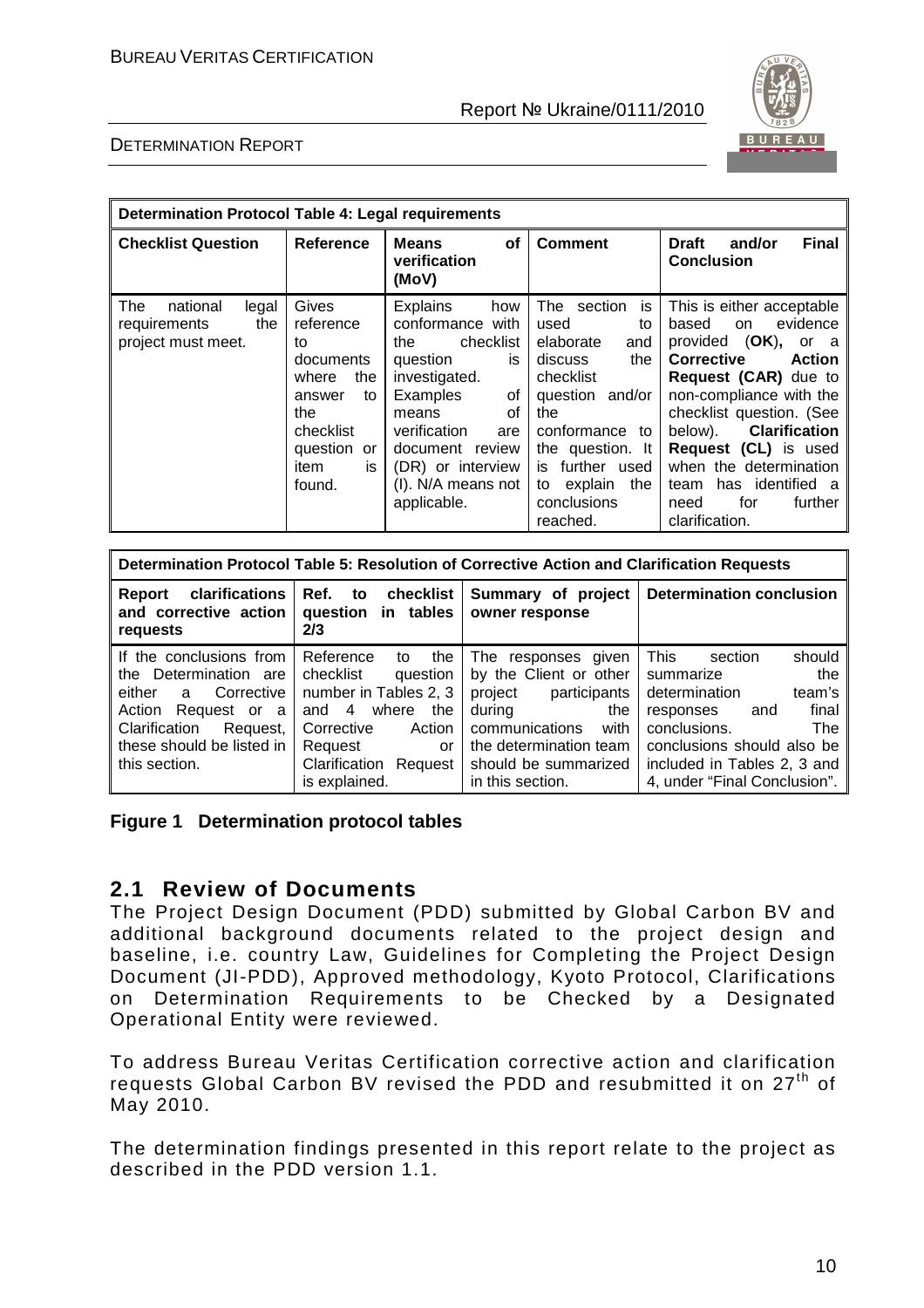| Determination Protocol Table 4: Legal requirements | | | | |
|---|---|---|---|---|
| **Checklist Question** | **Reference** | **Means of verification (MoV)** | **Comment** | **Draft and/or Final Conclusion** |
| The national legal requirements the project must meet. | Gives reference to documents where the answer to the checklist question or item is found. | Explains how conformance with the checklist question is investigated. Examples of means of verification are document review (DR) or interview (I). N/A means not applicable. | The section is used to elaborate and discuss the checklist question and/or the conformance to the question. It is further used to explain the conclusions reached. | This is either acceptable based on evidence provided (**OK**), or a **Corrective Action Request (CAR)** due to non-compliance with the checklist question. (See below). **Clarification Request (CL)** is used when the determination team has identified a need for further clarification. |

| Determination Protocol Table 5: Resolution of Corrective Action and Clarification Requests | | | |
|---|---|---|---|
| **Report clarifications and corrective action requests** | **Ref. to checklist question in tables 2/3** | **Summary of project owner response** | **Determination conclusion** |
| If the conclusions from the Determination are either a Corrective Action Request or a Clarification Request, these should be listed in this section. | Reference to the checklist question number in Tables 2, 3 and 4 where the Corrective Action Request or Clarification Request is explained. | The responses given by the Client or other project participants during the communications with the determination team should be summarized in this section. | This section should summarize the determination team's responses and final conclusions. The conclusions should also be included in Tables 2, 3 and 4, under "Final Conclusion". |

**Figure 1 Determination protocol tables**

## 2.1 Review of Documents

The Project Design Document (PDD) submitted by Global Carbon BV and additional background documents related to the project design and baseline, i.e. country Law, Guidelines for Completing the Project Design Document (JI-PDD), Approved methodology, Kyoto Protocol, Clarifications on Determination Requirements to be Checked by a Designated Operational Entity were reviewed.

To address Bureau Veritas Certification corrective action and clarification requests Global Carbon BV revised the PDD and resubmitted it on 27th of May 2010.

The determination findings presented in this report relate to the project as described in the PDD version 1.1.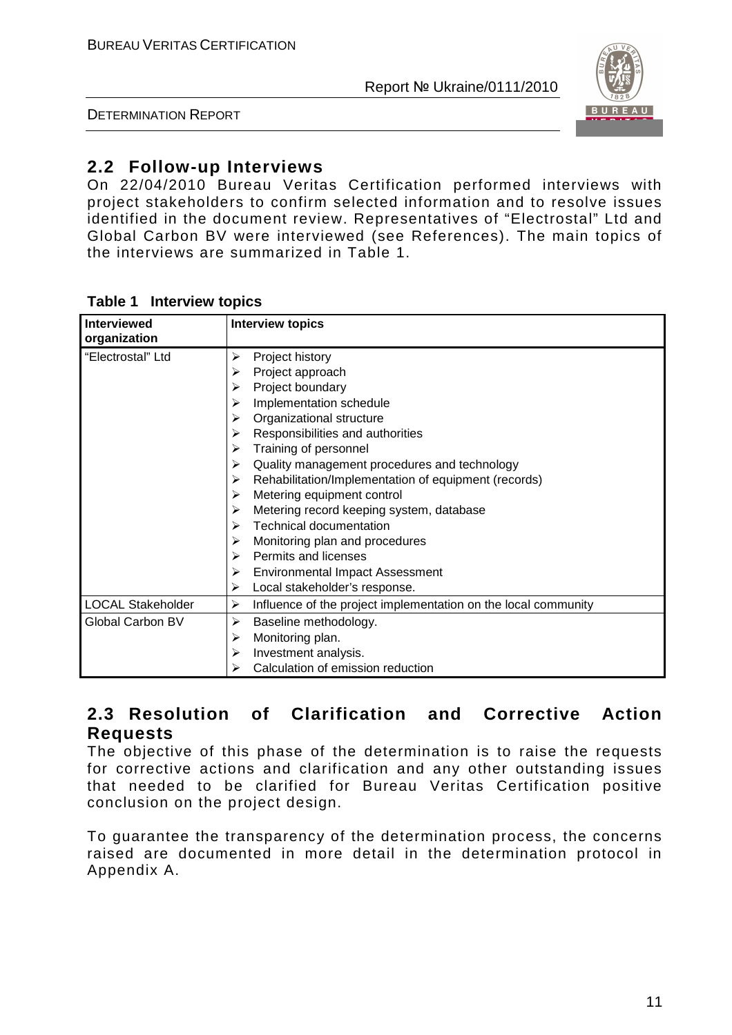## 2.2 Follow-up Interviews

On 22/04/2010 Bureau Veritas Certification performed interviews with project stakeholders to confirm selected information and to resolve issues identified in the document review. Representatives of "Electrostal" Ltd and Global Carbon BV were interviewed (see References). The main topics of the interviews are summarized in Table 1.

**Table 1 Interview topics**

| Interviewed organization | Interview topics |
|---|---|
| "Electrostal" Ltd | ➢ Project history<br>➢ Project approach<br>➢ Project boundary<br>➢ Implementation schedule<br>➢ Organizational structure<br>➢ Responsibilities and authorities<br>➢ Training of personnel<br>➢ Quality management procedures and technology<br>➢ Rehabilitation/Implementation of equipment (records)<br>➢ Metering equipment control<br>➢ Metering record keeping system, database<br>➢ Technical documentation<br>➢ Monitoring plan and procedures<br>➢ Permits and licenses<br>➢ Environmental Impact Assessment<br>➢ Local stakeholder's response. |
| LOCAL Stakeholder | ➢ Influence of the project implementation on the local community |
| Global Carbon BV | ➢ Baseline methodology.<br>➢ Monitoring plan.<br>➢ Investment analysis.<br>➢ Calculation of emission reduction |

## 2.3 Resolution of Clarification and Corrective Action Requests

The objective of this phase of the determination is to raise the requests for corrective actions and clarification and any other outstanding issues that needed to be clarified for Bureau Veritas Certification positive conclusion on the project design.

To guarantee the transparency of the determination process, the concerns raised are documented in more detail in the determination protocol in Appendix A.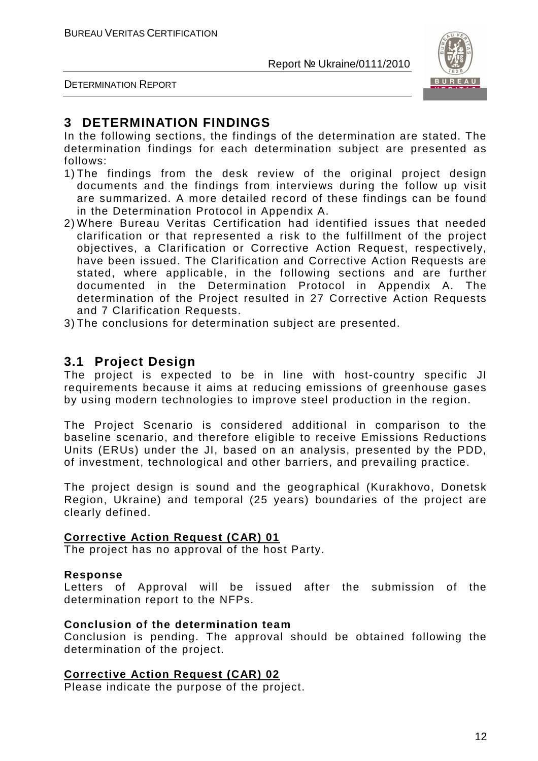# 3 DETERMINATION FINDINGS

In the following sections, the findings of the determination are stated. The determination findings for each determination subject are presented as follows:

1) The findings from the desk review of the original project design documents and the findings from interviews during the follow up visit are summarized. A more detailed record of these findings can be found in the Determination Protocol in Appendix A.
2) Where Bureau Veritas Certification had identified issues that needed clarification or that represented a risk to the fulfillment of the project objectives, a Clarification or Corrective Action Request, respectively, have been issued. The Clarification and Corrective Action Requests are stated, where applicable, in the following sections and are further documented in the Determination Protocol in Appendix A. The determination of the Project resulted in 27 Corrective Action Requests and 7 Clarification Requests.
3) The conclusions for determination subject are presented.

## 3.1 Project Design

The project is expected to be in line with host-country specific JI requirements because it aims at reducing emissions of greenhouse gases by using modern technologies to improve steel production in the region.

The Project Scenario is considered additional in comparison to the baseline scenario, and therefore eligible to receive Emissions Reductions Units (ERUs) under the JI, based on an analysis, presented by the PDD, of investment, technological and other barriers, and prevailing practice.

The project design is sound and the geographical (Kurakhovo, Donetsk Region, Ukraine) and temporal (25 years) boundaries of the project are clearly defined.

**Corrective Action Request (CAR) 01**

The project has no approval of the host Party.

**Response**

Letters of Approval will be issued after the submission of the determination report to the NFPs.

**Conclusion of the determination team**

Conclusion is pending. The approval should be obtained following the determination of the project.

**Corrective Action Request (CAR) 02**

Please indicate the purpose of the project.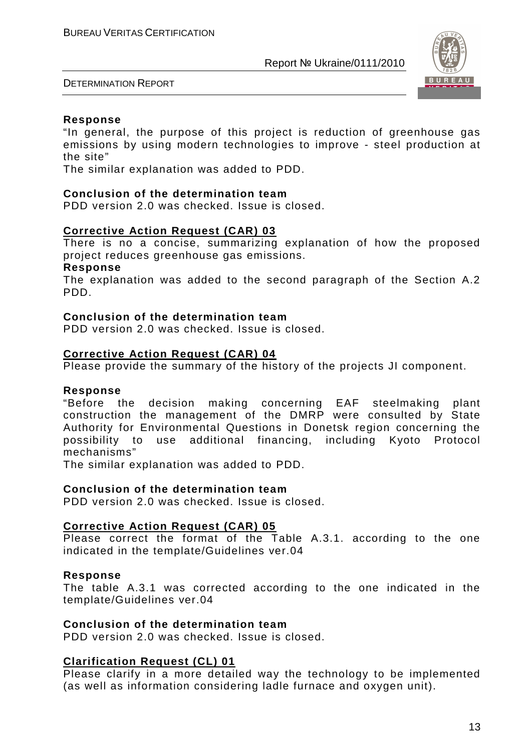**Response**

"In general, the purpose of this project is reduction of greenhouse gas emissions by using modern technologies to improve - steel production at the site"

The similar explanation was added to PDD.

**Conclusion of the determination team**

PDD version 2.0 was checked. Issue is closed.

**Corrective Action Request (CAR) 03**

There is no a concise, summarizing explanation of how the proposed project reduces greenhouse gas emissions.

**Response**

The explanation was added to the second paragraph of the Section A.2 PDD.

**Conclusion of the determination team**

PDD version 2.0 was checked. Issue is closed.

**Corrective Action Request (CAR) 04**

Please provide the summary of the history of the projects JI component.

**Response**

"Before the decision making concerning EAF steelmaking plant construction the management of the DMRP were consulted by State Authority for Environmental Questions in Donetsk region concerning the possibility to use additional financing, including Kyoto Protocol mechanisms"

The similar explanation was added to PDD.

**Conclusion of the determination team**

PDD version 2.0 was checked. Issue is closed.

**Corrective Action Request (CAR) 05**

Please correct the format of the Table A.3.1. according to the one indicated in the template/Guidelines ver.04

**Response**

The table A.3.1 was corrected according to the one indicated in the template/Guidelines ver.04

**Conclusion of the determination team**

PDD version 2.0 was checked. Issue is closed.

**Clarification Request (CL) 01**

Please clarify in a more detailed way the technology to be implemented (as well as information considering ladle furnace and oxygen unit).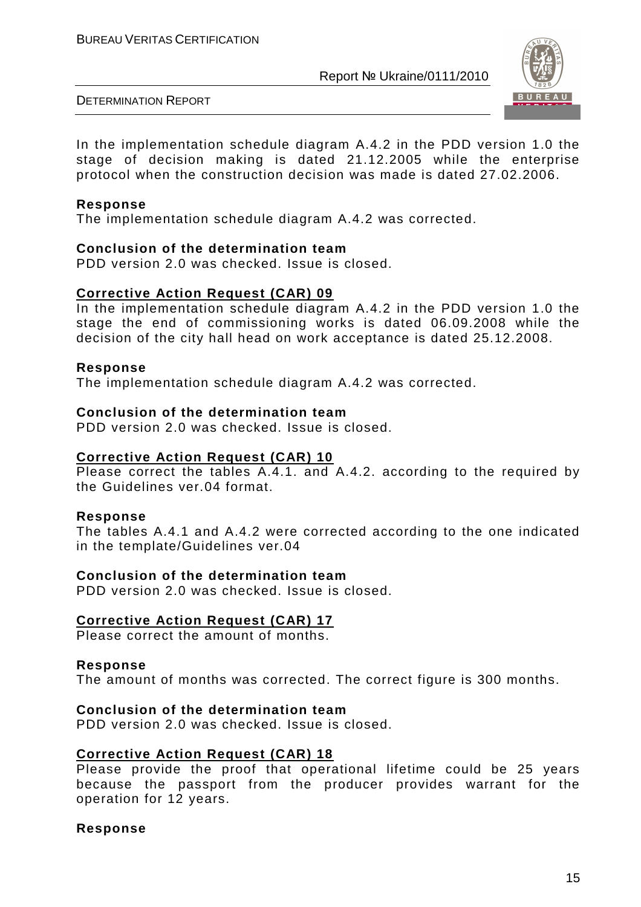In the implementation schedule diagram A.4.2 in the PDD version 1.0 the stage of decision making is dated 21.12.2005 while the enterprise protocol when the construction decision was made is dated 27.02.2006.

**Response**

The implementation schedule diagram A.4.2 was corrected.

**Conclusion of the determination team**

PDD version 2.0 was checked. Issue is closed.

**Corrective Action Request (CAR) 09**

In the implementation schedule diagram A.4.2 in the PDD version 1.0 the stage the end of commissioning works is dated 06.09.2008 while the decision of the city hall head on work acceptance is dated 25.12.2008.

**Response**

The implementation schedule diagram A.4.2 was corrected.

**Conclusion of the determination team**

PDD version 2.0 was checked. Issue is closed.

**Corrective Action Request (CAR) 10**

Please correct the tables A.4.1. and A.4.2. according to the required by the Guidelines ver.04 format.

**Response**

The tables A.4.1 and A.4.2 were corrected according to the one indicated in the template/Guidelines ver.04

**Conclusion of the determination team**

PDD version 2.0 was checked. Issue is closed.

**Corrective Action Request (CAR) 17**

Please correct the amount of months.

**Response**

The amount of months was corrected. The correct figure is 300 months.

**Conclusion of the determination team**

PDD version 2.0 was checked. Issue is closed.

**Corrective Action Request (CAR) 18**

Please provide the proof that operational lifetime could be 25 years because the passport from the producer provides warrant for the operation for 12 years.

**Response**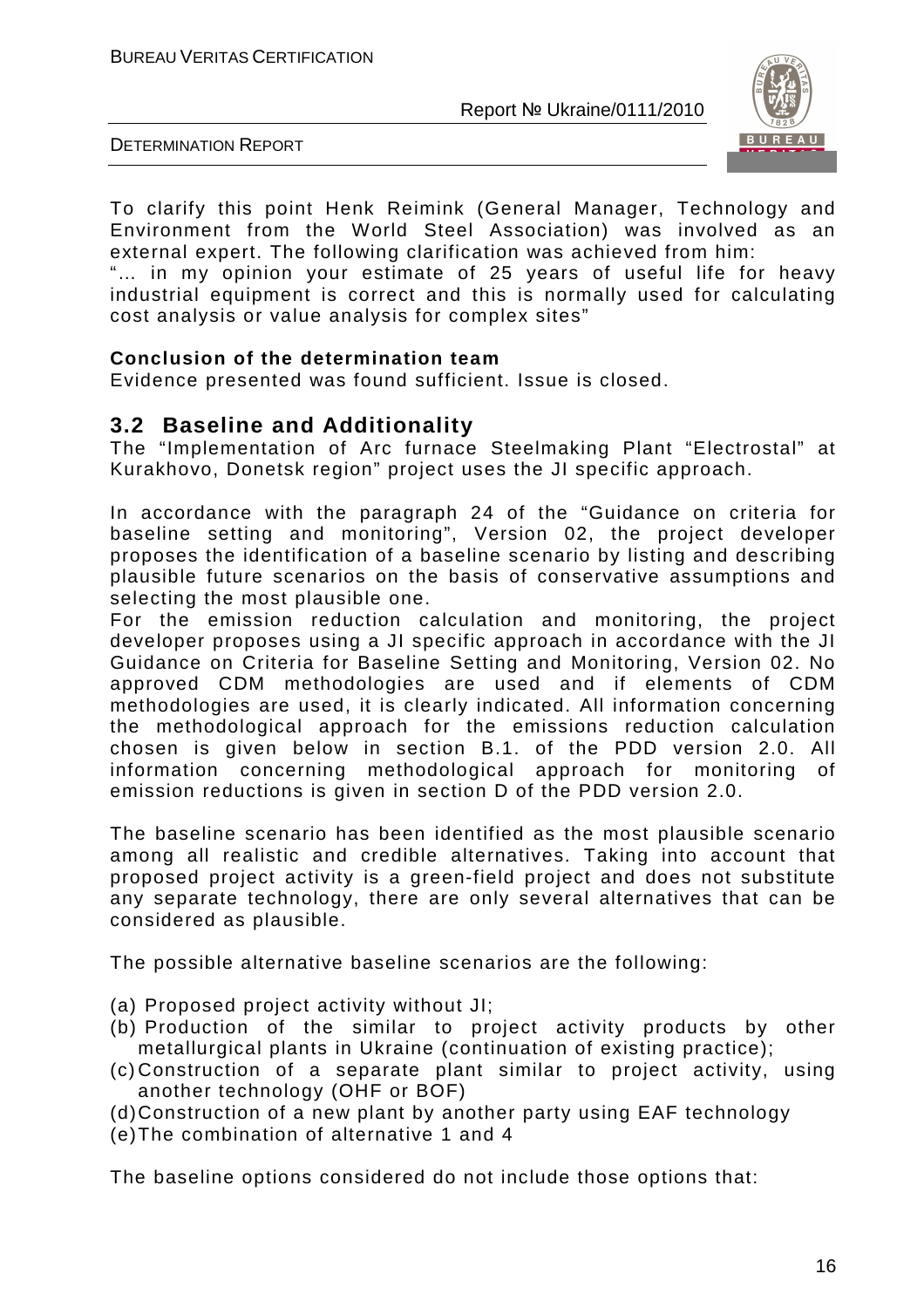To clarify this point Henk Reimink (General Manager, Technology and Environment from the World Steel Association) was involved as an external expert. The following clarification was achieved from him:

"… in my opinion your estimate of 25 years of useful life for heavy industrial equipment is correct and this is normally used for calculating cost analysis or value analysis for complex sites"

**Conclusion of the determination team**

Evidence presented was found sufficient. Issue is closed.

## 3.2 Baseline and Additionality

The "Implementation of Arc furnace Steelmaking Plant "Electrostal" at Kurakhovo, Donetsk region" project uses the JI specific approach.

In accordance with the paragraph 24 of the "Guidance on criteria for baseline setting and monitoring", Version 02, the project developer proposes the identification of a baseline scenario by listing and describing plausible future scenarios on the basis of conservative assumptions and selecting the most plausible one.

For the emission reduction calculation and monitoring, the project developer proposes using a JI specific approach in accordance with the JI Guidance on Criteria for Baseline Setting and Monitoring, Version 02. No approved CDM methodologies are used and if elements of CDM methodologies are used, it is clearly indicated. All information concerning the methodological approach for the emissions reduction calculation chosen is given below in section B.1. of the PDD version 2.0. All information concerning methodological approach for monitoring of emission reductions is given in section D of the PDD version 2.0.

The baseline scenario has been identified as the most plausible scenario among all realistic and credible alternatives. Taking into account that proposed project activity is a green-field project and does not substitute any separate technology, there are only several alternatives that can be considered as plausible.

The possible alternative baseline scenarios are the following:

(a) Proposed project activity without JI;
(b) Production of the similar to project activity products by other metallurgical plants in Ukraine (continuation of existing practice);
(c) Construction of a separate plant similar to project activity, using another technology (OHF or BOF)
(d) Construction of a new plant by another party using EAF technology
(e) The combination of alternative 1 and 4

The baseline options considered do not include those options that: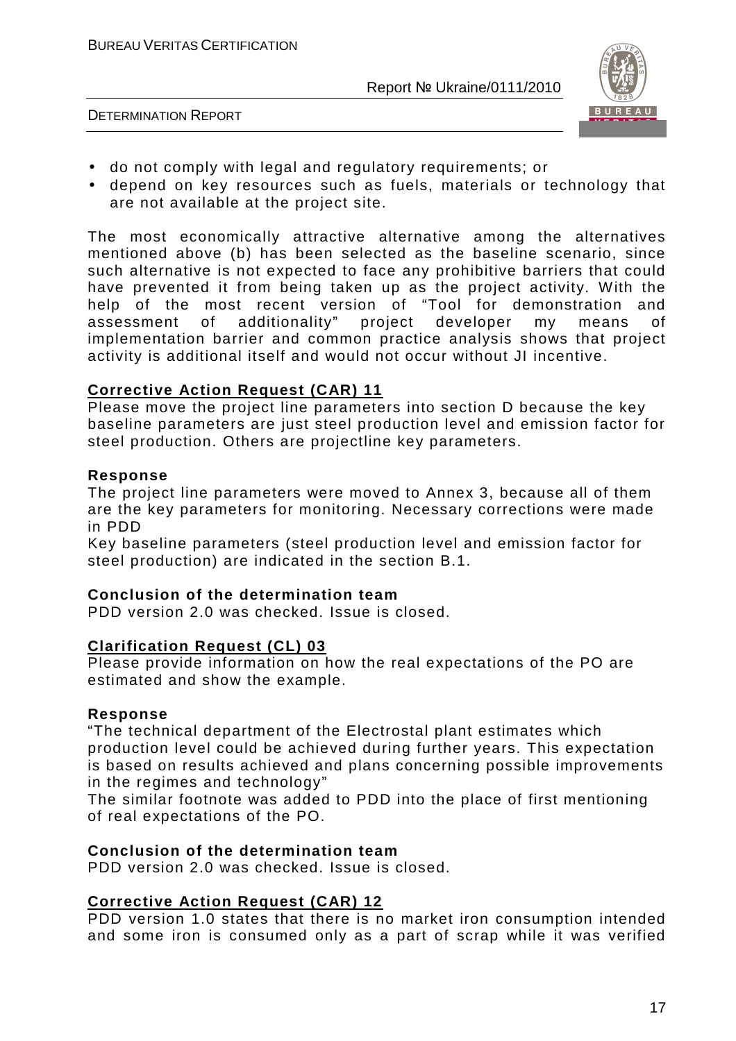- do not comply with legal and regulatory requirements; or
- depend on key resources such as fuels, materials or technology that are not available at the project site.

The most economically attractive alternative among the alternatives mentioned above (b) has been selected as the baseline scenario, since such alternative is not expected to face any prohibitive barriers that could have prevented it from being taken up as the project activity. With the help of the most recent version of "Tool for demonstration and assessment of additionality" project developer my means of implementation barrier and common practice analysis shows that project activity is additional itself and would not occur without JI incentive.

**Corrective Action Request (CAR) 11**

Please move the project line parameters into section D because the key baseline parameters are just steel production level and emission factor for steel production. Others are projectline key parameters.

**Response**

The project line parameters were moved to Annex 3, because all of them are the key parameters for monitoring. Necessary corrections were made in PDD

Key baseline parameters (steel production level and emission factor for steel production) are indicated in the section B.1.

**Conclusion of the determination team**

PDD version 2.0 was checked. Issue is closed.

**Clarification Request (CL) 03**

Please provide information on how the real expectations of the PO are estimated and show the example.

**Response**

"The technical department of the Electrostal plant estimates which production level could be achieved during further years. This expectation is based on results achieved and plans concerning possible improvements in the regimes and technology"

The similar footnote was added to PDD into the place of first mentioning of real expectations of the PO.

**Conclusion of the determination team**

PDD version 2.0 was checked. Issue is closed.

**Corrective Action Request (CAR) 12**

PDD version 1.0 states that there is no market iron consumption intended and some iron is consumed only as a part of scrap while it was verified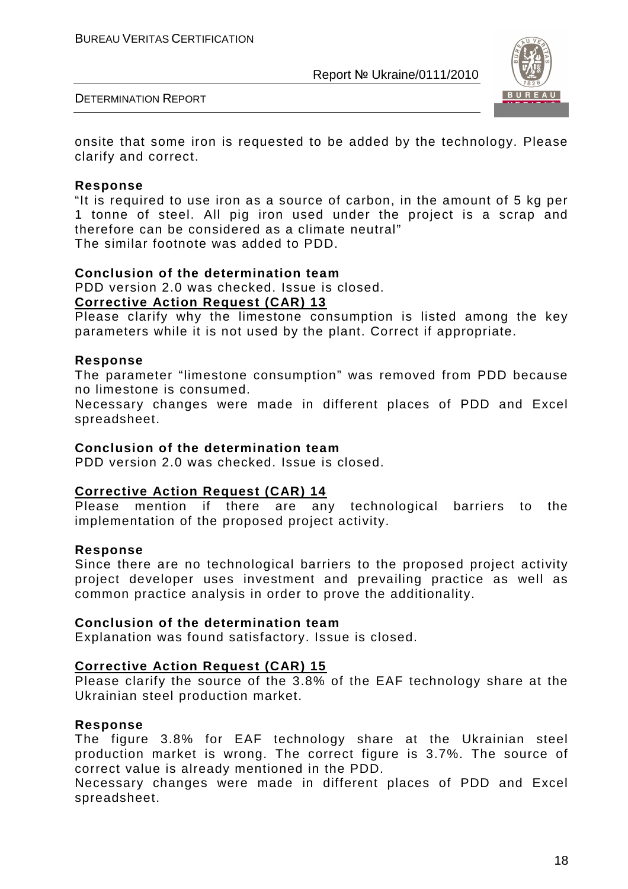onsite that some iron is requested to be added by the technology. Please clarify and correct.

**Response**

"It is required to use iron as a source of carbon, in the amount of 5 kg per 1 tonne of steel. All pig iron used under the project is a scrap and therefore can be considered as a climate neutral"
The similar footnote was added to PDD.

**Conclusion of the determination team**

PDD version 2.0 was checked. Issue is closed.

**Corrective Action Request (CAR) 13**

Please clarify why the limestone consumption is listed among the key parameters while it is not used by the plant. Correct if appropriate.

**Response**

The parameter "limestone consumption" was removed from PDD because no limestone is consumed.
Necessary changes were made in different places of PDD and Excel spreadsheet.

**Conclusion of the determination team**

PDD version 2.0 was checked. Issue is closed.

**Corrective Action Request (CAR) 14**

Please mention if there are any technological barriers to the implementation of the proposed project activity.

**Response**

Since there are no technological barriers to the proposed project activity project developer uses investment and prevailing practice as well as common practice analysis in order to prove the additionality.

**Conclusion of the determination team**

Explanation was found satisfactory. Issue is closed.

**Corrective Action Request (CAR) 15**

Please clarify the source of the 3.8% of the EAF technology share at the Ukrainian steel production market.

**Response**

The figure 3.8% for EAF technology share at the Ukrainian steel production market is wrong. The correct figure is 3.7%. The source of correct value is already mentioned in the PDD.
Necessary changes were made in different places of PDD and Excel spreadsheet.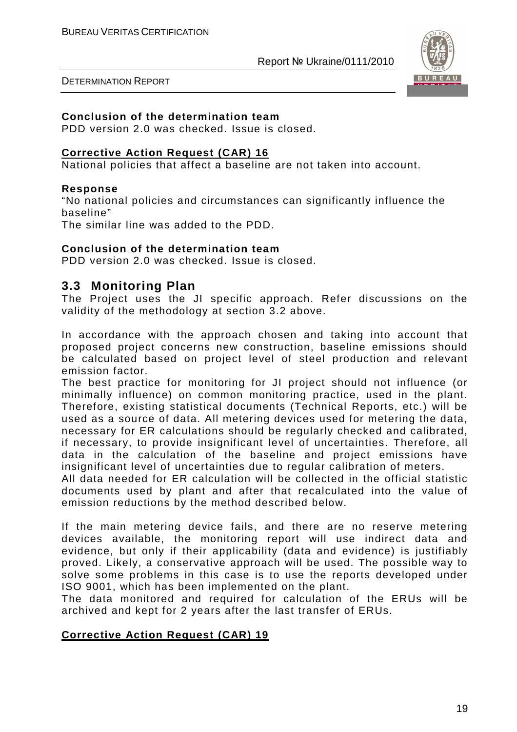**Conclusion of the determination team**
PDD version 2.0 was checked. Issue is closed.

**Corrective Action Request (CAR) 16**
National policies that affect a baseline are not taken into account.

**Response**
"No national policies and circumstances can significantly influence the baseline"
The similar line was added to the PDD.

**Conclusion of the determination team**
PDD version 2.0 was checked. Issue is closed.

## 3.3 Monitoring Plan

The Project uses the JI specific approach. Refer discussions on the validity of the methodology at section 3.2 above.

In accordance with the approach chosen and taking into account that proposed project concerns new construction, baseline emissions should be calculated based on project level of steel production and relevant emission factor.
The best practice for monitoring for JI project should not influence (or minimally influence) on common monitoring practice, used in the plant. Therefore, existing statistical documents (Technical Reports, etc.) will be used as a source of data. All metering devices used for metering the data, necessary for ER calculations should be regularly checked and calibrated, if necessary, to provide insignificant level of uncertainties. Therefore, all data in the calculation of the baseline and project emissions have insignificant level of uncertainties due to regular calibration of meters.
All data needed for ER calculation will be collected in the official statistic documents used by plant and after that recalculated into the value of emission reductions by the method described below.

If the main metering device fails, and there are no reserve metering devices available, the monitoring report will use indirect data and evidence, but only if their applicability (data and evidence) is justifiably proved. Likely, a conservative approach will be used. The possible way to solve some problems in this case is to use the reports developed under ISO 9001, which has been implemented on the plant.
The data monitored and required for calculation of the ERUs will be archived and kept for 2 years after the last transfer of ERUs.

**Corrective Action Request (CAR) 19**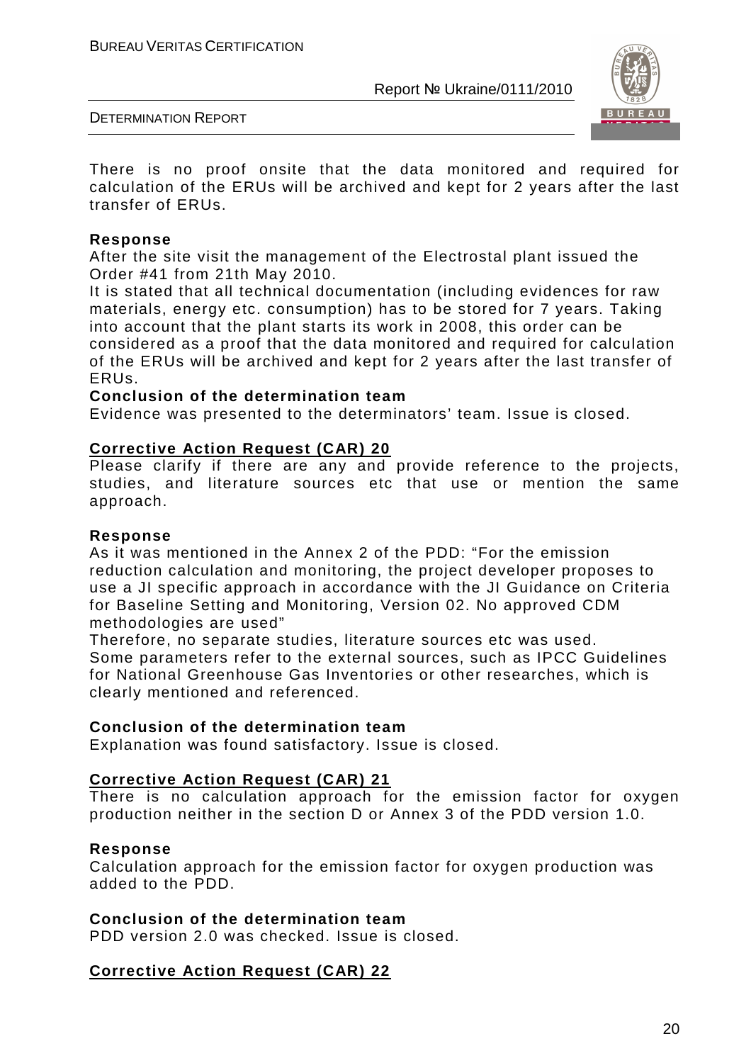There is no proof onsite that the data monitored and required for calculation of the ERUs will be archived and kept for 2 years after the last transfer of ERUs.

**Response**

After the site visit the management of the Electrostal plant issued the Order #41 from 21th May 2010.

It is stated that all technical documentation (including evidences for raw materials, energy etc. consumption) has to be stored for 7 years. Taking into account that the plant starts its work in 2008, this order can be considered as a proof that the data monitored and required for calculation of the ERUs will be archived and kept for 2 years after the last transfer of ERUs.

**Conclusion of the determination team**

Evidence was presented to the determinators' team. Issue is closed.

**Corrective Action Request (CAR) 20**

Please clarify if there are any and provide reference to the projects, studies, and literature sources etc that use or mention the same approach.

**Response**

As it was mentioned in the Annex 2 of the PDD: "For the emission reduction calculation and monitoring, the project developer proposes to use a JI specific approach in accordance with the JI Guidance on Criteria for Baseline Setting and Monitoring, Version 02. No approved CDM methodologies are used"

Therefore, no separate studies, literature sources etc was used.

Some parameters refer to the external sources, such as IPCC Guidelines for National Greenhouse Gas Inventories or other researches, which is clearly mentioned and referenced.

**Conclusion of the determination team**

Explanation was found satisfactory. Issue is closed.

**Corrective Action Request (CAR) 21**

There is no calculation approach for the emission factor for oxygen production neither in the section D or Annex 3 of the PDD version 1.0.

**Response**

Calculation approach for the emission factor for oxygen production was added to the PDD.

**Conclusion of the determination team**

PDD version 2.0 was checked. Issue is closed.

**Corrective Action Request (CAR) 22**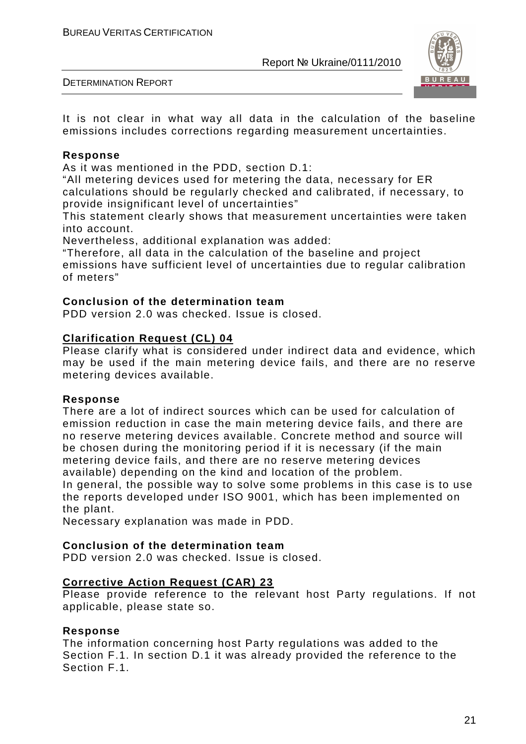It is not clear in what way all data in the calculation of the baseline emissions includes corrections regarding measurement uncertainties.

**Response**

As it was mentioned in the PDD, section D.1:

"All metering devices used for metering the data, necessary for ER calculations should be regularly checked and calibrated, if necessary, to provide insignificant level of uncertainties"

This statement clearly shows that measurement uncertainties were taken into account.

Nevertheless, additional explanation was added:

"Therefore, all data in the calculation of the baseline and project emissions have sufficient level of uncertainties due to regular calibration of meters"

**Conclusion of the determination team**

PDD version 2.0 was checked. Issue is closed.

**Clarification Request (CL) 04**

Please clarify what is considered under indirect data and evidence, which may be used if the main metering device fails, and there are no reserve metering devices available.

**Response**

There are a lot of indirect sources which can be used for calculation of emission reduction in case the main metering device fails, and there are no reserve metering devices available. Concrete method and source will be chosen during the monitoring period if it is necessary (if the main metering device fails, and there are no reserve metering devices available) depending on the kind and location of the problem.

In general, the possible way to solve some problems in this case is to use the reports developed under ISO 9001, which has been implemented on the plant.

Necessary explanation was made in PDD.

**Conclusion of the determination team**

PDD version 2.0 was checked. Issue is closed.

**Corrective Action Request (CAR) 23**

Please provide reference to the relevant host Party regulations. If not applicable, please state so.

**Response**

The information concerning host Party regulations was added to the Section F.1. In section D.1 it was already provided the reference to the Section F.1.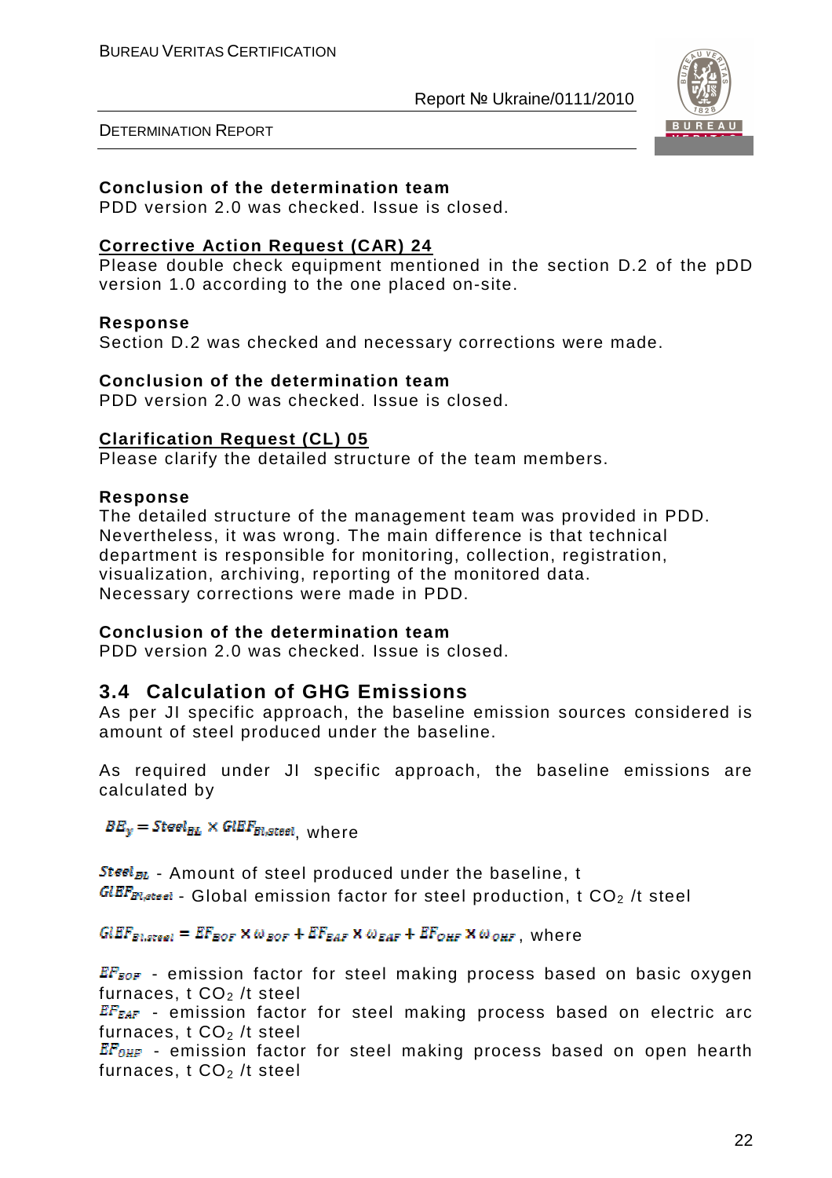**Conclusion of the determination team**

PDD version 2.0 was checked. Issue is closed.

**Corrective Action Request (CAR) 24**

Please double check equipment mentioned in the section D.2 of the pDD version 1.0 according to the one placed on-site.

**Response**

Section D.2 was checked and necessary corrections were made.

**Conclusion of the determination team**

PDD version 2.0 was checked. Issue is closed.

**Clarification Request (CL) 05**

Please clarify the detailed structure of the team members.

**Response**

The detailed structure of the management team was provided in PDD. Nevertheless, it was wrong. The main difference is that technical department is responsible for monitoring, collection, registration, visualization, archiving, reporting of the monitored data.
Necessary corrections were made in PDD.

**Conclusion of the determination team**

PDD version 2.0 was checked. Issue is closed.

## 3.4 Calculation of GHG Emissions

As per JI specific approach, the baseline emission sources considered is amount of steel produced under the baseline.

As required under JI specific approach, the baseline emissions are calculated by

$BE_y = Steel_{BL} \times GlEF_{Bl,steel}$, where

$Steel_{BL}$ - Amount of steel produced under the baseline, t
$GlEF_{Bl,steel}$ - Global emission factor for steel production, t $CO_2$ /t steel

$GlEF_{Bl,steel} = EF_{BOF} \times \omega_{BOF} + EF_{EAF} \times \omega_{EAF} + EF_{OHF} \times \omega_{OHF}$, where

$EF_{BOF}$ - emission factor for steel making process based on basic oxygen furnaces, t $CO_2$ /t steel
$EF_{EAF}$ - emission factor for steel making process based on electric arc furnaces, t $CO_2$ /t steel
$EF_{OHF}$ - emission factor for steel making process based on open hearth furnaces, t $CO_2$ /t steel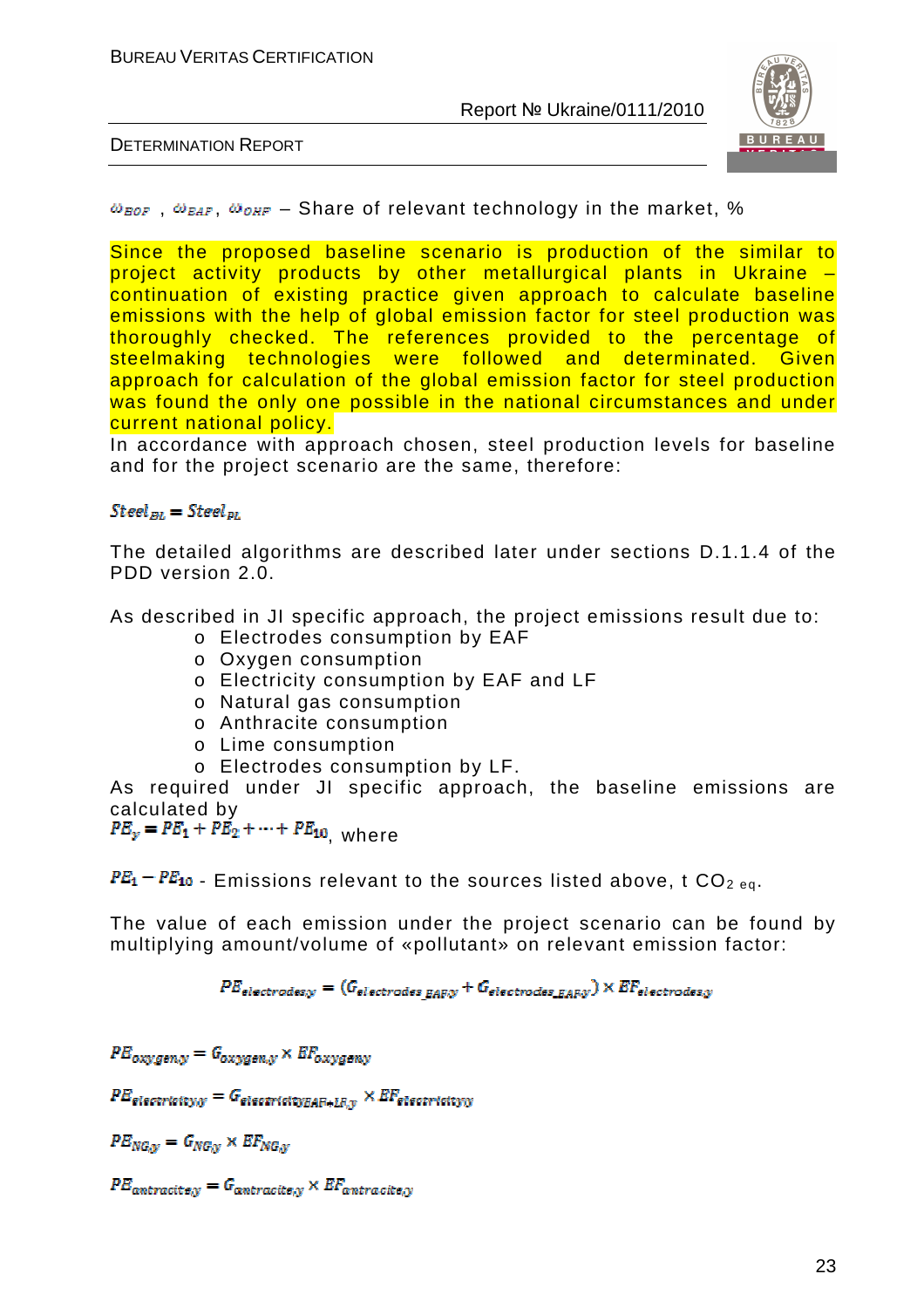$\omega_{BOF}$ , $\omega_{EAF}$, $\omega_{OHF}$ – Share of relevant technology in the market, %

Since the proposed baseline scenario is production of the similar to project activity products by other metallurgical plants in Ukraine – continuation of existing practice given approach to calculate baseline emissions with the help of global emission factor for steel production was thoroughly checked. The references provided to the percentage of steelmaking technologies were followed and determinated. Given approach for calculation of the global emission factor for steel production was found the only one possible in the national circumstances and under current national policy.

In accordance with approach chosen, steel production levels for baseline and for the project scenario are the same, therefore:

$$Steel_{BL} = Steel_{PL}$$

The detailed algorithms are described later under sections D.1.1.4 of the PDD version 2.0.

As described in JI specific approach, the project emissions result due to:

- Electrodes consumption by EAF
- Oxygen consumption
- Electricity consumption by EAF and LF
- Natural gas consumption
- Anthracite consumption
- Lime consumption
- Electrodes consumption by LF.

As required under JI specific approach, the baseline emissions are calculated by

$PE_y = PE_1 + PE_2 + \cdots + PE_{10}$, where

$PE_1 - PE_{10}$ - Emissions relevant to the sources listed above, t $CO_{2\ eq}$.

The value of each emission under the project scenario can be found by multiplying amount/volume of «pollutant» on relevant emission factor:

$$PE_{electrodes,y} = (G_{electrodes\_EAF,y} + G_{electrodes\_EAF,y}) \times EF_{electrodes,y}$$

$$PE_{oxygen,y} = G_{oxygen,y} \times EF_{oxygen,y}$$

$$PE_{electricity,y} = G_{electricity,EAF+LF,y} \times EF_{electricity,y}$$

$$PE_{NG,y} = G_{NG,y} \times EF_{NG,y}$$

$$PE_{antracite,y} = G_{antracite,y} \times EF_{antracite,y}$$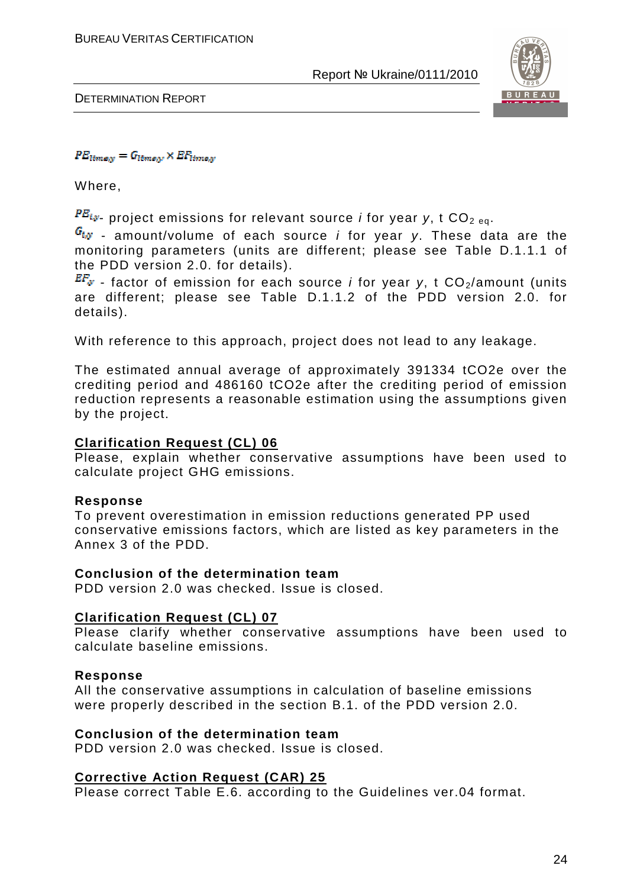$$PE_{limes,y} = G_{limes,y} \times EF_{limes,y}$$

Where,

$PE_{i,y}$- project emissions for relevant source *i* for year *y*, t $CO_{2\ eq}$.

$G_{i,y}$ - amount/volume of each source *i* for year *y*. These data are the monitoring parameters (units are different; please see Table D.1.1.1 of the PDD version 2.0. for details).

$EF_{y}$ - factor of emission for each source *i* for year *y*, t $CO_2$/amount (units are different; please see Table D.1.1.2 of the PDD version 2.0. for details).

With reference to this approach, project does not lead to any leakage.

The estimated annual average of approximately 391334 tCO2e over the crediting period and 486160 tCO2e after the crediting period of emission reduction represents a reasonable estimation using the assumptions given by the project.

**Clarification Request (CL) 06**

Please, explain whether conservative assumptions have been used to calculate project GHG emissions.

**Response**

To prevent overestimation in emission reductions generated PP used conservative emissions factors, which are listed as key parameters in the Annex 3 of the PDD.

**Conclusion of the determination team**

PDD version 2.0 was checked. Issue is closed.

**Clarification Request (CL) 07**

Please clarify whether conservative assumptions have been used to calculate baseline emissions.

**Response**

All the conservative assumptions in calculation of baseline emissions were properly described in the section B.1. of the PDD version 2.0.

**Conclusion of the determination team**

PDD version 2.0 was checked. Issue is closed.

**Corrective Action Request (CAR) 25**

Please correct Table E.6. according to the Guidelines ver.04 format.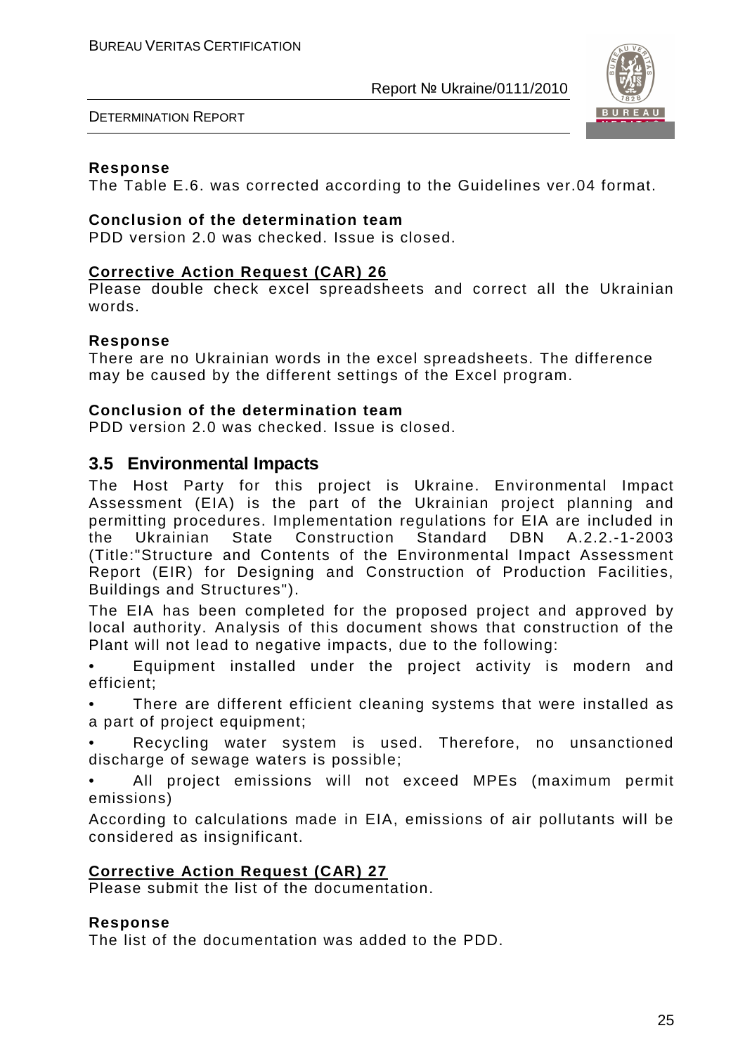**Response**

The Table E.6. was corrected according to the Guidelines ver.04 format.

**Conclusion of the determination team**

PDD version 2.0 was checked. Issue is closed.

**Corrective Action Request (CAR) 26**

Please double check excel spreadsheets and correct all the Ukrainian words.

**Response**

There are no Ukrainian words in the excel spreadsheets. The difference may be caused by the different settings of the Excel program.

**Conclusion of the determination team**

PDD version 2.0 was checked. Issue is closed.

## 3.5 Environmental Impacts

The Host Party for this project is Ukraine. Environmental Impact Assessment (EIA) is the part of the Ukrainian project planning and permitting procedures. Implementation regulations for EIA are included in the Ukrainian State Construction Standard DBN A.2.2.-1-2003 (Title:"Structure and Contents of the Environmental Impact Assessment Report (EIR) for Designing and Construction of Production Facilities, Buildings and Structures").

The EIA has been completed for the proposed project and approved by local authority. Analysis of this document shows that construction of the Plant will not lead to negative impacts, due to the following:

- Equipment installed under the project activity is modern and efficient;
- There are different efficient cleaning systems that were installed as a part of project equipment;
- Recycling water system is used. Therefore, no unsanctioned discharge of sewage waters is possible;
- All project emissions will not exceed MPEs (maximum permit emissions)

According to calculations made in EIA, emissions of air pollutants will be considered as insignificant.

**Corrective Action Request (CAR) 27**

Please submit the list of the documentation.

**Response**

The list of the documentation was added to the PDD.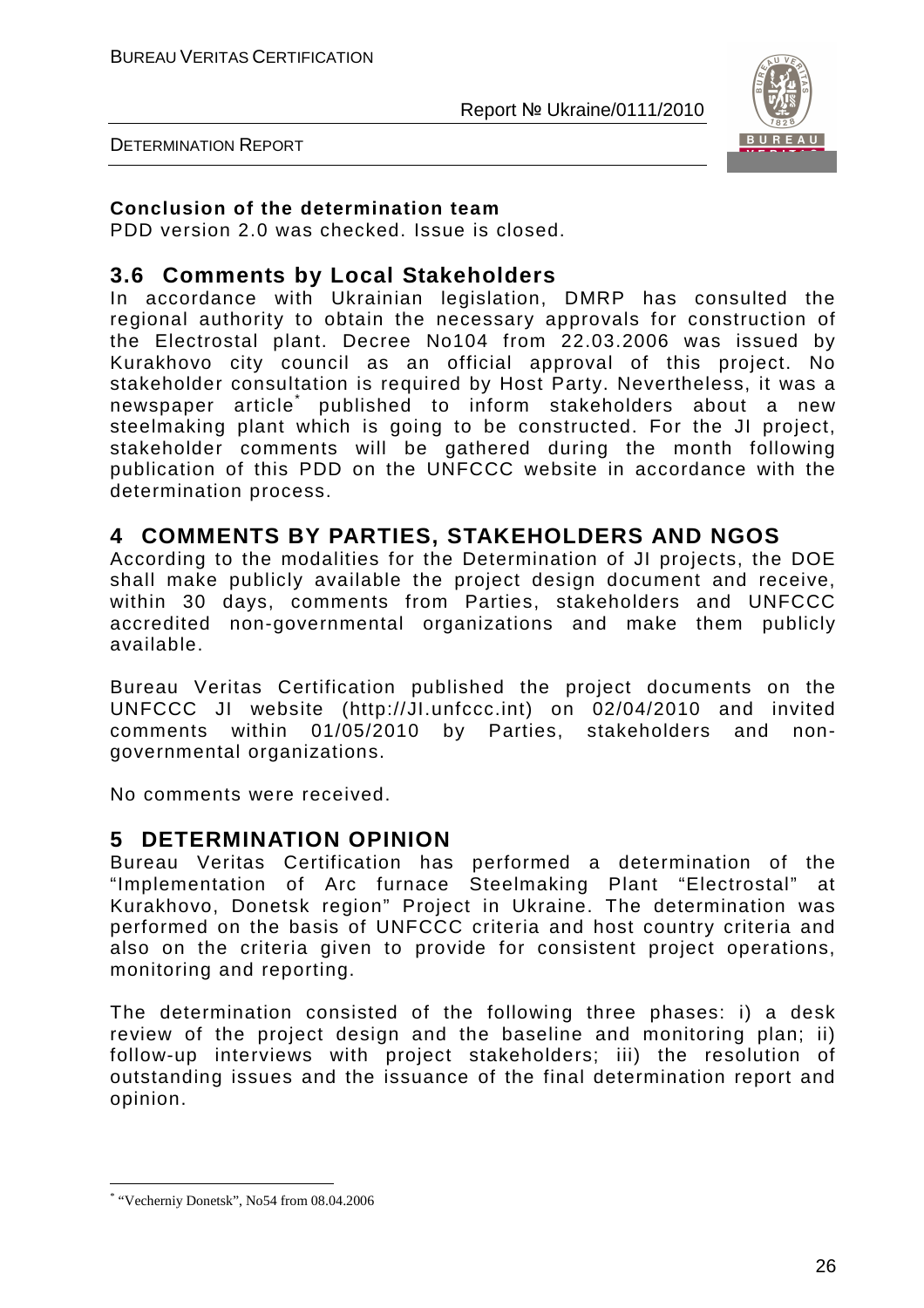**Conclusion of the determination team**

PDD version 2.0 was checked. Issue is closed.

## 3.6 Comments by Local Stakeholders

In accordance with Ukrainian legislation, DMRP has consulted the regional authority to obtain the necessary approvals for construction of the Electrostal plant. Decree No104 from 22.03.2006 was issued by Kurakhovo city council as an official approval of this project. No stakeholder consultation is required by Host Party. Nevertheless, it was a newspaper article* published to inform stakeholders about a new steelmaking plant which is going to be constructed. For the JI project, stakeholder comments will be gathered during the month following publication of this PDD on the UNFCCC website in accordance with the determination process.

# 4 COMMENTS BY PARTIES, STAKEHOLDERS AND NGOS

According to the modalities for the Determination of JI projects, the DOE shall make publicly available the project design document and receive, within 30 days, comments from Parties, stakeholders and UNFCCC accredited non-governmental organizations and make them publicly available.

Bureau Veritas Certification published the project documents on the UNFCCC JI website (http://JI.unfccc.int) on 02/04/2010 and invited comments within 01/05/2010 by Parties, stakeholders and non-governmental organizations.

No comments were received.

# 5 DETERMINATION OPINION

Bureau Veritas Certification has performed a determination of the "Implementation of Arc furnace Steelmaking Plant "Electrostal" at Kurakhovo, Donetsk region" Project in Ukraine. The determination was performed on the basis of UNFCCC criteria and host country criteria and also on the criteria given to provide for consistent project operations, monitoring and reporting.

The determination consisted of the following three phases: i) a desk review of the project design and the baseline and monitoring plan; ii) follow-up interviews with project stakeholders; iii) the resolution of outstanding issues and the issuance of the final determination report and opinion.

---

* "Vecherniy Donetsk", No54 from 08.04.2006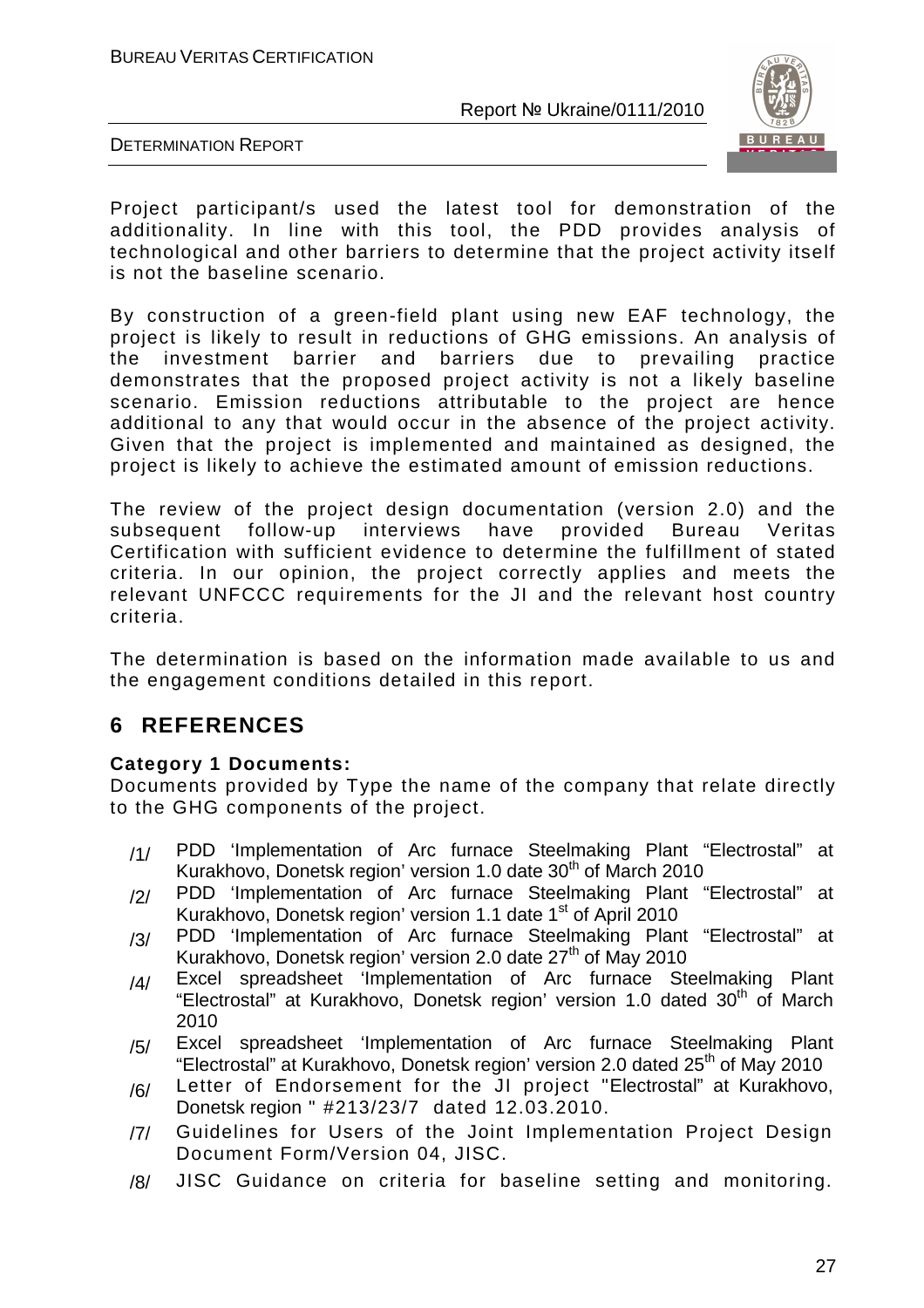Project participant/s used the latest tool for demonstration of the additionality. In line with this tool, the PDD provides analysis of technological and other barriers to determine that the project activity itself is not the baseline scenario.

By construction of a green-field plant using new EAF technology, the project is likely to result in reductions of GHG emissions. An analysis of the investment barrier and barriers due to prevailing practice demonstrates that the proposed project activity is not a likely baseline scenario. Emission reductions attributable to the project are hence additional to any that would occur in the absence of the project activity. Given that the project is implemented and maintained as designed, the project is likely to achieve the estimated amount of emission reductions.

The review of the project design documentation (version 2.0) and the subsequent follow-up interviews have provided Bureau Veritas Certification with sufficient evidence to determine the fulfillment of stated criteria. In our opinion, the project correctly applies and meets the relevant UNFCCC requirements for the JI and the relevant host country criteria.

The determination is based on the information made available to us and the engagement conditions detailed in this report.

# 6 REFERENCES

**Category 1 Documents:**

Documents provided by Type the name of the company that relate directly to the GHG components of the project.

/1/ PDD 'Implementation of Arc furnace Steelmaking Plant "Electrostal" at Kurakhovo, Donetsk region' version 1.0 date 30th of March 2010

/2/ PDD 'Implementation of Arc furnace Steelmaking Plant "Electrostal" at Kurakhovo, Donetsk region' version 1.1 date 1st of April 2010

/3/ PDD 'Implementation of Arc furnace Steelmaking Plant "Electrostal" at Kurakhovo, Donetsk region' version 2.0 date 27th of May 2010

/4/ Excel spreadsheet 'Implementation of Arc furnace Steelmaking Plant "Electrostal" at Kurakhovo, Donetsk region' version 1.0 dated 30th of March 2010

/5/ Excel spreadsheet 'Implementation of Arc furnace Steelmaking Plant "Electrostal" at Kurakhovo, Donetsk region' version 2.0 dated 25th of May 2010

/6/ Letter of Endorsement for the JI project "Electrostal" at Kurakhovo, Donetsk region " #213/23/7 dated 12.03.2010.

/7/ Guidelines for Users of the Joint Implementation Project Design Document Form/Version 04, JISC.

/8/ JISC Guidance on criteria for baseline setting and monitoring.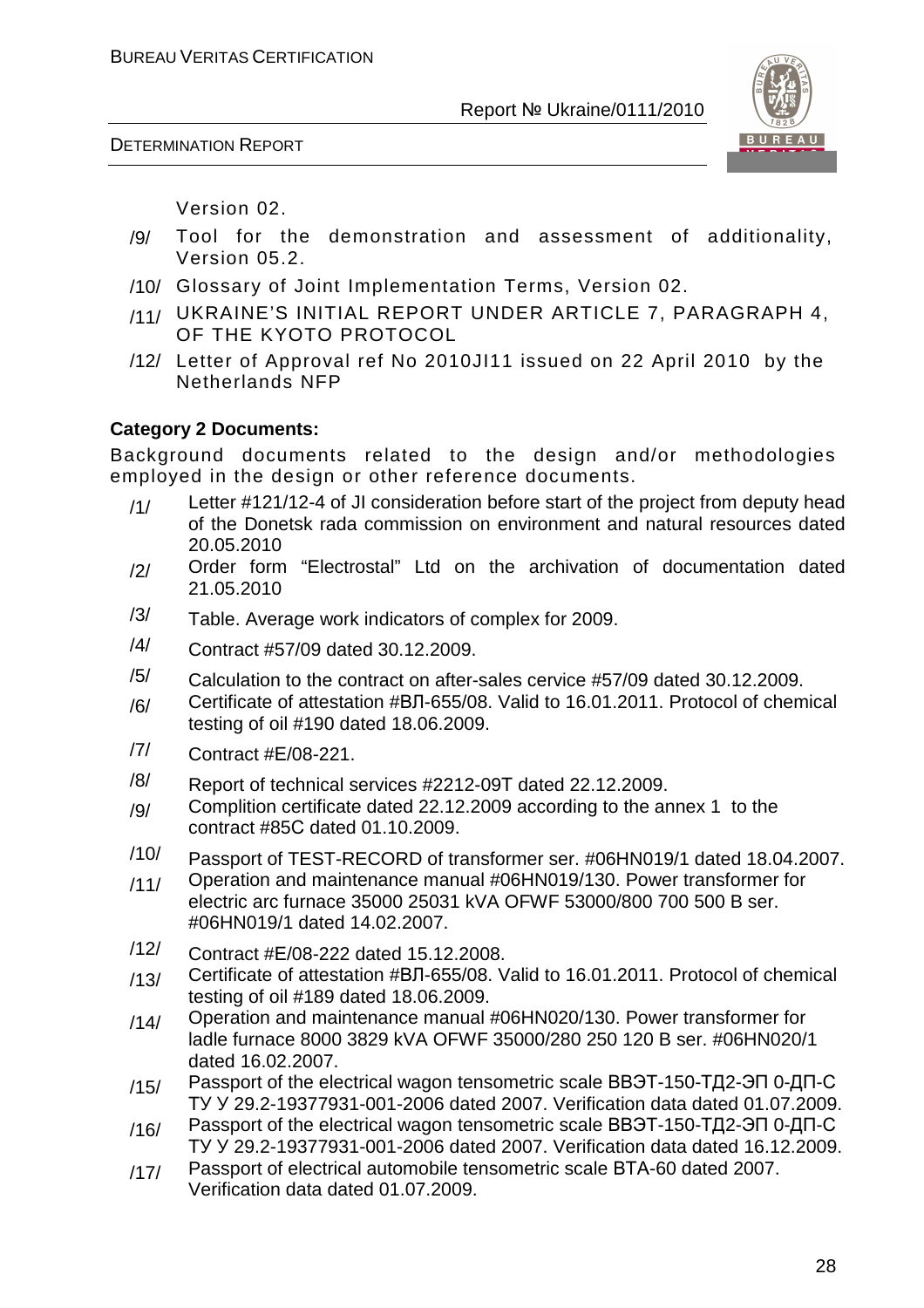Version 02.

/9/ Tool for the demonstration and assessment of additionality, Version 05.2.

/10/ Glossary of Joint Implementation Terms, Version 02.

/11/ UKRAINE'S INITIAL REPORT UNDER ARTICLE 7, PARAGRAPH 4, OF THE KYOTO PROTOCOL

/12/ Letter of Approval ref No 2010JI11 issued on 22 April 2010 by the Netherlands NFP

**Category 2 Documents:**

Background documents related to the design and/or methodologies employed in the design or other reference documents.

/1/ Letter #121/12-4 of JI consideration before start of the project from deputy head of the Donetsk rada commission on environment and natural resources dated 20.05.2010

/2/ Order form "Electrostal" Ltd on the archivation of documentation dated 21.05.2010

/3/ Table. Average work indicators of complex for 2009.

/4/ Contract #57/09 dated 30.12.2009.

/5/ Calculation to the contract on after-sales cervice #57/09 dated 30.12.2009.

/6/ Certificate of attestation #ВЛ-655/08. Valid to 16.01.2011. Protocol of chemical testing of oil #190 dated 18.06.2009.

/7/ Contract #E/08-221.

/8/ Report of technical services #2212-09T dated 22.12.2009.

/9/ Complition certificate dated 22.12.2009 according to the annex 1 to the contract #85C dated 01.10.2009.

/10/ Passport of TEST-RECORD of transformer ser. #06HN019/1 dated 18.04.2007.

/11/ Operation and maintenance manual #06HN019/130. Power transformer for electric arc furnace 35000 25031 kVA OFWF 53000/800 700 500 B ser. #06HN019/1 dated 14.02.2007.

/12/ Contract #E/08-222 dated 15.12.2008.

/13/ Certificate of attestation #ВЛ-655/08. Valid to 16.01.2011. Protocol of chemical testing of oil #189 dated 18.06.2009.

/14/ Operation and maintenance manual #06HN020/130. Power transformer for ladle furnace 8000 3829 kVA OFWF 35000/280 250 120 B ser. #06HN020/1 dated 16.02.2007.

/15/ Passport of the electrical wagon tensometric scale ВВЭТ-150-ТД2-ЭП 0-ДП-С ТУ У 29.2-19377931-001-2006 dated 2007. Verification data dated 01.07.2009.

/16/ Passport of the electrical wagon tensometric scale ВВЭТ-150-ТД2-ЭП 0-ДП-С ТУ У 29.2-19377931-001-2006 dated 2007. Verification data dated 16.12.2009.

/17/ Passport of electrical automobile tensometric scale ВТА-60 dated 2007. Verification data dated 01.07.2009.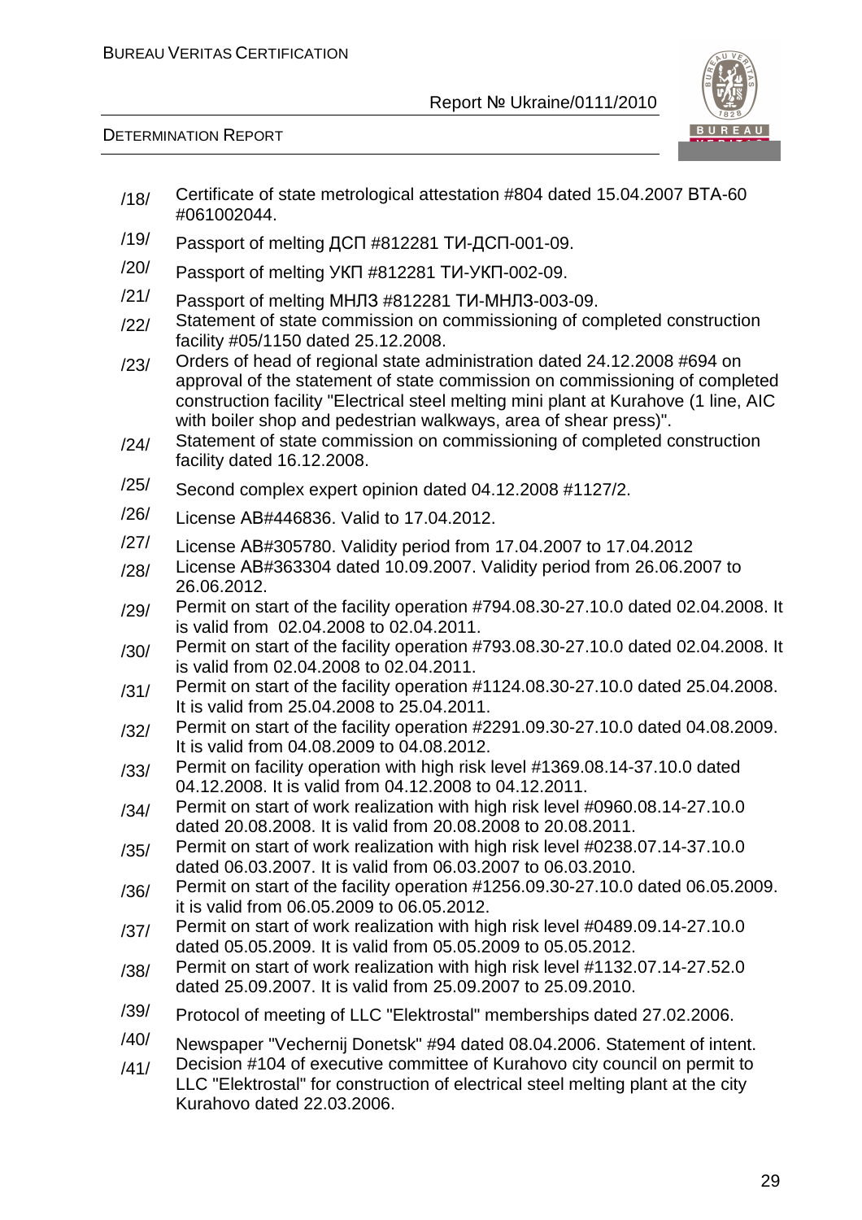/18/ Certificate of state metrological attestation #804 dated 15.04.2007 BTA-60 #061002044.

/19/ Passport of melting ДСП #812281 ТИ-ДСП-001-09.

/20/ Passport of melting УКП #812281 ТИ-УКП-002-09.

/21/ Passport of melting МНЛЗ #812281 ТИ-МНЛЗ-003-09.

/22/ Statement of state commission on commissioning of completed construction facility #05/1150 dated 25.12.2008.

/23/ Orders of head of regional state administration dated 24.12.2008 #694 on approval of the statement of state commission on commissioning of completed construction facility "Electrical steel melting mini plant at Kurahove (1 line, AIC with boiler shop and pedestrian walkways, area of shear press)".

/24/ Statement of state commission on commissioning of completed construction facility dated 16.12.2008.

/25/ Second complex expert opinion dated 04.12.2008 #1127/2.

/26/ License AB#446836. Valid to 17.04.2012.

/27/ License AB#305780. Validity period from 17.04.2007 to 17.04.2012

/28/ License AB#363304 dated 10.09.2007. Validity period from 26.06.2007 to 26.06.2012.

/29/ Permit on start of the facility operation #794.08.30-27.10.0 dated 02.04.2008. It is valid from 02.04.2008 to 02.04.2011.

/30/ Permit on start of the facility operation #793.08.30-27.10.0 dated 02.04.2008. It is valid from 02.04.2008 to 02.04.2011.

/31/ Permit on start of the facility operation #1124.08.30-27.10.0 dated 25.04.2008. It is valid from 25.04.2008 to 25.04.2011.

/32/ Permit on start of the facility operation #2291.09.30-27.10.0 dated 04.08.2009. It is valid from 04.08.2009 to 04.08.2012.

/33/ Permit on facility operation with high risk level #1369.08.14-37.10.0 dated 04.12.2008. It is valid from 04.12.2008 to 04.12.2011.

/34/ Permit on start of work realization with high risk level #0960.08.14-27.10.0 dated 20.08.2008. It is valid from 20.08.2008 to 20.08.2011.

/35/ Permit on start of work realization with high risk level #0238.07.14-37.10.0 dated 06.03.2007. It is valid from 06.03.2007 to 06.03.2010.

/36/ Permit on start of the facility operation #1256.09.30-27.10.0 dated 06.05.2009. it is valid from 06.05.2009 to 06.05.2012.

/37/ Permit on start of work realization with high risk level #0489.09.14-27.10.0 dated 05.05.2009. It is valid from 05.05.2009 to 05.05.2012.

/38/ Permit on start of work realization with high risk level #1132.07.14-27.52.0 dated 25.09.2007. It is valid from 25.09.2007 to 25.09.2010.

/39/ Protocol of meeting of LLC "Elektrostal" memberships dated 27.02.2006.

/40/ Newspaper "Vechernij Donetsk" #94 dated 08.04.2006. Statement of intent.

/41/ Decision #104 of executive committee of Kurahovo city council on permit to LLC "Elektrostal" for construction of electrical steel melting plant at the city Kurahovo dated 22.03.2006.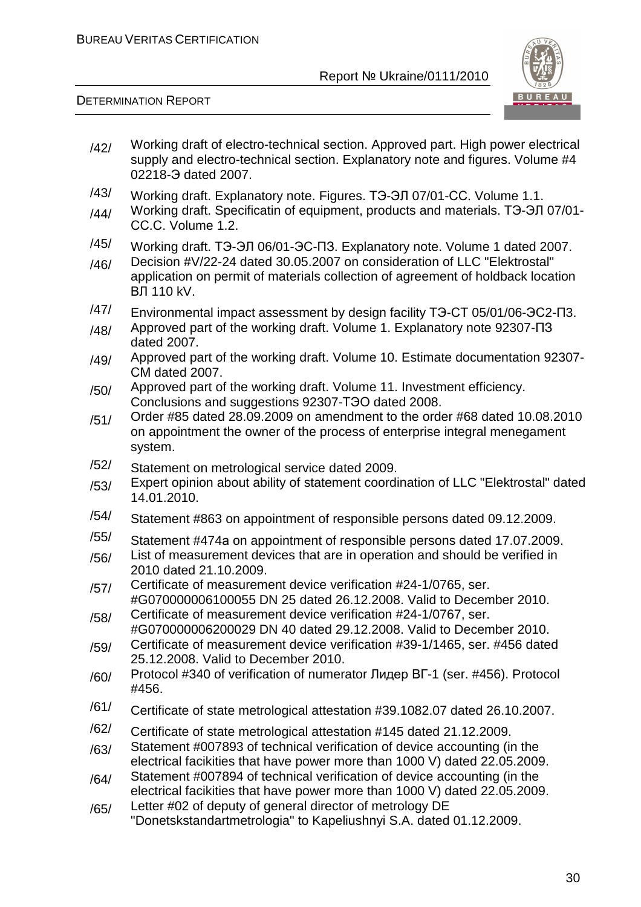/42/ Working draft of electro-technical section. Approved part. High power electrical supply and electro-technical section. Explanatory note and figures. Volume #4 02218-Э dated 2007.

/43/ Working draft. Explanatory note. Figures. ТЭ-ЭЛ 07/01-СС. Volume 1.1.

/44/ Working draft. Specificatin of equipment, products and materials. ТЭ-ЭЛ 07/01-СС.С. Volume 1.2.

/45/ Working draft. ТЭ-ЭЛ 06/01-ЭС-ПЗ. Explanatory note. Volume 1 dated 2007.

/46/ Decision #V/22-24 dated 30.05.2007 on consideration of LLC "Elektrostal" application on permit of materials collection of agreement of holdback location ВЛ 110 kV.

/47/ Environmental impact assessment by design facility ТЭ-СТ 05/01/06-ЭС2-ПЗ.

/48/ Approved part of the working draft. Volume 1. Explanatory note 92307-ПЗ dated 2007.

/49/ Approved part of the working draft. Volume 10. Estimate documentation 92307-СМ dated 2007.

/50/ Approved part of the working draft. Volume 11. Investment efficiency. Conclusions and suggestions 92307-ТЭО dated 2008.

/51/ Order #85 dated 28.09.2009 on amendment to the order #68 dated 10.08.2010 on appointment the owner of the process of enterprise integral menegament system.

/52/ Statement on metrological service dated 2009.

/53/ Expert opinion about ability of statement coordination of LLC "Elektrostal" dated 14.01.2010.

/54/ Statement #863 on appointment of responsible persons dated 09.12.2009.

/55/ Statement #474a on appointment of responsible persons dated 17.07.2009.

/56/ List of measurement devices that are in operation and should be verified in 2010 dated 21.10.2009.

/57/ Certificate of measurement device verification #24-1/0765, ser. #G070000006100055 DN 25 dated 26.12.2008. Valid to December 2010.

/58/ Certificate of measurement device verification #24-1/0767, ser. #G070000006200029 DN 40 dated 29.12.2008. Valid to December 2010.

/59/ Certificate of measurement device verification #39-1/1465, ser. #456 dated 25.12.2008. Valid to December 2010.

/60/ Protocol #340 of verification of numerator Лидер ВГ-1 (ser. #456). Protocol #456.

/61/ Certificate of state metrological attestation #39.1082.07 dated 26.10.2007.

/62/ Certificate of state metrological attestation #145 dated 21.12.2009.

/63/ Statement #007893 of technical verification of device accounting (in the electrical facikities that have power more than 1000 V) dated 22.05.2009.

/64/ Statement #007894 of technical verification of device accounting (in the electrical facikities that have power more than 1000 V) dated 22.05.2009.

/65/ Letter #02 of deputy of general director of metrology DE "Donetskstandartmetrologia" to Kapeliushnyi S.A. dated 01.12.2009.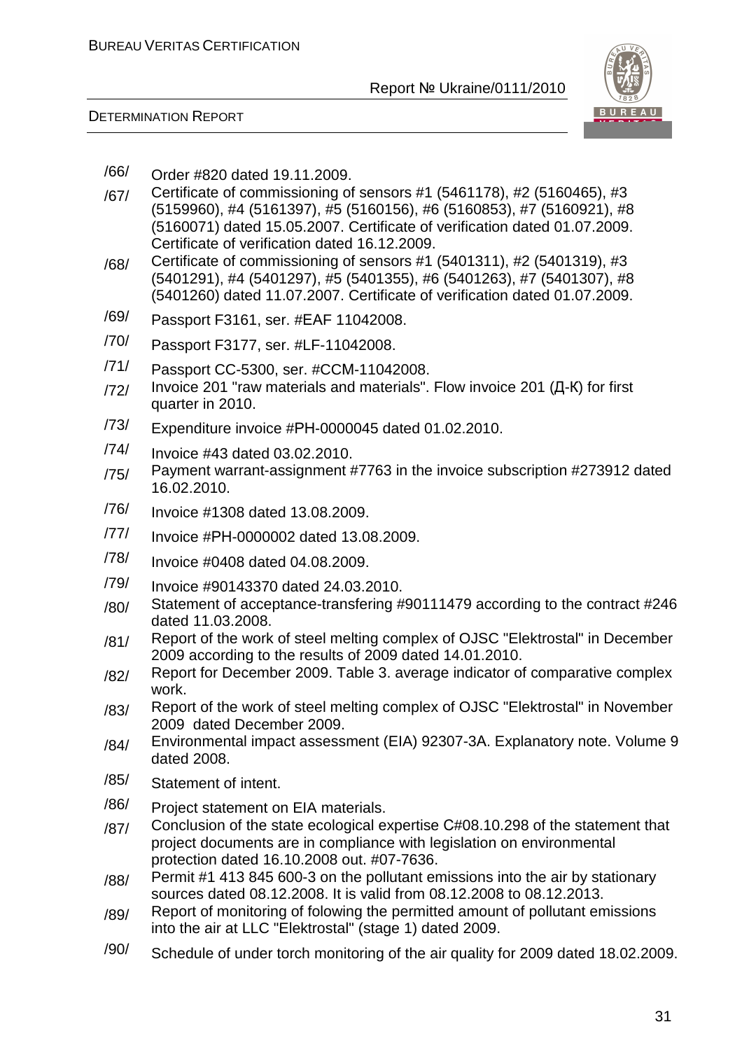/66/ Order #820 dated 19.11.2009.

/67/ Certificate of commissioning of sensors #1 (5461178), #2 (5160465), #3 (5159960), #4 (5161397), #5 (5160156), #6 (5160853), #7 (5160921), #8 (5160071) dated 15.05.2007. Certificate of verification dated 01.07.2009. Certificate of verification dated 16.12.2009.

/68/ Certificate of commissioning of sensors #1 (5401311), #2 (5401319), #3 (5401291), #4 (5401297), #5 (5401355), #6 (5401263), #7 (5401307), #8 (5401260) dated 11.07.2007. Certificate of verification dated 01.07.2009.

/69/ Passport F3161, ser. #EAF 11042008.

/70/ Passport F3177, ser. #LF-11042008.

/71/ Passport CC-5300, ser. #CCM-11042008.

/72/ Invoice 201 "raw materials and materials". Flow invoice 201 (Д-К) for first quarter in 2010.

/73/ Expenditure invoice #PH-0000045 dated 01.02.2010.

/74/ Invoice #43 dated 03.02.2010.

/75/ Payment warrant-assignment #7763 in the invoice subscription #273912 dated 16.02.2010.

/76/ Invoice #1308 dated 13.08.2009.

/77/ Invoice #PH-0000002 dated 13.08.2009.

/78/ Invoice #0408 dated 04.08.2009.

/79/ Invoice #90143370 dated 24.03.2010.

/80/ Statement of acceptance-transfering #90111479 according to the contract #246 dated 11.03.2008.

/81/ Report of the work of steel melting complex of OJSC "Elektrostal" in December 2009 according to the results of 2009 dated 14.01.2010.

/82/ Report for December 2009. Table 3. average indicator of comparative complex work.

/83/ Report of the work of steel melting complex of OJSC "Elektrostal" in November 2009 dated December 2009.

/84/ Environmental impact assessment (EIA) 92307-3A. Explanatory note. Volume 9 dated 2008.

/85/ Statement of intent.

/86/ Project statement on EIA materials.

/87/ Conclusion of the state ecological expertise C#08.10.298 of the statement that project documents are in compliance with legislation on environmental protection dated 16.10.2008 out. #07-7636.

/88/ Permit #1 413 845 600-3 on the pollutant emissions into the air by stationary sources dated 08.12.2008. It is valid from 08.12.2008 to 08.12.2013.

/89/ Report of monitoring of folowing the permitted amount of pollutant emissions into the air at LLC "Elektrostal" (stage 1) dated 2009.

/90/ Schedule of under torch monitoring of the air quality for 2009 dated 18.02.2009.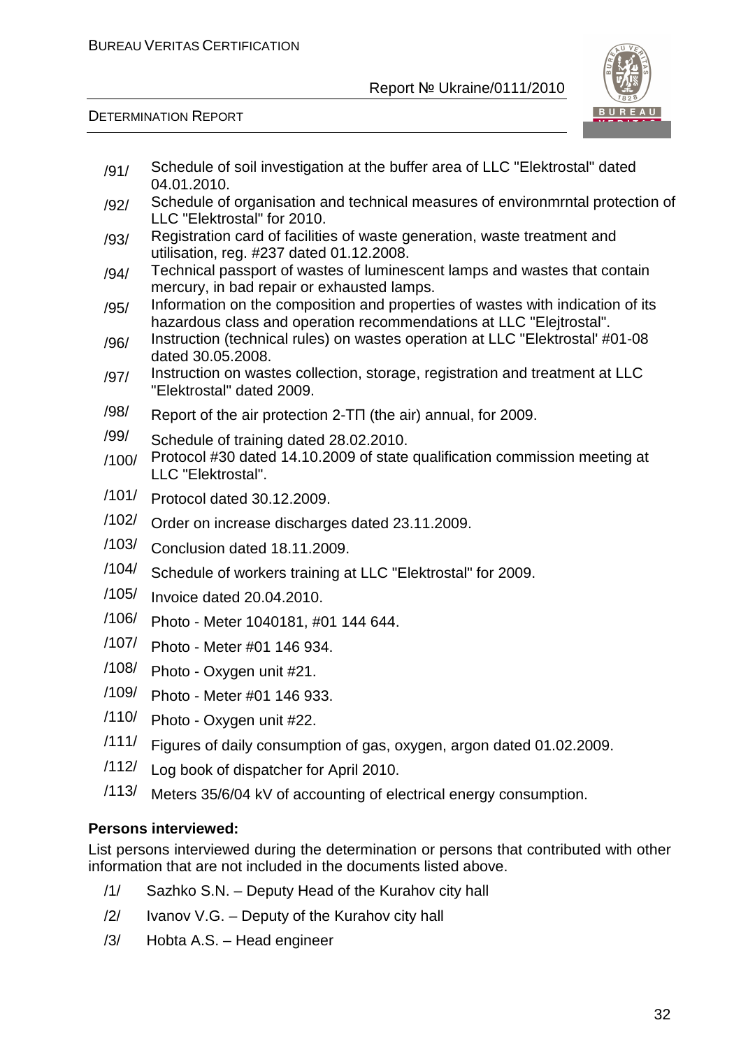/91/ Schedule of soil investigation at the buffer area of LLC "Elektrostal" dated 04.01.2010.

/92/ Schedule of organisation and technical measures of environmrntal protection of LLC "Elektrostal" for 2010.

/93/ Registration card of facilities of waste generation, waste treatment and utilisation, reg. #237 dated 01.12.2008.

/94/ Technical passport of wastes of luminescent lamps and wastes that contain mercury, in bad repair or exhausted lamps.

/95/ Information on the composition and properties of wastes with indication of its hazardous class and operation recommendations at LLC "Elejtrostal".

/96/ Instruction (technical rules) on wastes operation at LLC "Elektrostal' #01-08 dated 30.05.2008.

/97/ Instruction on wastes collection, storage, registration and treatment at LLC "Elektrostal" dated 2009.

/98/ Report of the air protection 2-ТП (the air) annual, for 2009.

/99/ Schedule of training dated 28.02.2010.

/100/ Protocol #30 dated 14.10.2009 of state qualification commission meeting at LLC "Elektrostal".

/101/ Protocol dated 30.12.2009.

/102/ Order on increase discharges dated 23.11.2009.

/103/ Conclusion dated 18.11.2009.

/104/ Schedule of workers training at LLC "Elektrostal" for 2009.

/105/ Invoice dated 20.04.2010.

/106/ Photo - Meter 1040181, #01 144 644.

/107/ Photo - Meter #01 146 934.

/108/ Photo - Oxygen unit #21.

/109/ Photo - Meter #01 146 933.

/110/ Photo - Oxygen unit #22.

/111/ Figures of daily consumption of gas, oxygen, argon dated 01.02.2009.

/112/ Log book of dispatcher for April 2010.

/113/ Meters 35/6/04 kV of accounting of electrical energy consumption.

**Persons interviewed:**

List persons interviewed during the determination or persons that contributed with other information that are not included in the documents listed above.

/1/ Sazhko S.N. – Deputy Head of the Kurahov city hall

/2/ Ivanov V.G. – Deputy of the Kurahov city hall

/3/ Hobta A.S. – Head engineer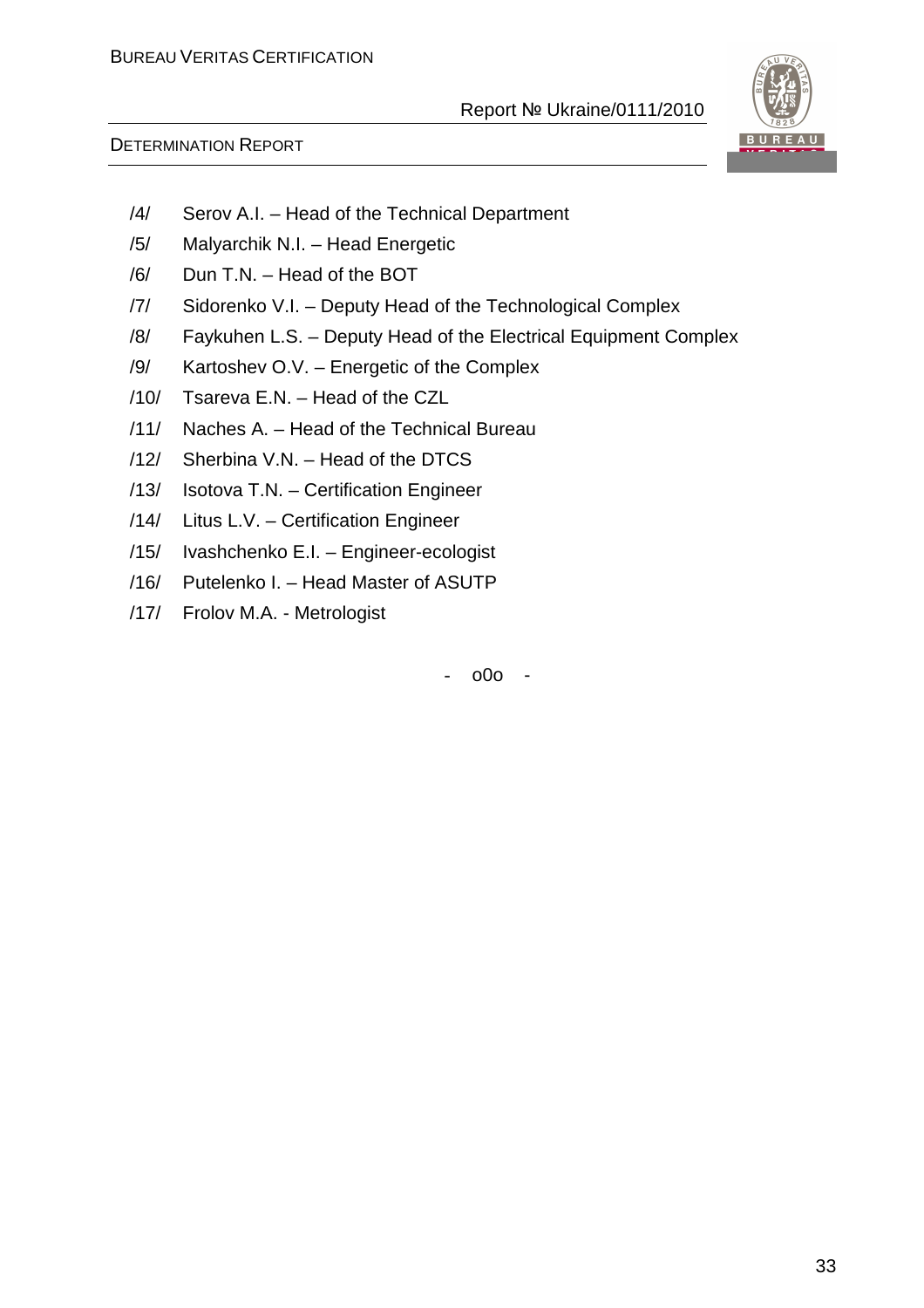/4/ Serov A.I. – Head of the Technical Department

/5/ Malyarchik N.I. – Head Energetic

/6/ Dun T.N. – Head of the BOT

/7/ Sidorenko V.I. – Deputy Head of the Technological Complex

/8/ Faykuhen L.S. – Deputy Head of the Electrical Equipment Complex

/9/ Kartoshev O.V. – Energetic of the Complex

/10/ Tsareva E.N. – Head of the CZL

/11/ Naches A. – Head of the Technical Bureau

/12/ Sherbina V.N. – Head of the DTCS

/13/ Isotova T.N. – Certification Engineer

/14/ Litus L.V. – Certification Engineer

/15/ Ivashchenko E.I. – Engineer-ecologist

/16/ Putelenko I. – Head Master of ASUTP

/17/ Frolov M.A. - Metrologist

- o0o -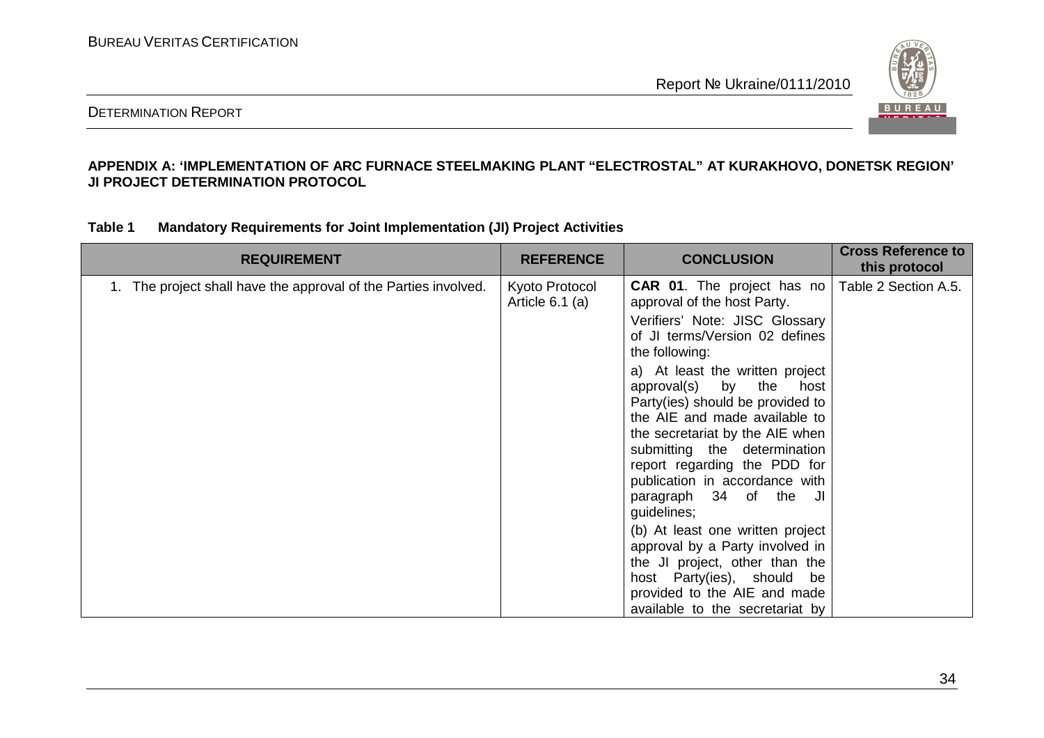**APPENDIX A: 'IMPLEMENTATION OF ARC FURNACE STEELMAKING PLANT "ELECTROSTAL" AT KURAKHOVO, DONETSK REGION' JI PROJECT DETERMINATION PROTOCOL**

**Table 1 Mandatory Requirements for Joint Implementation (JI) Project Activities**

| REQUIREMENT | REFERENCE | CONCLUSION | Cross Reference to this protocol |
|---|---|---|---|
| 1. The project shall have the approval of the Parties involved. | Kyoto Protocol Article 6.1 (a) | **CAR 01**. The project has no approval of the host Party.<br><br>Verifiers' Note: JISC Glossary of JI terms/Version 02 defines the following:<br><br>a) At least the written project approval(s) by the host Party(ies) should be provided to the AIE and made available to the secretariat by the AIE when submitting the determination report regarding the PDD for publication in accordance with paragraph 34 of the JI guidelines;<br><br>(b) At least one written project approval by a Party involved in the JI project, other than the host Party(ies), should be provided to the AIE and made available to the secretariat by | Table 2 Section A.5. |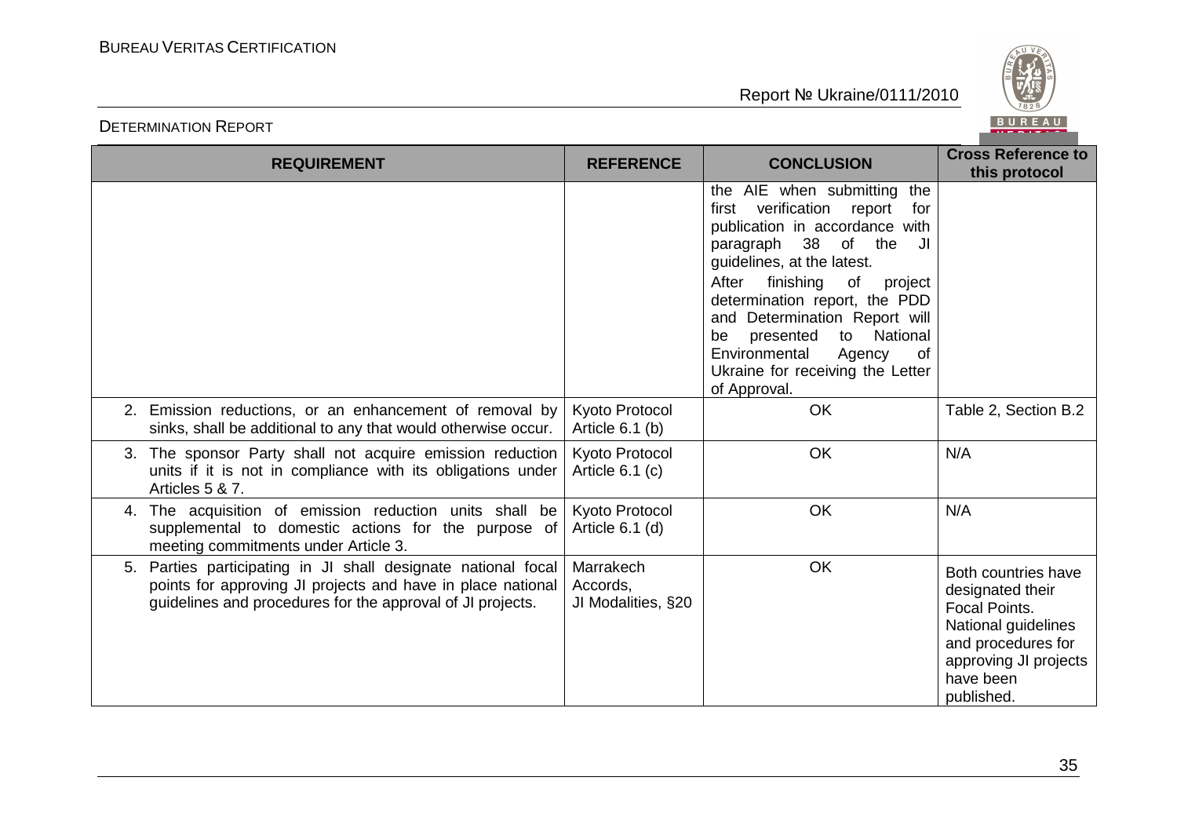| REQUIREMENT | REFERENCE | CONCLUSION | Cross Reference to this protocol |
|---|---|---|---|
| | | the AIE when submitting the first verification report for publication in accordance with paragraph 38 of the JI guidelines, at the latest. After finishing of project determination report, the PDD and Determination Report will be presented to National Environmental Agency of Ukraine for receiving the Letter of Approval. | |
| 2. Emission reductions, or an enhancement of removal by sinks, shall be additional to any that would otherwise occur. | Kyoto Protocol Article 6.1 (b) | OK | Table 2, Section B.2 |
| 3. The sponsor Party shall not acquire emission reduction units if it is not in compliance with its obligations under Articles 5 & 7. | Kyoto Protocol Article 6.1 (c) | OK | N/A |
| 4. The acquisition of emission reduction units shall be supplemental to domestic actions for the purpose of meeting commitments under Article 3. | Kyoto Protocol Article 6.1 (d) | OK | N/A |
| 5. Parties participating in JI shall designate national focal points for approving JI projects and have in place national guidelines and procedures for the approval of JI projects. | Marrakech Accords, JI Modalities, §20 | OK | Both countries have designated their Focal Points. National guidelines and procedures for approving JI projects have been published. |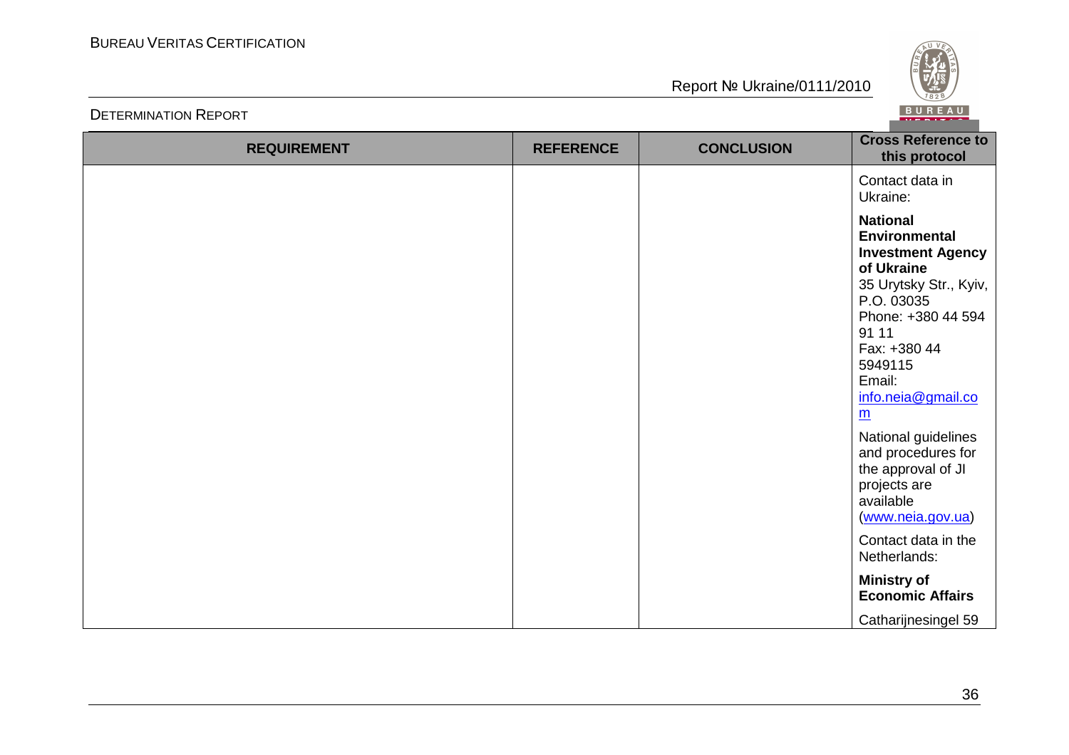| REQUIREMENT | REFERENCE | CONCLUSION | Cross Reference to this protocol |
|---|---|---|---|
| | | | Contact data in Ukraine: |
| | | | **National Environmental Investment Agency of Ukraine** 35 Urytsky Str., Kyiv, P.O. 03035 Phone: +380 44 594 91 11 Fax: +380 44 5949115 Email: info.neia@gmail.com |
| | | | National guidelines and procedures for the approval of JI projects are available (www.neia.gov.ua) |
| | | | Contact data in the Netherlands: |
| | | | **Ministry of Economic Affairs** |
| | | | Catharijnesingel 59 |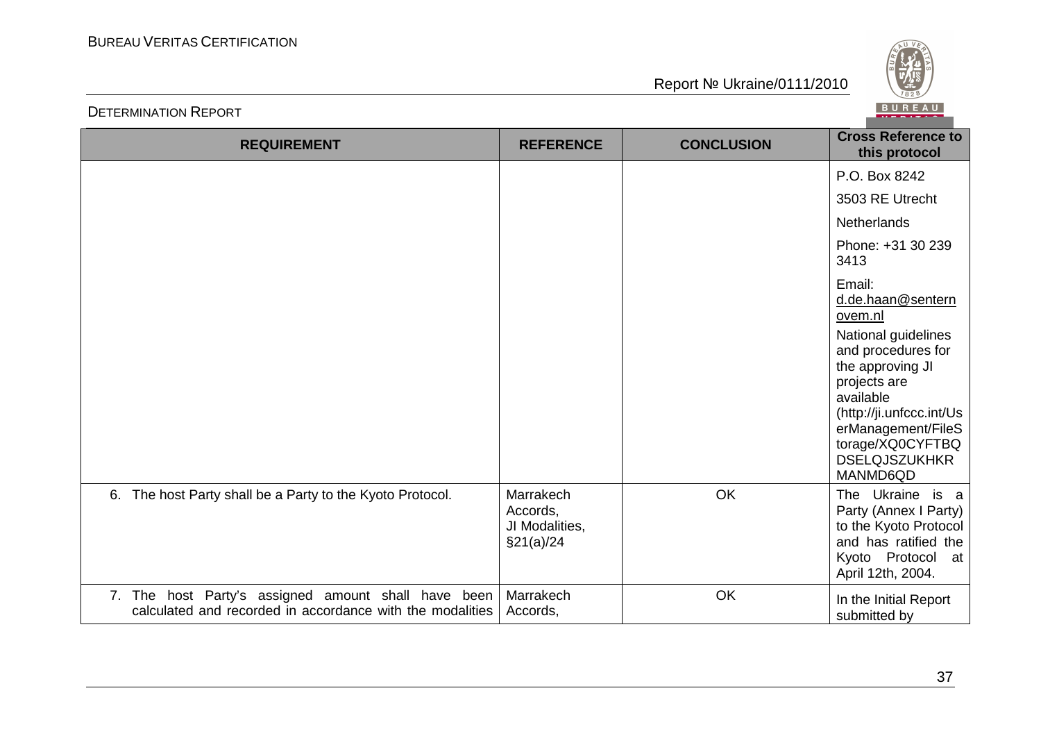| REQUIREMENT | REFERENCE | CONCLUSION | Cross Reference to this protocol |
|---|---|---|---|
| | | | P.O. Box 8242<br>3503 RE Utrecht<br>Netherlands<br>Phone: +31 30 239 3413<br>Email: d.de.haan@senternovem.nl<br>National guidelines and procedures for the approving JI projects are available (http://ji.unfccc.int/UserManagement/FileStorage/XQ0CYFTBQDSELQJSZUKHKRMANMD6QD |
| 6. The host Party shall be a Party to the Kyoto Protocol. | Marrakech Accords, JI Modalities, §21(a)/24 | OK | The Ukraine is a Party (Annex I Party) to the Kyoto Protocol and has ratified the Kyoto Protocol at April 12th, 2004. |
| 7. The host Party's assigned amount shall have been calculated and recorded in accordance with the modalities | Marrakech Accords, | OK | In the Initial Report submitted by |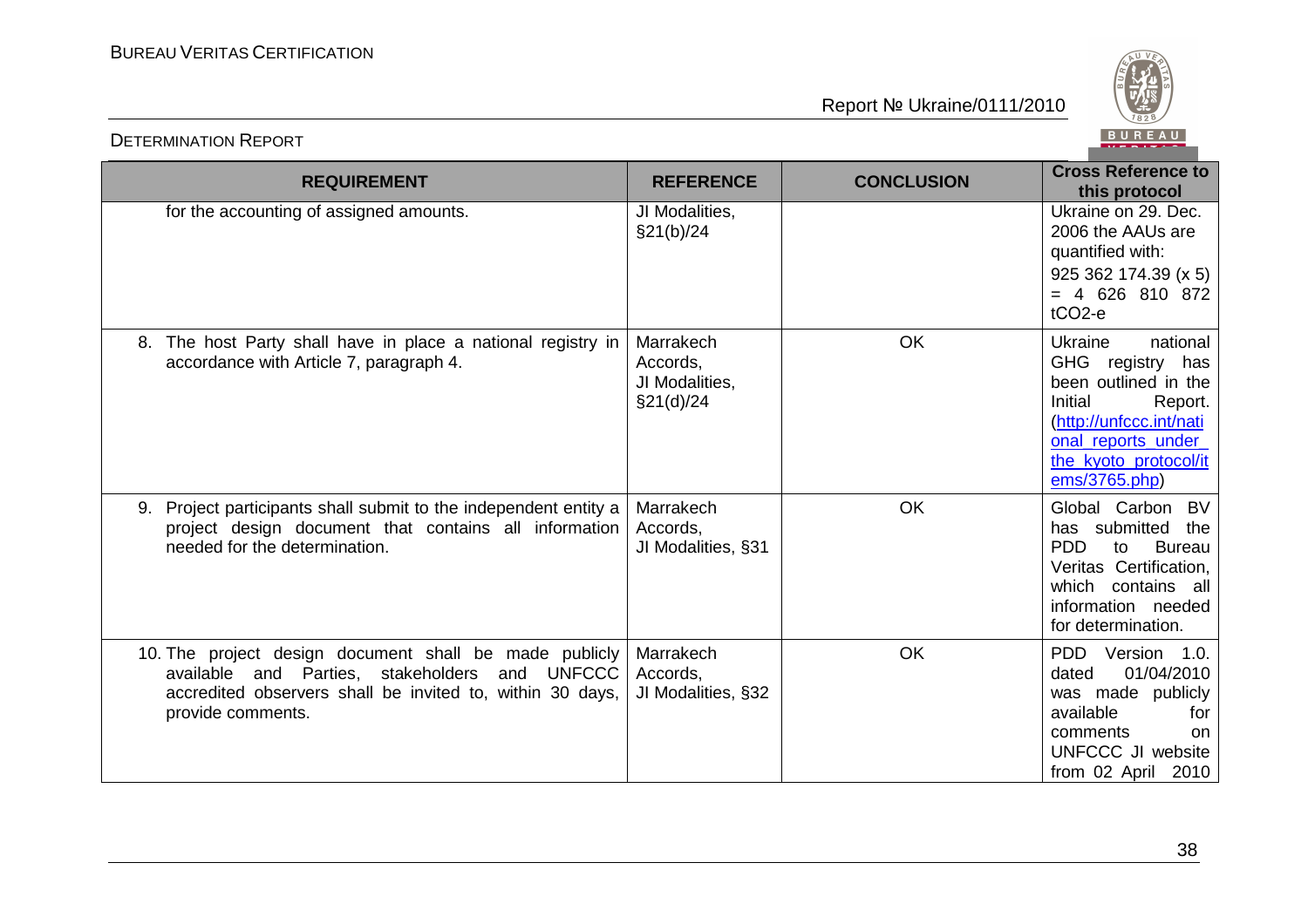| REQUIREMENT | REFERENCE | CONCLUSION | Cross Reference to this protocol |
|---|---|---|---|
| for the accounting of assigned amounts. | JI Modalities, §21(b)/24 | | Ukraine on 29. Dec. 2006 the AAUs are quantified with: 925 362 174.39 (x 5) = 4 626 810 872 $tCO_2$-e |
| 8. The host Party shall have in place a national registry in accordance with Article 7, paragraph 4. | Marrakech Accords, JI Modalities, §21(d)/24 | OK | Ukraine national GHG registry has been outlined in the Initial Report. (http://unfccc.int/national_reports_under_the_kyoto_protocol/items/3765.php) |
| 9. Project participants shall submit to the independent entity a project design document that contains all information needed for the determination. | Marrakech Accords, JI Modalities, §31 | OK | Global Carbon BV has submitted the PDD to Bureau Veritas Certification, which contains all information needed for determination. |
| 10. The project design document shall be made publicly available and Parties, stakeholders and UNFCCC accredited observers shall be invited to, within 30 days, provide comments. | Marrakech Accords, JI Modalities, §32 | OK | PDD Version 1.0. dated 01/04/2010 was made publicly available for comments on UNFCCC JI website from 02 April 2010 |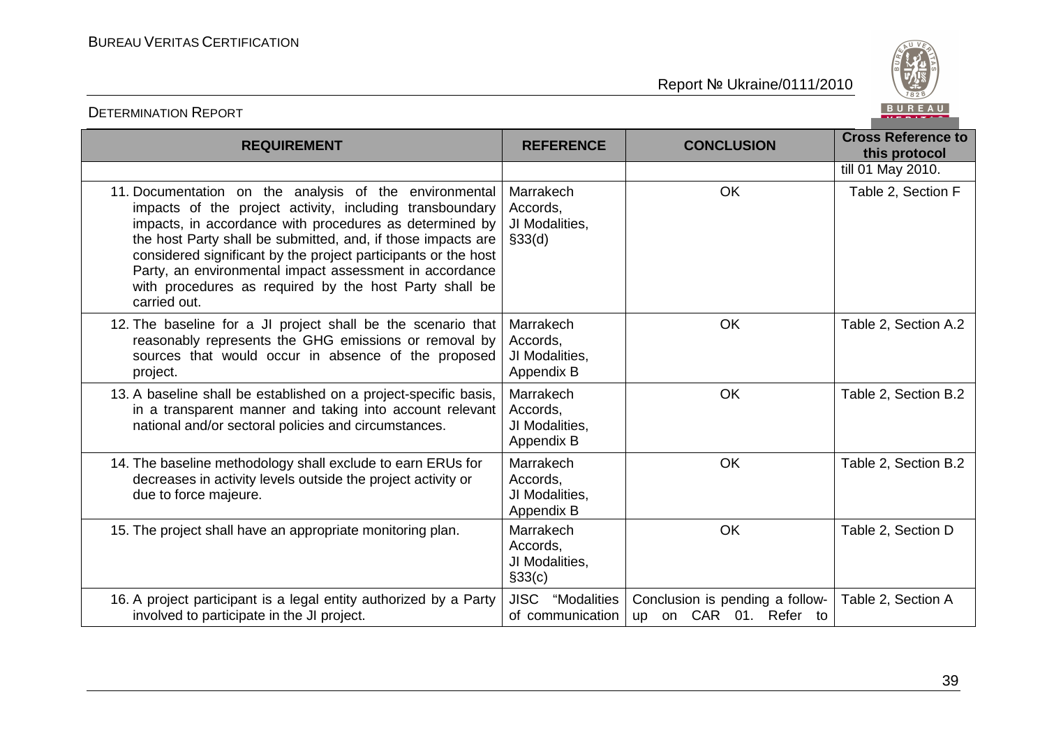| REQUIREMENT | REFERENCE | CONCLUSION | Cross Reference to this protocol |
|---|---|---|---|
| | | | till 01 May 2010. |
| 11. Documentation on the analysis of the environmental impacts of the project activity, including transboundary impacts, in accordance with procedures as determined by the host Party shall be submitted, and, if those impacts are considered significant by the project participants or the host Party, an environmental impact assessment in accordance with procedures as required by the host Party shall be carried out. | Marrakech Accords, JI Modalities, §33(d) | OK | Table 2, Section F |
| 12. The baseline for a JI project shall be the scenario that reasonably represents the GHG emissions or removal by sources that would occur in absence of the proposed project. | Marrakech Accords, JI Modalities, Appendix B | OK | Table 2, Section A.2 |
| 13. A baseline shall be established on a project-specific basis, in a transparent manner and taking into account relevant national and/or sectoral policies and circumstances. | Marrakech Accords, JI Modalities, Appendix B | OK | Table 2, Section B.2 |
| 14. The baseline methodology shall exclude to earn ERUs for decreases in activity levels outside the project activity or due to force majeure. | Marrakech Accords, JI Modalities, Appendix B | OK | Table 2, Section B.2 |
| 15. The project shall have an appropriate monitoring plan. | Marrakech Accords, JI Modalities, §33(c) | OK | Table 2, Section D |
| 16. A project participant is a legal entity authorized by a Party involved to participate in the JI project. | JISC "Modalities of communication | Conclusion is pending a follow-up on CAR 01. Refer to | Table 2, Section A |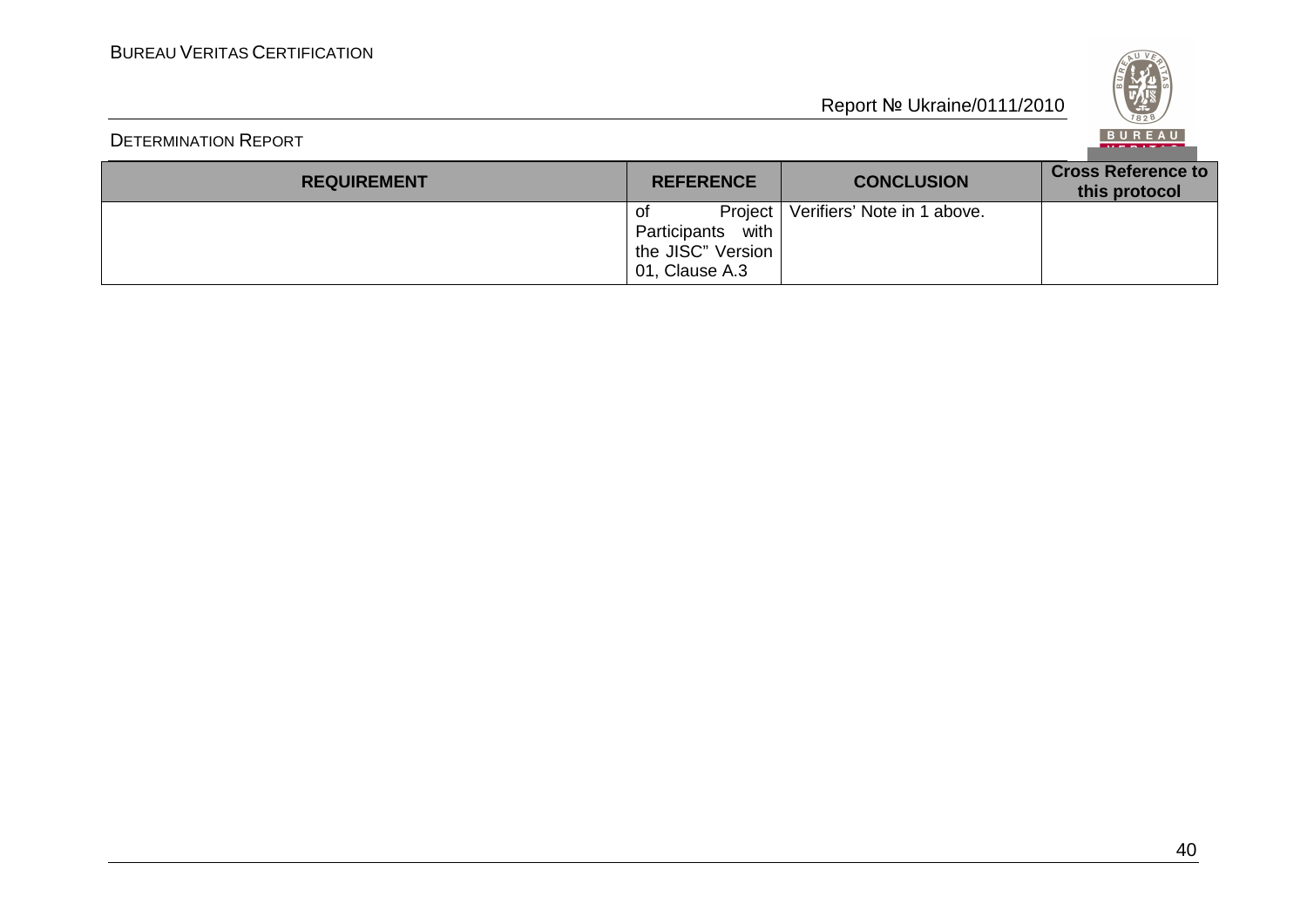| REQUIREMENT | REFERENCE | CONCLUSION | Cross Reference to this protocol |
|---|---|---|---|
| | of Project Participants with the JISC" Version 01, Clause A.3 | Verifiers' Note in 1 above. | |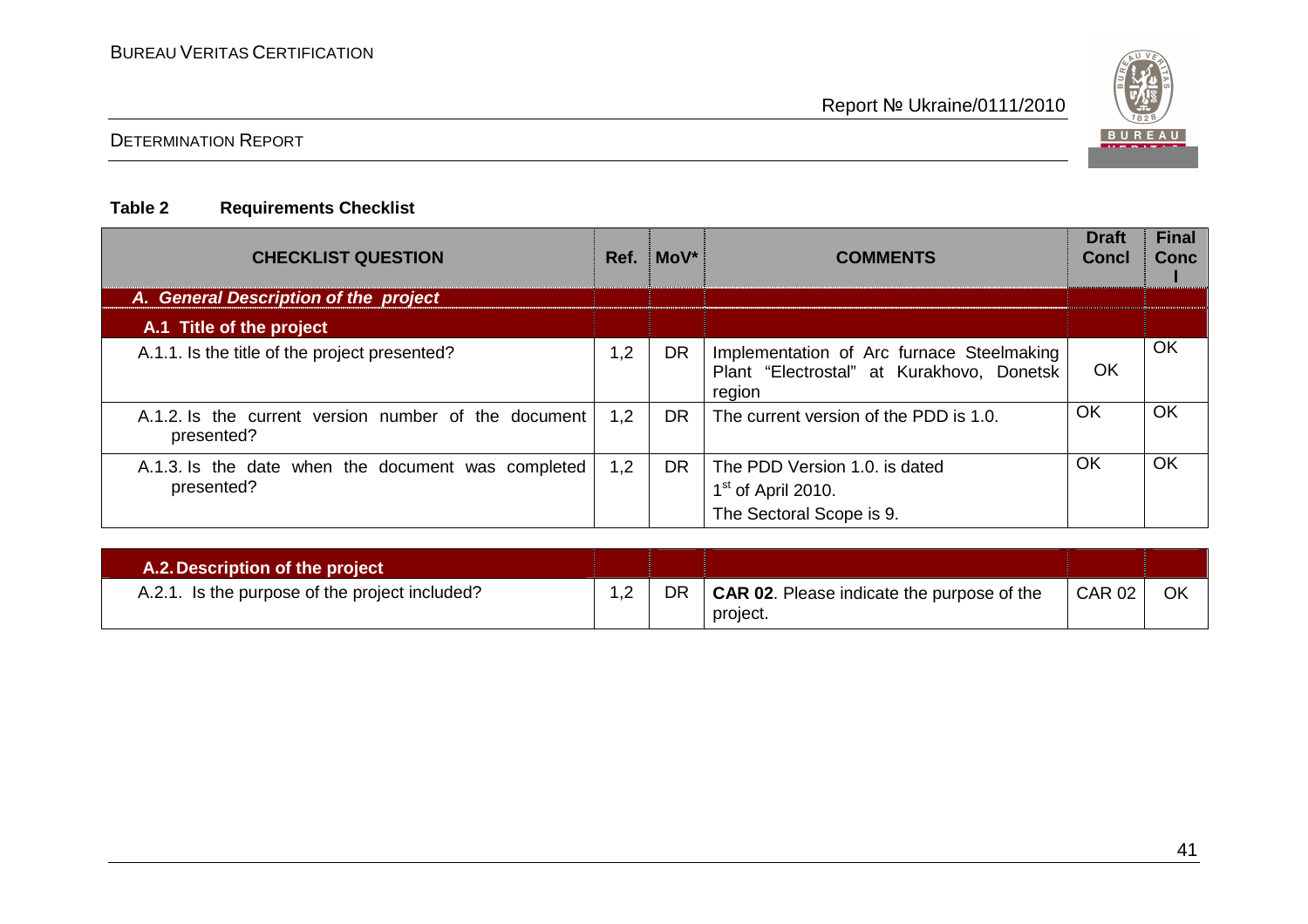**Table 2 Requirements Checklist**

| CHECKLIST QUESTION | Ref. | MoV* | COMMENTS | Draft Concl | Final Concl |
|---|---|---|---|---|---|
| ***A. General Description of the project*** | | | | | |
| **A.1 Title of the project** | | | | | |
| A.1.1. Is the title of the project presented? | 1,2 | DR | Implementation of Arc furnace Steelmaking Plant "Electrostal" at Kurakhovo, Donetsk region | OK | OK |
| A.1.2. Is the current version number of the document presented? | 1,2 | DR | The current version of the PDD is 1.0. | OK | OK |
| A.1.3. Is the date when the document was completed presented? | 1,2 | DR | The PDD Version 1.0. is dated 1st of April 2010. The Sectoral Scope is 9. | OK | OK |
| **A.2. Description of the project** | | | | | |
| A.2.1. Is the purpose of the project included? | 1,2 | DR | **CAR 02**. Please indicate the purpose of the project. | CAR 02 | OK |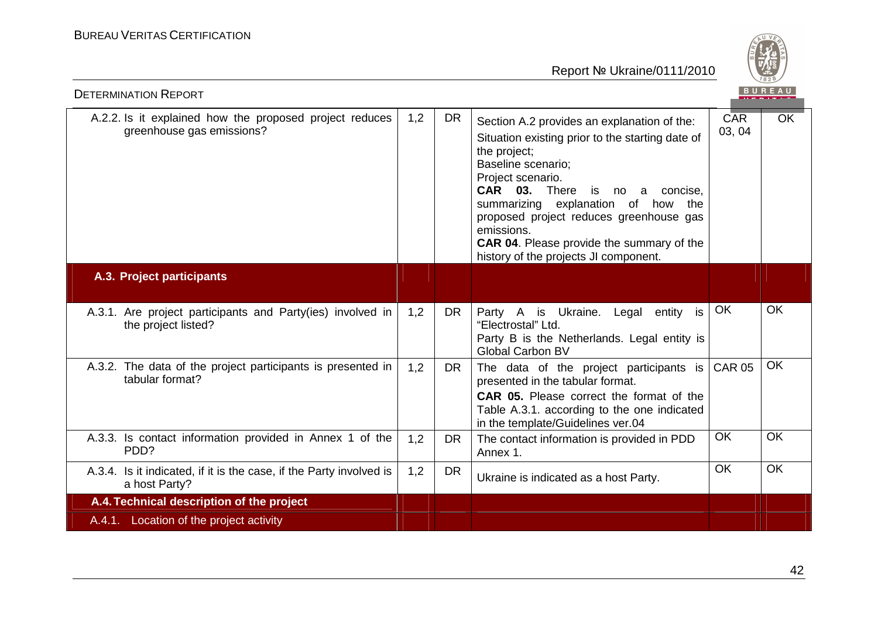| | | | | | |
|---|---|---|---|---|---|
| A.2.2. Is it explained how the proposed project reduces greenhouse gas emissions? | 1,2 | DR | Section A.2 provides an explanation of the:<br>Situation existing prior to the starting date of the project;<br>Baseline scenario;<br>Project scenario.<br>**CAR 03.** There is no a concise, summarizing explanation of how the proposed project reduces greenhouse gas emissions.<br>**CAR 04**. Please provide the summary of the history of the projects JI component. | CAR 03, 04 | OK |
| **A.3. Project participants** | | | | | |
| A.3.1. Are project participants and Party(ies) involved in the project listed? | 1,2 | DR | Party A is Ukraine. Legal entity is "Electrostal" Ltd.<br>Party B is the Netherlands. Legal entity is Global Carbon BV | OK | OK |
| A.3.2. The data of the project participants is presented in tabular format? | 1,2 | DR | The data of the project participants is presented in the tabular format.<br>**CAR 05.** Please correct the format of the Table A.3.1. according to the one indicated in the template/Guidelines ver.04 | CAR 05 | OK |
| A.3.3. Is contact information provided in Annex 1 of the PDD? | 1,2 | DR | The contact information is provided in PDD Annex 1. | OK | OK |
| A.3.4. Is it indicated, if it is the case, if the Party involved is a host Party? | 1,2 | DR | Ukraine is indicated as a host Party. | OK | OK |
| **A.4. Technical description of the project** | | | | | |
| A.4.1. Location of the project activity | | | | | |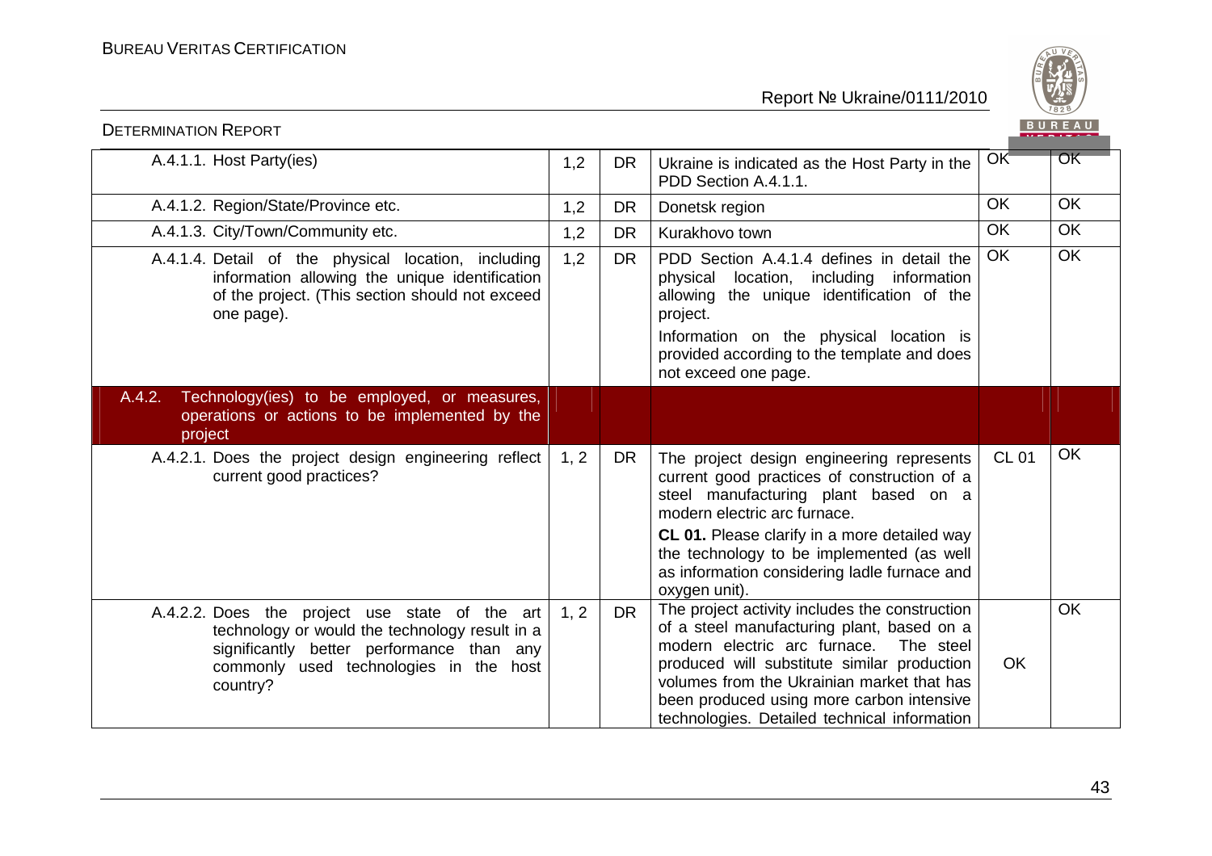| | | | | | |
|---|---|---|---|---|---|
| A.4.1.1. Host Party(ies) | 1,2 | DR | Ukraine is indicated as the Host Party in the PDD Section A.4.1.1. | OK | OK |
| A.4.1.2. Region/State/Province etc. | 1,2 | DR | Donetsk region | OK | OK |
| A.4.1.3. City/Town/Community etc. | 1,2 | DR | Kurakhovo town | OK | OK |
| A.4.1.4. Detail of the physical location, including information allowing the unique identification of the project. (This section should not exceed one page). | 1,2 | DR | PDD Section A.4.1.4 defines in detail the physical location, including information allowing the unique identification of the project.<br>Information on the physical location is provided according to the template and does not exceed one page. | OK | OK |
| **A.4.2. Technology(ies) to be employed, or measures, operations or actions to be implemented by the project** | | | | | |
| A.4.2.1. Does the project design engineering reflect current good practices? | 1, 2 | DR | The project design engineering represents current good practices of construction of a steel manufacturing plant based on a modern electric arc furnace.<br>**CL 01.** Please clarify in a more detailed way the technology to be implemented (as well as information considering ladle furnace and oxygen unit). | CL 01 | OK |
| A.4.2.2. Does the project use state of the art technology or would the technology result in a significantly better performance than any commonly used technologies in the host country? | 1, 2 | DR | The project activity includes the construction of a steel manufacturing plant, based on a modern electric arc furnace. The steel produced will substitute similar production volumes from the Ukrainian market that has been produced using more carbon intensive technologies. Detailed technical information | OK | OK |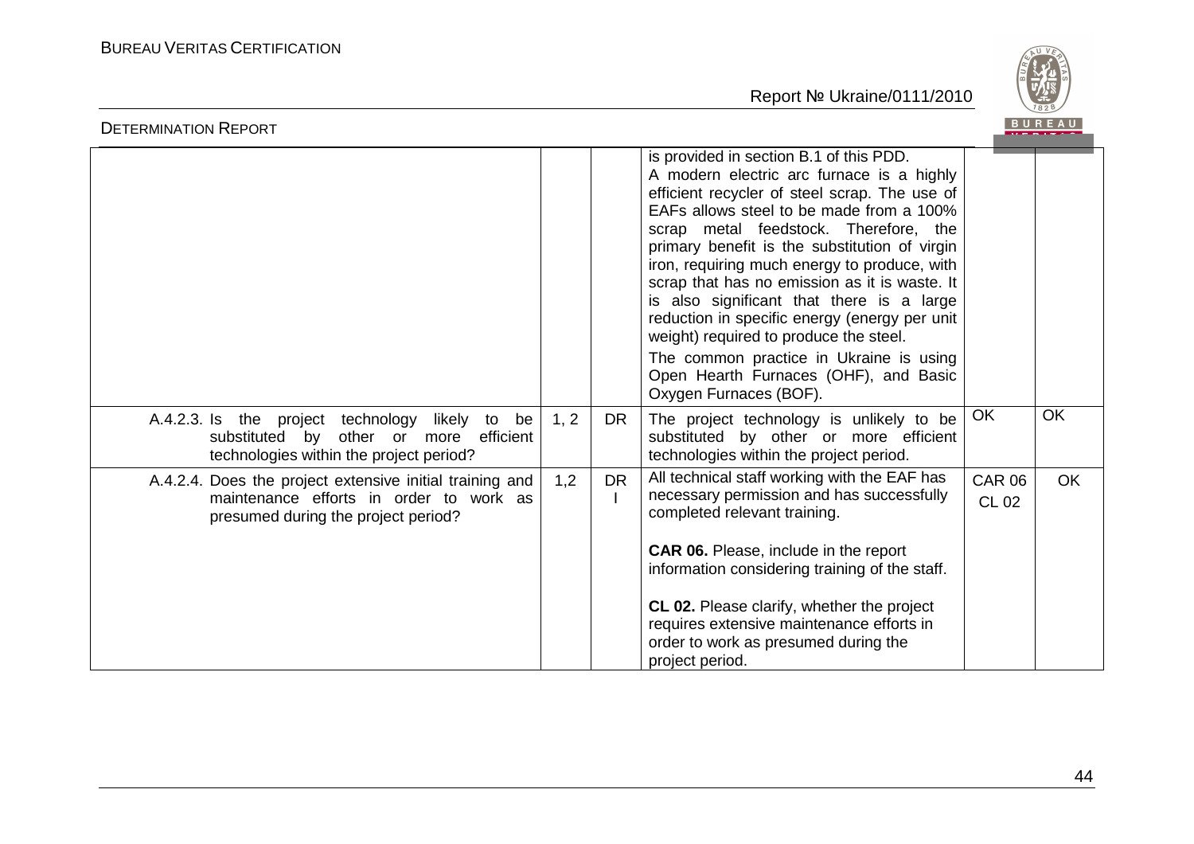| | | | | | |
|---|---|---|---|---|---|
| | | | is provided in section B.1 of this PDD.<br>A modern electric arc furnace is a highly efficient recycler of steel scrap. The use of EAFs allows steel to be made from a 100% scrap metal feedstock. Therefore, the primary benefit is the substitution of virgin iron, requiring much energy to produce, with scrap that has no emission as it is waste. It is also significant that there is a large reduction in specific energy (energy per unit weight) required to produce the steel.<br>The common practice in Ukraine is using Open Hearth Furnaces (OHF), and Basic Oxygen Furnaces (BOF). | | |
| A.4.2.3. Is the project technology likely to be substituted by other or more efficient technologies within the project period? | 1, 2 | DR | The project technology is unlikely to be substituted by other or more efficient technologies within the project period. | OK | OK |
| A.4.2.4. Does the project extensive initial training and maintenance efforts in order to work as presumed during the project period? | 1,2 | DR<br>I | All technical staff working with the EAF has necessary permission and has successfully completed relevant training.<br><br>**CAR 06.** Please, include in the report information considering training of the staff.<br><br>**CL 02.** Please clarify, whether the project requires extensive maintenance efforts in order to work as presumed during the project period. | CAR 06<br>CL 02 | OK |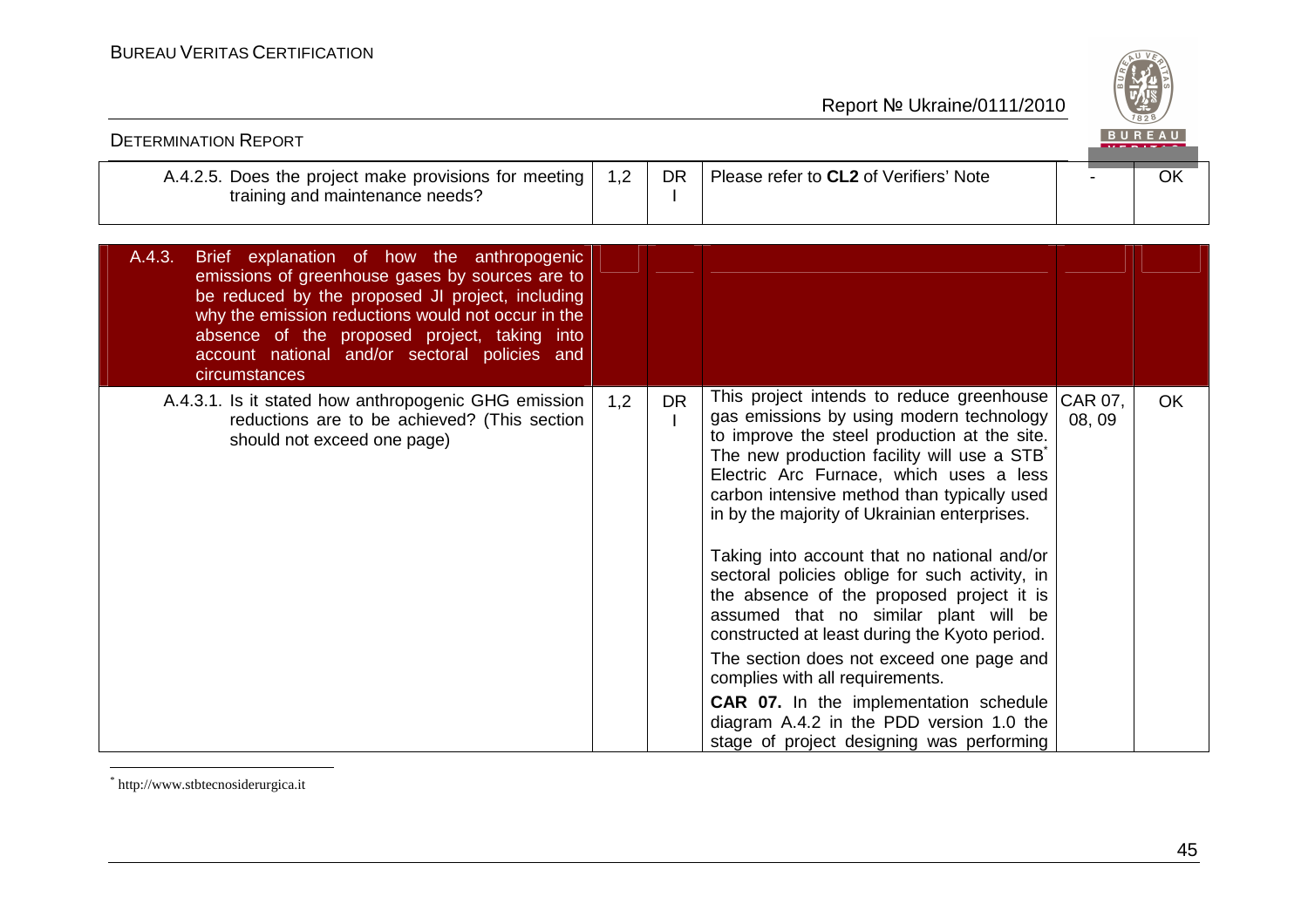| | | | | | |
|---|---|---|---|---|---|
| A.4.2.5. Does the project make provisions for meeting training and maintenance needs? | 1,2 | DR I | Please refer to **CL2** of Verifiers' Note | - | OK |

| | | | | | |
|---|---|---|---|---|---|
| A.4.3. Brief explanation of how the anthropogenic emissions of greenhouse gases by sources are to be reduced by the proposed JI project, including why the emission reductions would not occur in the absence of the proposed project, taking into account national and/or sectoral policies and circumstances | | | | | |
| A.4.3.1. Is it stated how anthropogenic GHG emission reductions are to be achieved? (This section should not exceed one page) | 1,2 | DR I | This project intends to reduce greenhouse gas emissions by using modern technology to improve the steel production at the site. The new production facility will use a STB* Electric Arc Furnace, which uses a less carbon intensive method than typically used in by the majority of Ukrainian enterprises.<br><br>Taking into account that no national and/or sectoral policies oblige for such activity, in the absence of the proposed project it is assumed that no similar plant will be constructed at least during the Kyoto period.<br>The section does not exceed one page and complies with all requirements.<br>**CAR 07.** In the implementation schedule diagram A.4.2 in the PDD version 1.0 the stage of project designing was performing | CAR 07, 08, 09 | OK |

* http://www.stbtecnosiderurgica.it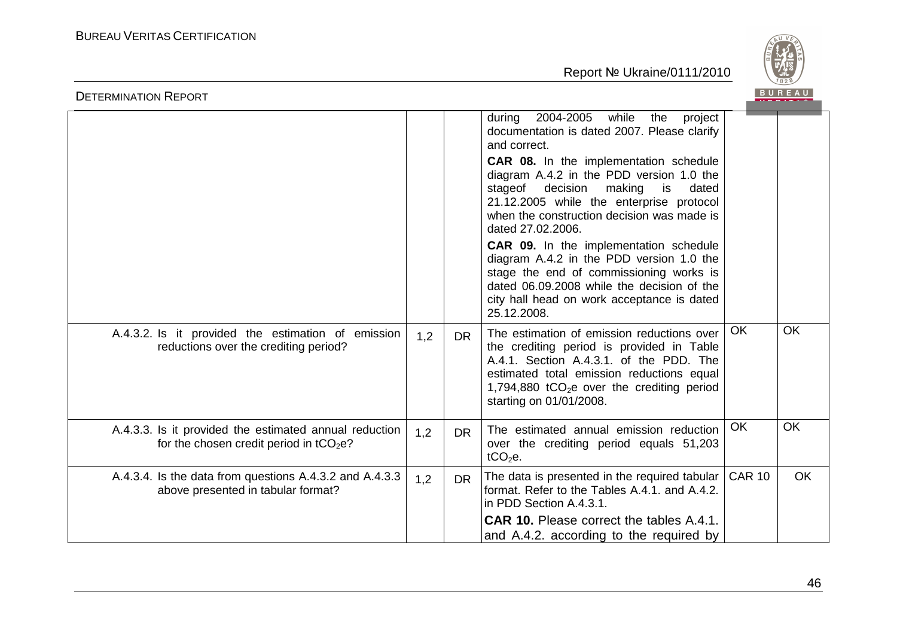| | | | | | |
|---|---|---|---|---|---|
| | | | during 2004-2005 while the project documentation is dated 2007. Please clarify and correct.<br><br>**CAR 08.** In the implementation schedule diagram A.4.2 in the PDD version 1.0 the stageof decision making is dated 21.12.2005 while the enterprise protocol when the construction decision was made is dated 27.02.2006.<br><br>**CAR 09.** In the implementation schedule diagram A.4.2 in the PDD version 1.0 the stage the end of commissioning works is dated 06.09.2008 while the decision of the city hall head on work acceptance is dated 25.12.2008. | | |
| A.4.3.2. Is it provided the estimation of emission reductions over the crediting period? | 1,2 | DR | The estimation of emission reductions over the crediting period is provided in Table A.4.1. Section A.4.3.1. of the PDD. The estimated total emission reductions equal 1,794,880 $tCO_2e$ over the crediting period starting on 01/01/2008. | OK | OK |
| A.4.3.3. Is it provided the estimated annual reduction for the chosen credit period in $tCO_2e$? | 1,2 | DR | The estimated annual emission reduction over the crediting period equals 51,203 $tCO_2e$. | OK | OK |
| A.4.3.4. Is the data from questions A.4.3.2 and A.4.3.3 above presented in tabular format? | 1,2 | DR | The data is presented in the required tabular format. Refer to the Tables A.4.1. and A.4.2. in PDD Section A.4.3.1.<br><br>**CAR 10.** Please correct the tables A.4.1. and A.4.2. according to the required by | CAR 10 | OK |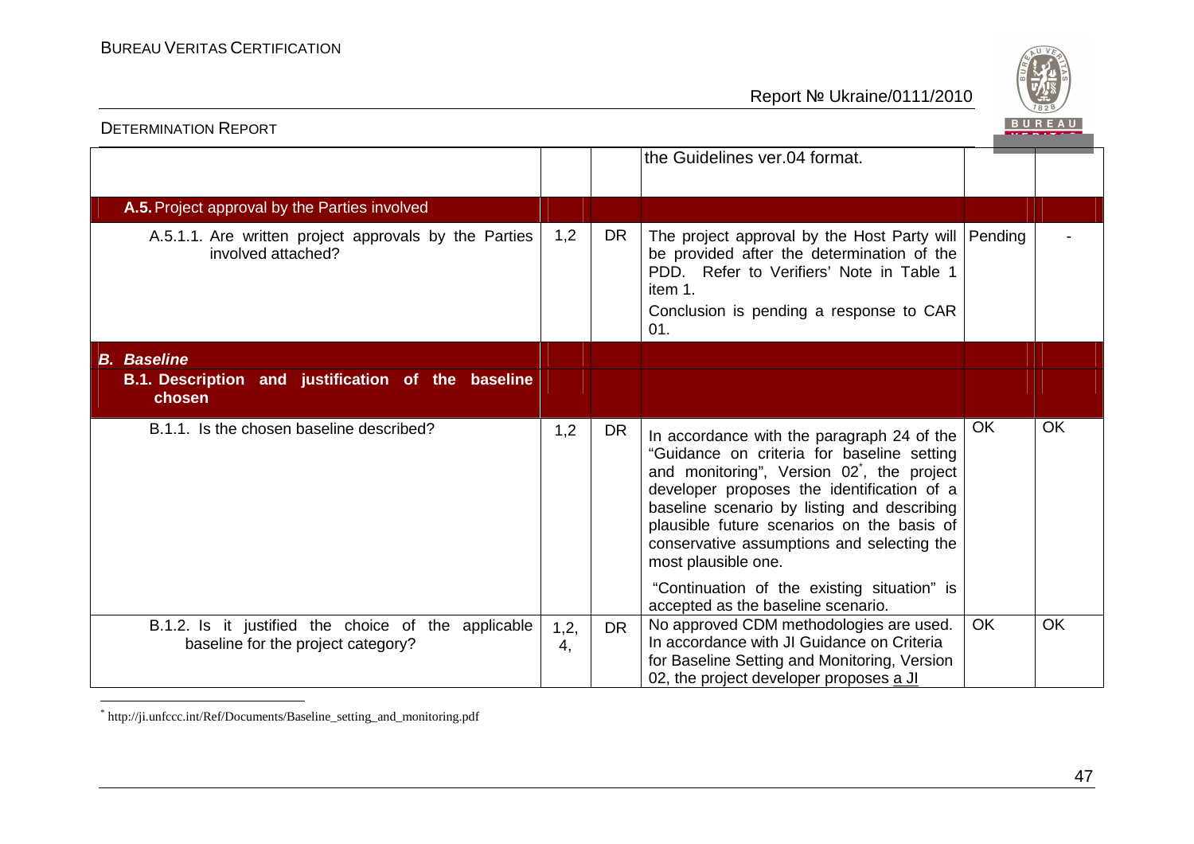| | | | | | |
|---|---|---|---|---|---|
| | | | the Guidelines ver.04 format. | | |
| **A.5.** Project approval by the Parties involved | | | | | |
| A.5.1.1. Are written project approvals by the Parties involved attached? | 1,2 | DR | The project approval by the Host Party will be provided after the determination of the PDD. Refer to Verifiers' Note in Table 1 item 1.<br>Conclusion is pending a response to CAR 01. | Pending | - |
| ***B. Baseline***<br>**B.1. Description and justification of the baseline chosen** | | | | | |
| B.1.1. Is the chosen baseline described? | 1,2 | DR | In accordance with the paragraph 24 of the "Guidance on criteria for baseline setting and monitoring", Version 02*, the project developer proposes the identification of a baseline scenario by listing and describing plausible future scenarios on the basis of conservative assumptions and selecting the most plausible one.<br>"Continuation of the existing situation" is accepted as the baseline scenario. | OK | OK |
| B.1.2. Is it justified the choice of the applicable baseline for the project category? | 1,2, 4, | DR | No approved CDM methodologies are used. In accordance with JI Guidance on Criteria for Baseline Setting and Monitoring, Version 02, the project developer proposes a JI | OK | OK |

* http://ji.unfccc.int/Ref/Documents/Baseline_setting_and_monitoring.pdf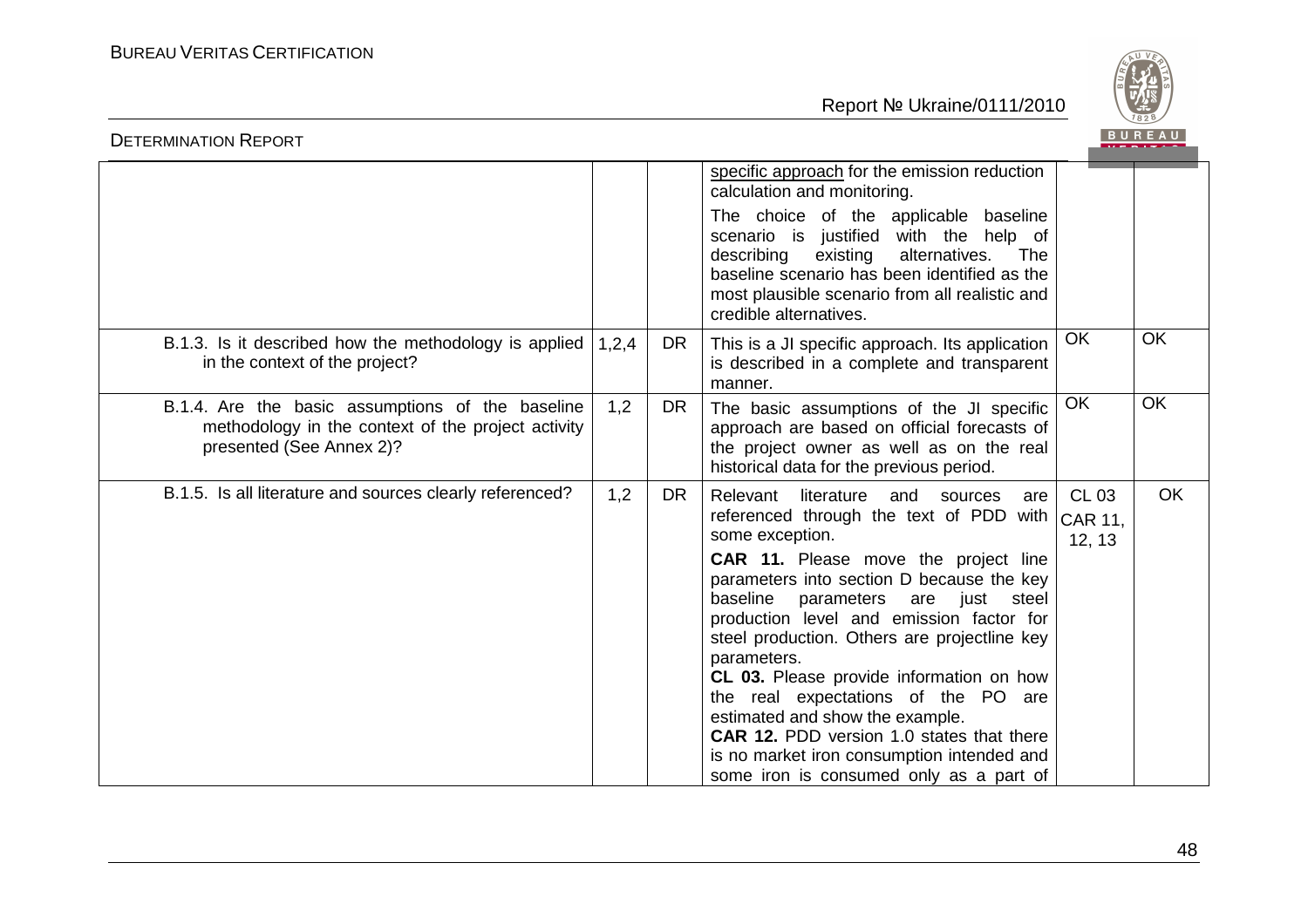| | | | | | |
|---|---|---|---|---|---|
| | | | specific approach for the emission reduction calculation and monitoring.<br><br>The choice of the applicable baseline scenario is justified with the help of describing existing alternatives. The baseline scenario has been identified as the most plausible scenario from all realistic and credible alternatives. | | |
| B.1.3. Is it described how the methodology is applied in the context of the project? | 1,2,4 | DR | This is a JI specific approach. Its application is described in a complete and transparent manner. | OK | OK |
| B.1.4. Are the basic assumptions of the baseline methodology in the context of the project activity presented (See Annex 2)? | 1,2 | DR | The basic assumptions of the JI specific approach are based on official forecasts of the project owner as well as on the real historical data for the previous period. | OK | OK |
| B.1.5. Is all literature and sources clearly referenced? | 1,2 | DR | Relevant literature and sources are referenced through the text of PDD with some exception.<br><br>**CAR 11.** Please move the project line parameters into section D because the key baseline parameters are just steel production level and emission factor for steel production. Others are projectline key parameters.<br>**CL 03.** Please provide information on how the real expectations of the PO are estimated and show the example.<br>**CAR 12.** PDD version 1.0 states that there is no market iron consumption intended and some iron is consumed only as a part of | CL 03<br>CAR 11, 12, 13 | OK |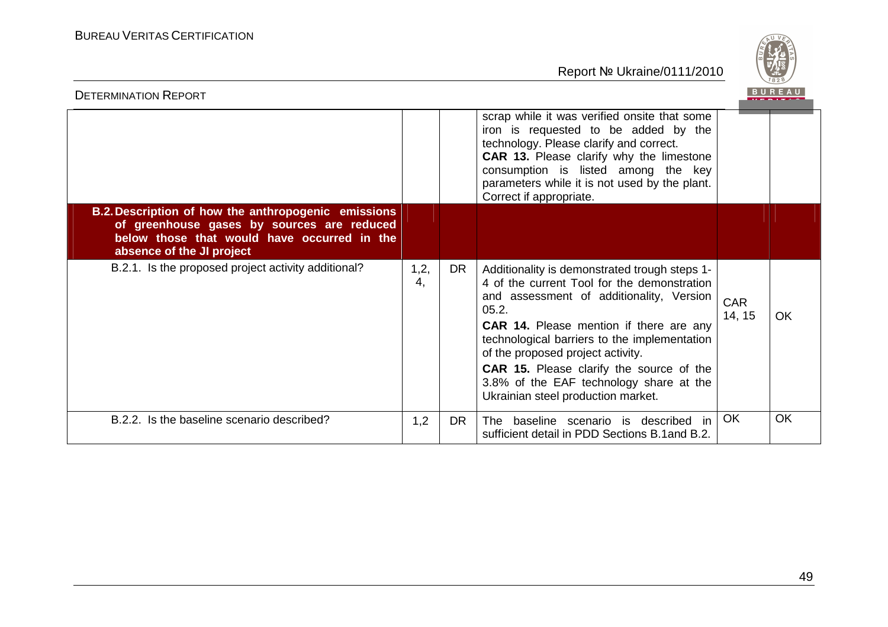| | | | | | |
|---|---|---|---|---|---|
| | | | scrap while it was verified onsite that some iron is requested to be added by the technology. Please clarify and correct. **CAR 13.** Please clarify why the limestone consumption is listed among the key parameters while it is not used by the plant. Correct if appropriate. | | |
| **B.2. Description of how the anthropogenic emissions of greenhouse gases by sources are reduced below those that would have occurred in the absence of the JI project** | | | | | |
| B.2.1. Is the proposed project activity additional? | 1,2, 4, | DR | Additionality is demonstrated trough steps 1-4 of the current Tool for the demonstration and assessment of additionality, Version 05.2. **CAR 14.** Please mention if there are any technological barriers to the implementation of the proposed project activity. **CAR 15.** Please clarify the source of the 3.8% of the EAF technology share at the Ukrainian steel production market. | CAR 14, 15 | OK |
| B.2.2. Is the baseline scenario described? | 1,2 | DR | The baseline scenario is described in sufficient detail in PDD Sections B.1and B.2. | OK | OK |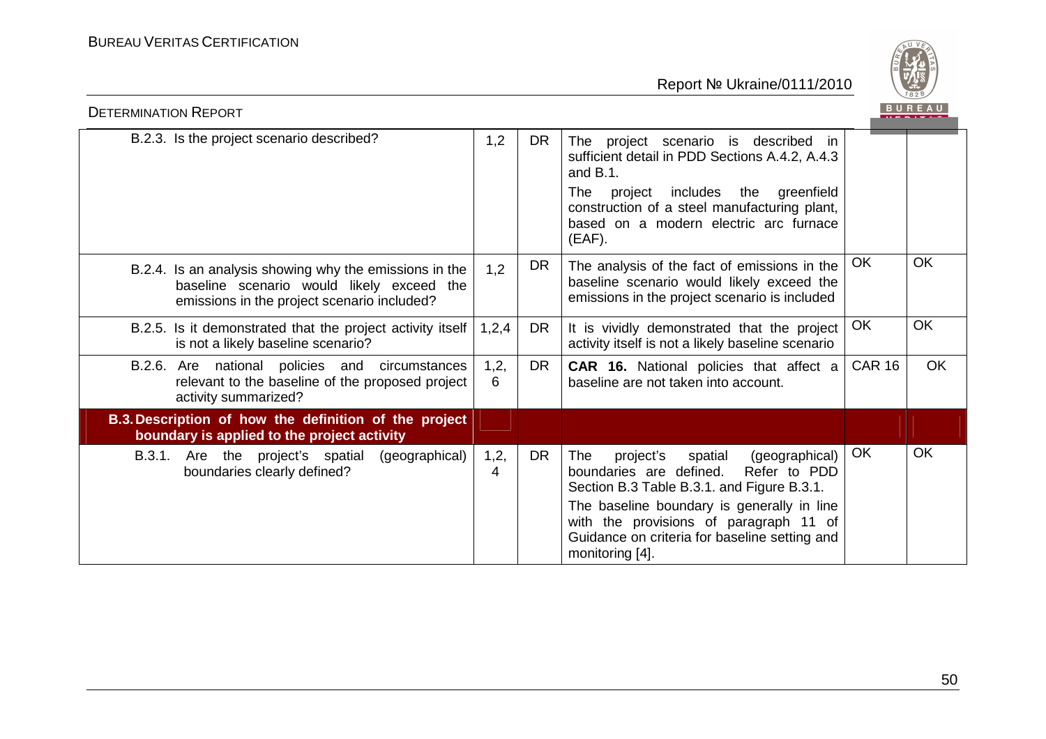| | | | | | |
|---|---|---|---|---|---|
| B.2.3. Is the project scenario described? | 1,2 | DR | The project scenario is described in sufficient detail in PDD Sections A.4.2, A.4.3 and B.1.<br>The project includes the greenfield construction of a steel manufacturing plant, based on a modern electric arc furnace (EAF). | | |
| B.2.4. Is an analysis showing why the emissions in the baseline scenario would likely exceed the emissions in the project scenario included? | 1,2 | DR | The analysis of the fact of emissions in the baseline scenario would likely exceed the emissions in the project scenario is included | OK | OK |
| B.2.5. Is it demonstrated that the project activity itself is not a likely baseline scenario? | 1,2,4 | DR | It is vividly demonstrated that the project activity itself is not a likely baseline scenario | OK | OK |
| B.2.6. Are national policies and circumstances relevant to the baseline of the proposed project activity summarized? | 1,2, 6 | DR | **CAR 16.** National policies that affect a baseline are not taken into account. | CAR 16 | OK |
| **B.3. Description of how the definition of the project boundary is applied to the project activity** | | | | | |
| B.3.1. Are the project's spatial (geographical) boundaries clearly defined? | 1,2, 4 | DR | The project's spatial (geographical) boundaries are defined. Refer to PDD Section B.3 Table B.3.1. and Figure B.3.1.<br>The baseline boundary is generally in line with the provisions of paragraph 11 of Guidance on criteria for baseline setting and monitoring [4]. | OK | OK |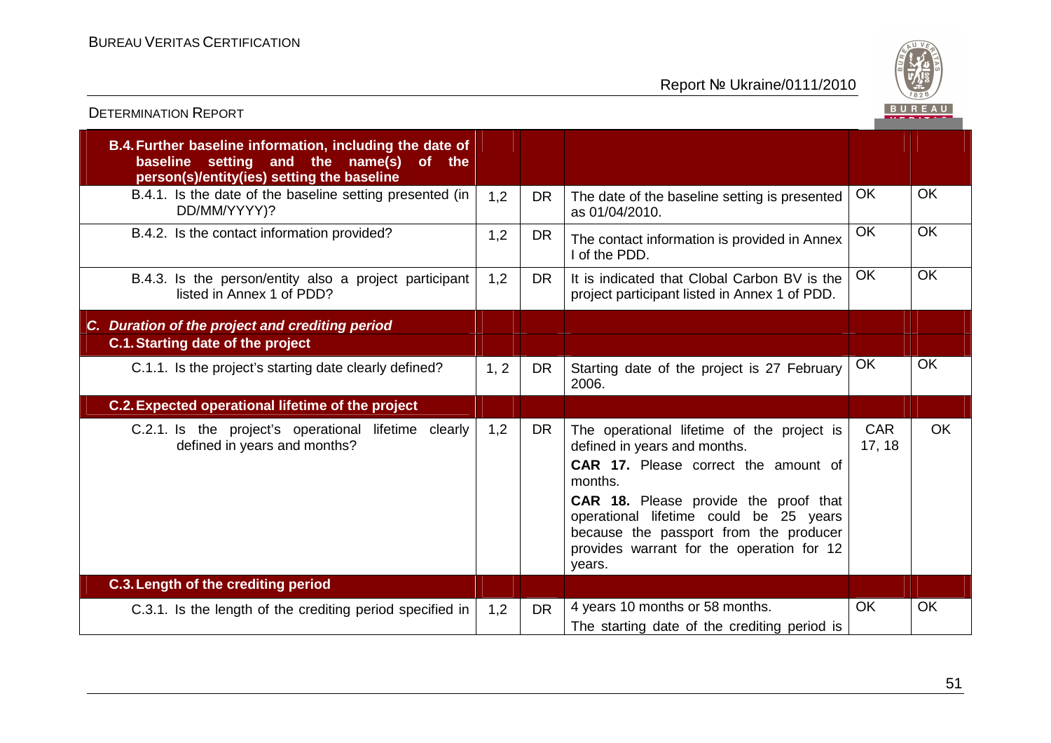| B.4. Further baseline information, including the date of baseline setting and the name(s) of the person(s)/entity(ies) setting the baseline | | | | | |
|---|---|---|---|---|---|
| B.4.1. Is the date of the baseline setting presented (in DD/MM/YYYY)? | 1,2 | DR | The date of the baseline setting is presented as 01/04/2010. | OK | OK |
| B.4.2. Is the contact information provided? | 1,2 | DR | The contact information is provided in Annex I of the PDD. | OK | OK |
| B.4.3. Is the person/entity also a project participant listed in Annex 1 of PDD? | 1,2 | DR | It is indicated that Clobal Carbon BV is the project participant listed in Annex 1 of PDD. | OK | OK |
| ***C. Duration of the project and crediting period*** | | | | | |
| **C.1. Starting date of the project** | | | | | |
| C.1.1. Is the project's starting date clearly defined? | 1, 2 | DR | Starting date of the project is 27 February 2006. | OK | OK |
| **C.2. Expected operational lifetime of the project** | | | | | |
| C.2.1. Is the project's operational lifetime clearly defined in years and months? | 1,2 | DR | The operational lifetime of the project is defined in years and months.<br>**CAR 17.** Please correct the amount of months.<br>**CAR 18.** Please provide the proof that operational lifetime could be 25 years because the passport from the producer provides warrant for the operation for 12 years. | CAR 17, 18 | OK |
| **C.3. Length of the crediting period** | | | | | |
| C.3.1. Is the length of the crediting period specified in | 1,2 | DR | 4 years 10 months or 58 months.<br>The starting date of the crediting period is | OK | OK |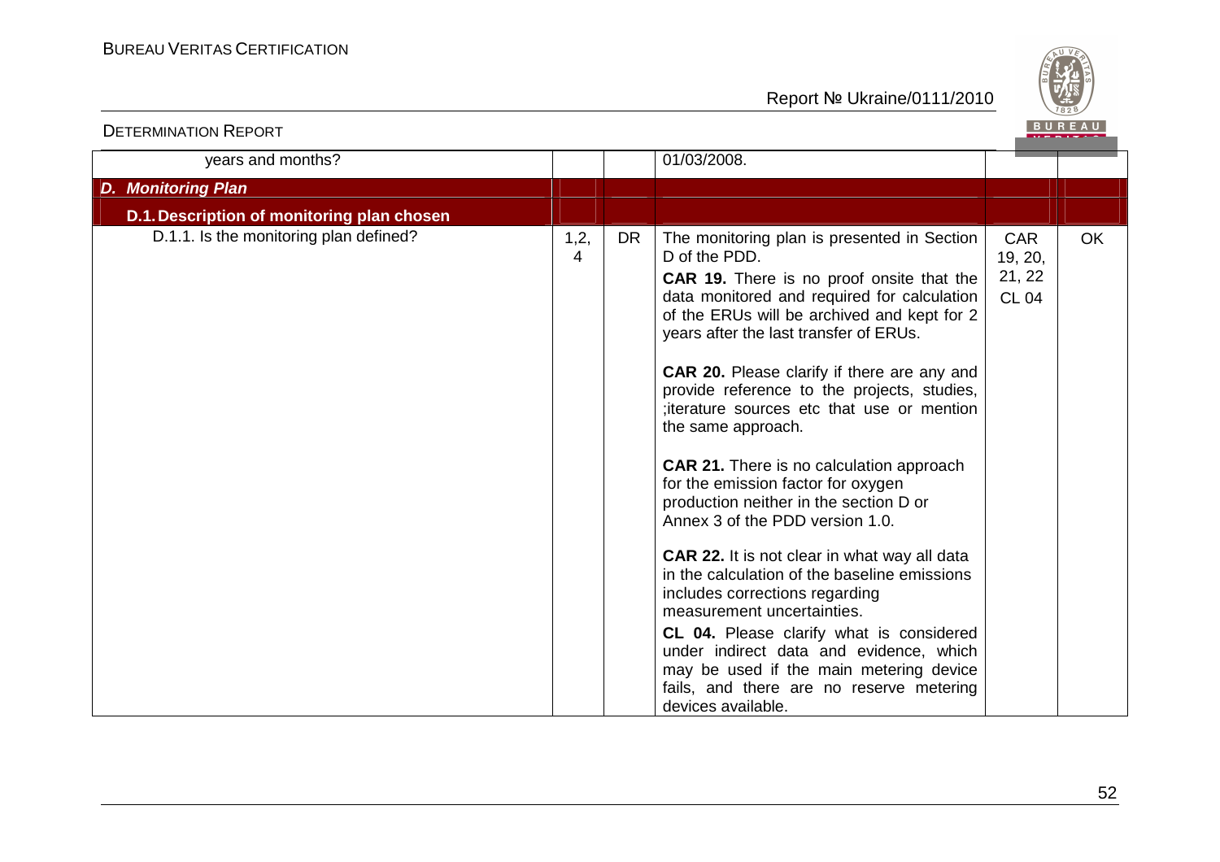| | | | | | |
|---|---|---|---|---|---|
| years and months? | | | 01/03/2008. | | |
| ***D. Monitoring Plan*** | | | | | |
| **D.1. Description of monitoring plan chosen** | | | | | |
| D.1.1. Is the monitoring plan defined? | 1,2, 4 | DR | The monitoring plan is presented in Section D of the PDD.<br>**CAR 19.** There is no proof onsite that the data monitored and required for calculation of the ERUs will be archived and kept for 2 years after the last transfer of ERUs.<br><br>**CAR 20.** Please clarify if there are any and provide reference to the projects, studies, ;iterature sources etc that use or mention the same approach.<br><br>**CAR 21.** There is no calculation approach for the emission factor for oxygen production neither in the section D or Annex 3 of the PDD version 1.0.<br><br>**CAR 22.** It is not clear in what way all data in the calculation of the baseline emissions includes corrections regarding measurement uncertainties.<br>**CL 04.** Please clarify what is considered under indirect data and evidence, which may be used if the main metering device fails, and there are no reserve metering devices available. | CAR 19, 20, 21, 22 CL 04 | OK |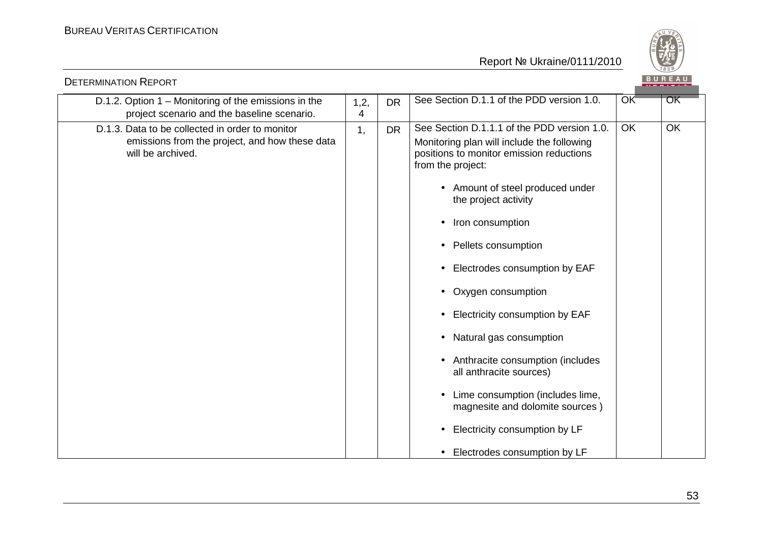| | | | | | |
|---|---|---|---|---|---|
| D.1.2. Option 1 – Monitoring of the emissions in the project scenario and the baseline scenario. | 1,2, 4 | DR | See Section D.1.1 of the PDD version 1.0. | OK | OK |
| D.1.3. Data to be collected in order to monitor emissions from the project, and how these data will be archived. | 1, | DR | See Section D.1.1.1 of the PDD version 1.0.<br>Monitoring plan will include the following positions to monitor emission reductions from the project:<br>• Amount of steel produced under the project activity<br>• Iron consumption<br>• Pellets consumption<br>• Electrodes consumption by EAF<br>• Oxygen consumption<br>• Electricity consumption by EAF<br>• Natural gas consumption<br>• Anthracite consumption (includes all anthracite sources)<br>• Lime consumption (includes lime, magnesite and dolomite sources )<br>• Electricity consumption by LF<br>• Electrodes consumption by LF | OK | OK |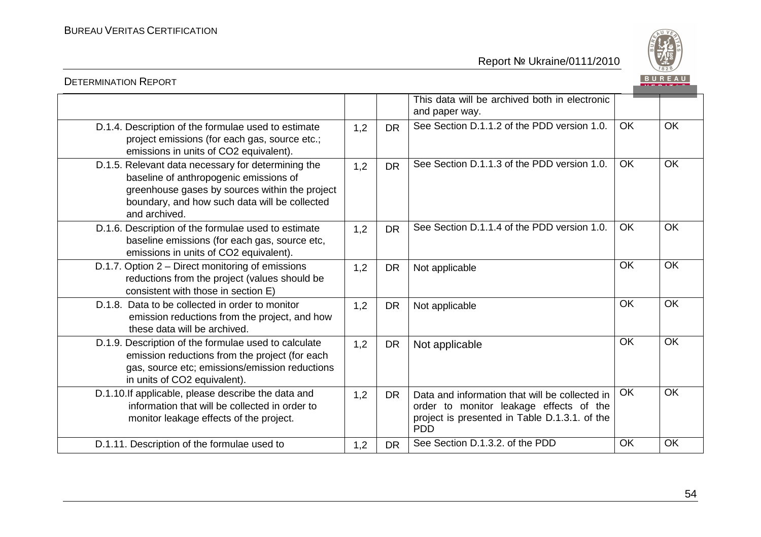| | | | | | |
|---|---|---|---|---|---|
| | | | This data will be archived both in electronic and paper way. | | |
| D.1.4. Description of the formulae used to estimate project emissions (for each gas, source etc.; emissions in units of CO2 equivalent). | 1,2 | DR | See Section D.1.1.2 of the PDD version 1.0. | OK | OK |
| D.1.5. Relevant data necessary for determining the baseline of anthropogenic emissions of greenhouse gases by sources within the project boundary, and how such data will be collected and archived. | 1,2 | DR | See Section D.1.1.3 of the PDD version 1.0. | OK | OK |
| D.1.6. Description of the formulae used to estimate baseline emissions (for each gas, source etc, emissions in units of CO2 equivalent). | 1,2 | DR | See Section D.1.1.4 of the PDD version 1.0. | OK | OK |
| D.1.7. Option 2 – Direct monitoring of emissions reductions from the project (values should be consistent with those in section E) | 1,2 | DR | Not applicable | OK | OK |
| D.1.8. Data to be collected in order to monitor emission reductions from the project, and how these data will be archived. | 1,2 | DR | Not applicable | OK | OK |
| D.1.9. Description of the formulae used to calculate emission reductions from the project (for each gas, source etc; emissions/emission reductions in units of CO2 equivalent). | 1,2 | DR | Not applicable | OK | OK |
| D.1.10.If applicable, please describe the data and information that will be collected in order to monitor leakage effects of the project. | 1,2 | DR | Data and information that will be collected in order to monitor leakage effects of the project is presented in Table D.1.3.1. of the PDD | OK | OK |
| D.1.11. Description of the formulae used to | 1,2 | DR | See Section D.1.3.2. of the PDD | OK | OK |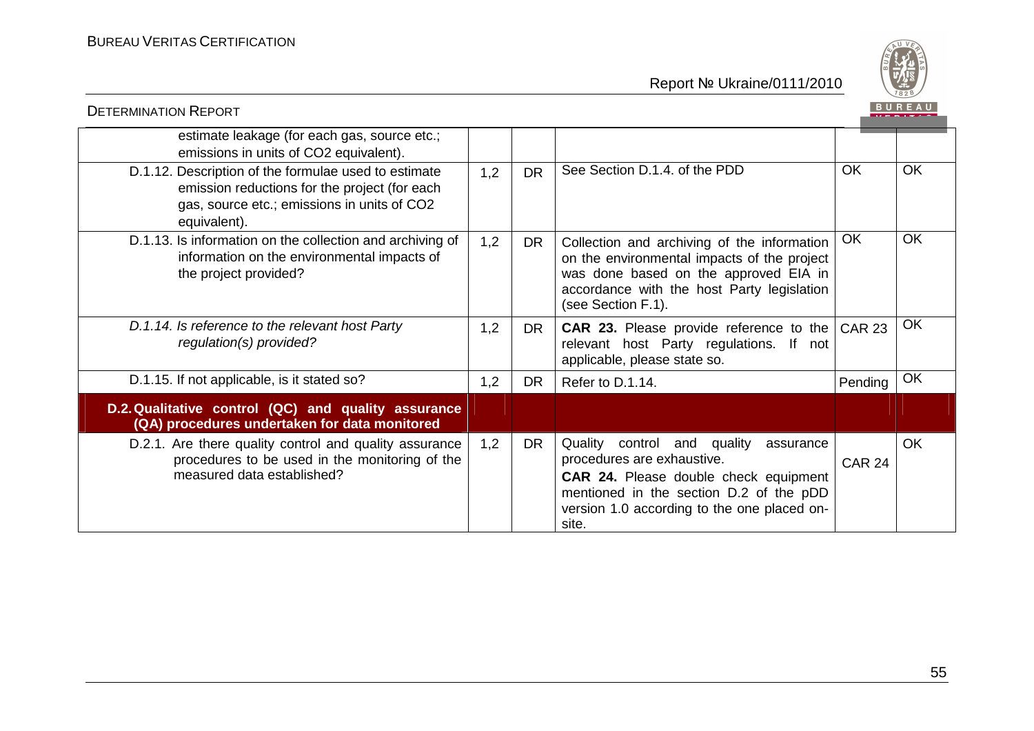| | | | | | |
|---|---|---|---|---|---|
| estimate leakage (for each gas, source etc.; emissions in units of $CO_2$ equivalent). | | | | | |
| D.1.12. Description of the formulae used to estimate emission reductions for the project (for each gas, source etc.; emissions in units of $CO_2$ equivalent). | 1,2 | DR | See Section D.1.4. of the PDD | OK | OK |
| D.1.13. Is information on the collection and archiving of information on the environmental impacts of the project provided? | 1,2 | DR | Collection and archiving of the information on the environmental impacts of the project was done based on the approved EIA in accordance with the host Party legislation (see Section F.1). | OK | OK |
| *D.1.14. Is reference to the relevant host Party regulation(s) provided?* | 1,2 | DR | **CAR 23.** Please provide reference to the relevant host Party regulations. If not applicable, please state so. | CAR 23 | OK |
| D.1.15. If not applicable, is it stated so? | 1,2 | DR | Refer to D.1.14. | Pending | OK |
| **D.2. Qualitative control (QC) and quality assurance (QA) procedures undertaken for data monitored** | | | | | |
| D.2.1. Are there quality control and quality assurance procedures to be used in the monitoring of the measured data established? | 1,2 | DR | Quality control and quality assurance procedures are exhaustive.<br>**CAR 24.** Please double check equipment mentioned in the section D.2 of the pDD version 1.0 according to the one placed on-site. | CAR 24 | OK |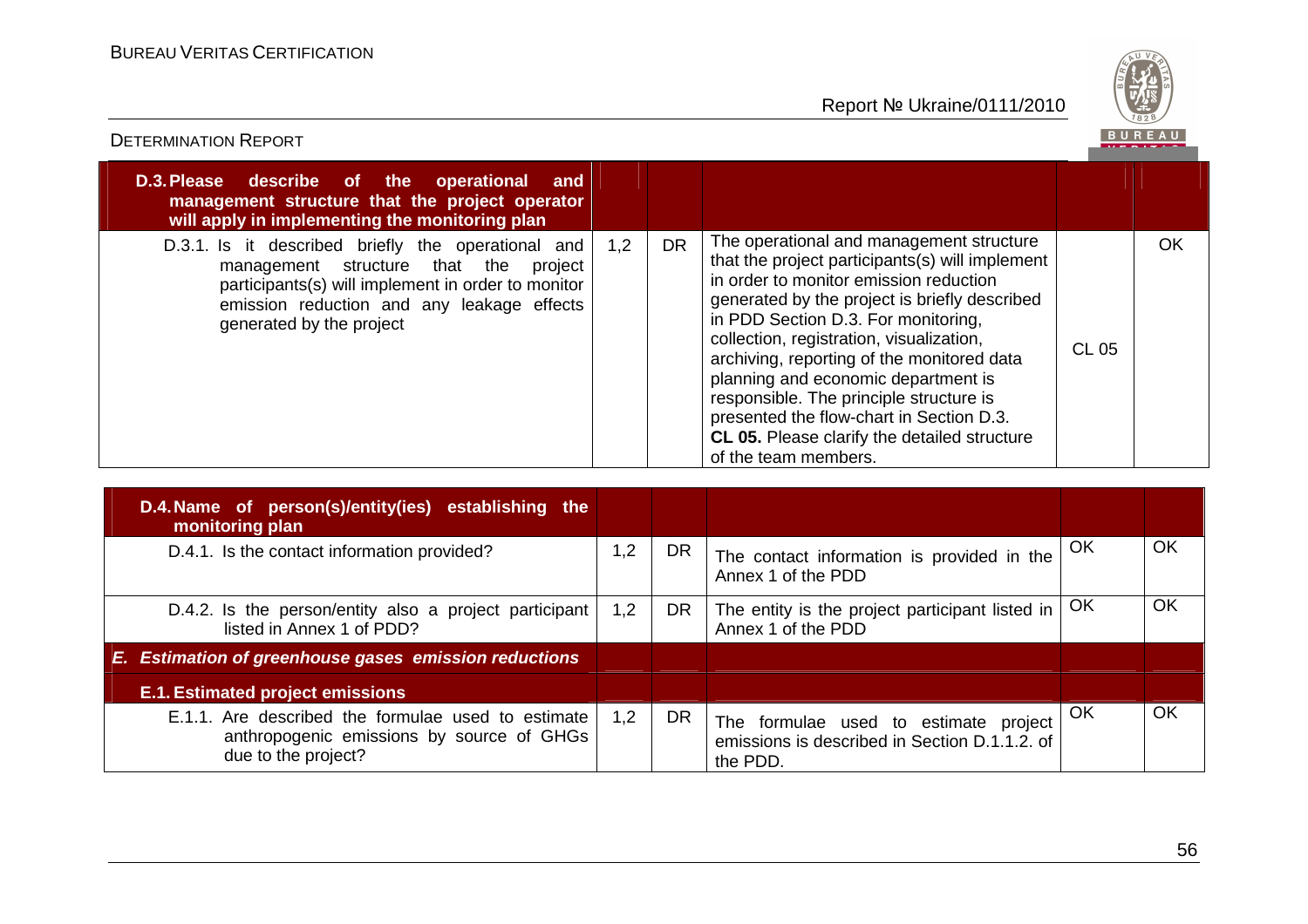| D.3. Please describe of the operational and management structure that the project operator will apply in implementing the monitoring plan | | | | | |
|---|---|---|---|---|---|
| D.3.1. Is it described briefly the operational and management structure that the project participants(s) will implement in order to monitor emission reduction and any leakage effects generated by the project | 1,2 | DR | The operational and management structure that the project participants(s) will implement in order to monitor emission reduction generated by the project is briefly described in PDD Section D.3. For monitoring, collection, registration, visualization, archiving, reporting of the monitored data planning and economic department is responsible. The principle structure is presented the flow-chart in Section D.3. **CL 05.** Please clarify the detailed structure of the team members. | CL 05 | OK |

| D.4. Name of person(s)/entity(ies) establishing the monitoring plan | | | | | |
|---|---|---|---|---|---|
| D.4.1. Is the contact information provided? | 1,2 | DR | The contact information is provided in the Annex 1 of the PDD | OK | OK |
| D.4.2. Is the person/entity also a project participant listed in Annex 1 of PDD? | 1,2 | DR | The entity is the project participant listed in Annex 1 of the PDD | OK | OK |
| ***E. Estimation of greenhouse gases emission reductions*** | | | | | |
| **E.1. Estimated project emissions** | | | | | |
| E.1.1. Are described the formulae used to estimate anthropogenic emissions by source of GHGs due to the project? | 1,2 | DR | The formulae used to estimate project emissions is described in Section D.1.1.2. of the PDD. | OK | OK |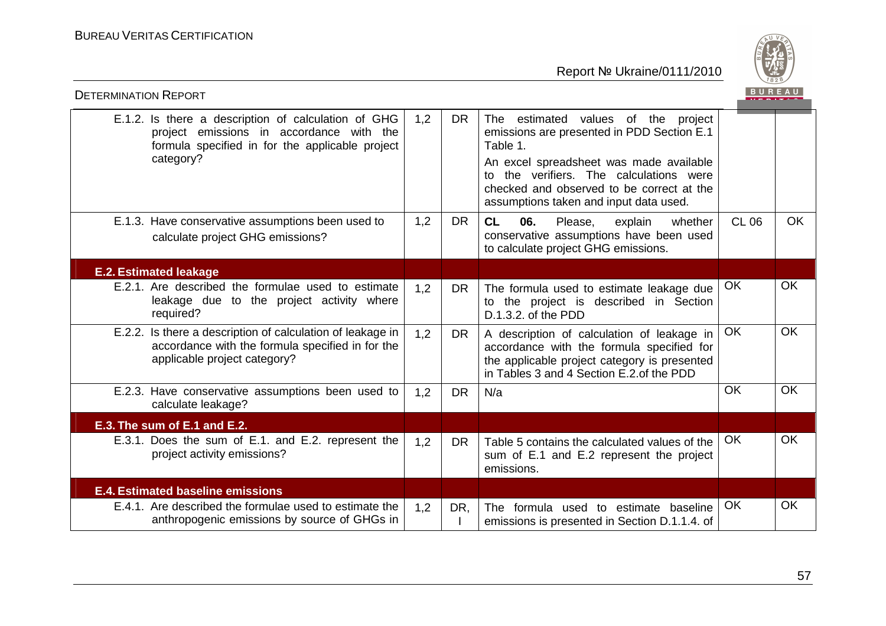| | | | | | |
|---|---|---|---|---|---|
| E.1.2. Is there a description of calculation of GHG project emissions in accordance with the formula specified in for the applicable project category? | 1,2 | DR | The estimated values of the project emissions are presented in PDD Section E.1 Table 1.<br>An excel spreadsheet was made available to the verifiers. The calculations were checked and observed to be correct at the assumptions taken and input data used. | | |
| E.1.3. Have conservative assumptions been used to calculate project GHG emissions? | 1,2 | DR | **CL 06.** Please, explain whether conservative assumptions have been used to calculate project GHG emissions. | CL 06 | OK |
| **E.2. Estimated leakage** | | | | | |
| E.2.1. Are described the formulae used to estimate leakage due to the project activity where required? | 1,2 | DR | The formula used to estimate leakage due to the project is described in Section D.1.3.2. of the PDD | OK | OK |
| E.2.2. Is there a description of calculation of leakage in accordance with the formula specified in for the applicable project category? | 1,2 | DR | A description of calculation of leakage in accordance with the formula specified for the applicable project category is presented in Tables 3 and 4 Section E.2.of the PDD | OK | OK |
| E.2.3. Have conservative assumptions been used to calculate leakage? | 1,2 | DR | N/a | OK | OK |
| **E.3. The sum of E.1 and E.2.** | | | | | |
| E.3.1. Does the sum of E.1. and E.2. represent the project activity emissions? | 1,2 | DR | Table 5 contains the calculated values of the sum of E.1 and E.2 represent the project emissions. | OK | OK |
| **E.4. Estimated baseline emissions** | | | | | |
| E.4.1. Are described the formulae used to estimate the anthropogenic emissions by source of GHGs in | 1,2 | DR, I | The formula used to estimate baseline emissions is presented in Section D.1.1.4. of | OK | OK |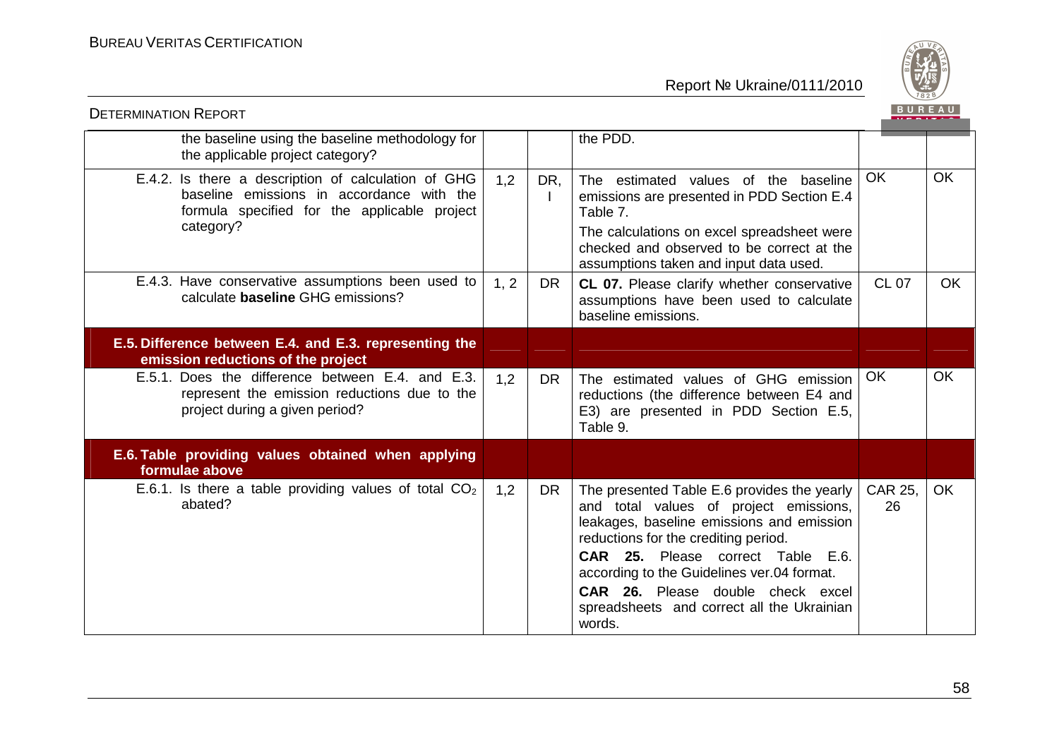| | | | | | |
|---|---|---|---|---|---|
| the baseline using the baseline methodology for the applicable project category? | | | the PDD. | | |
| E.4.2. Is there a description of calculation of GHG baseline emissions in accordance with the formula specified for the applicable project category? | 1,2 | DR, I | The estimated values of the baseline emissions are presented in PDD Section E.4 Table 7.<br>The calculations on excel spreadsheet were checked and observed to be correct at the assumptions taken and input data used. | OK | OK |
| E.4.3. Have conservative assumptions been used to calculate **baseline** GHG emissions? | 1, 2 | DR | **CL 07.** Please clarify whether conservative assumptions have been used to calculate baseline emissions. | CL 07 | OK |
| **E.5. Difference between E.4. and E.3. representing the emission reductions of the project** | | | | | |
| E.5.1. Does the difference between E.4. and E.3. represent the emission reductions due to the project during a given period? | 1,2 | DR | The estimated values of GHG emission reductions (the difference between E4 and E3) are presented in PDD Section E.5, Table 9. | OK | OK |
| **E.6. Table providing values obtained when applying formulae above** | | | | | |
| E.6.1. Is there a table providing values of total $CO_2$ abated? | 1,2 | DR | The presented Table E.6 provides the yearly and total values of project emissions, leakages, baseline emissions and emission reductions for the crediting period.<br>**CAR 25.** Please correct Table E.6. according to the Guidelines ver.04 format.<br>**CAR 26.** Please double check excel spreadsheets and correct all the Ukrainian words. | CAR 25, 26 | OK |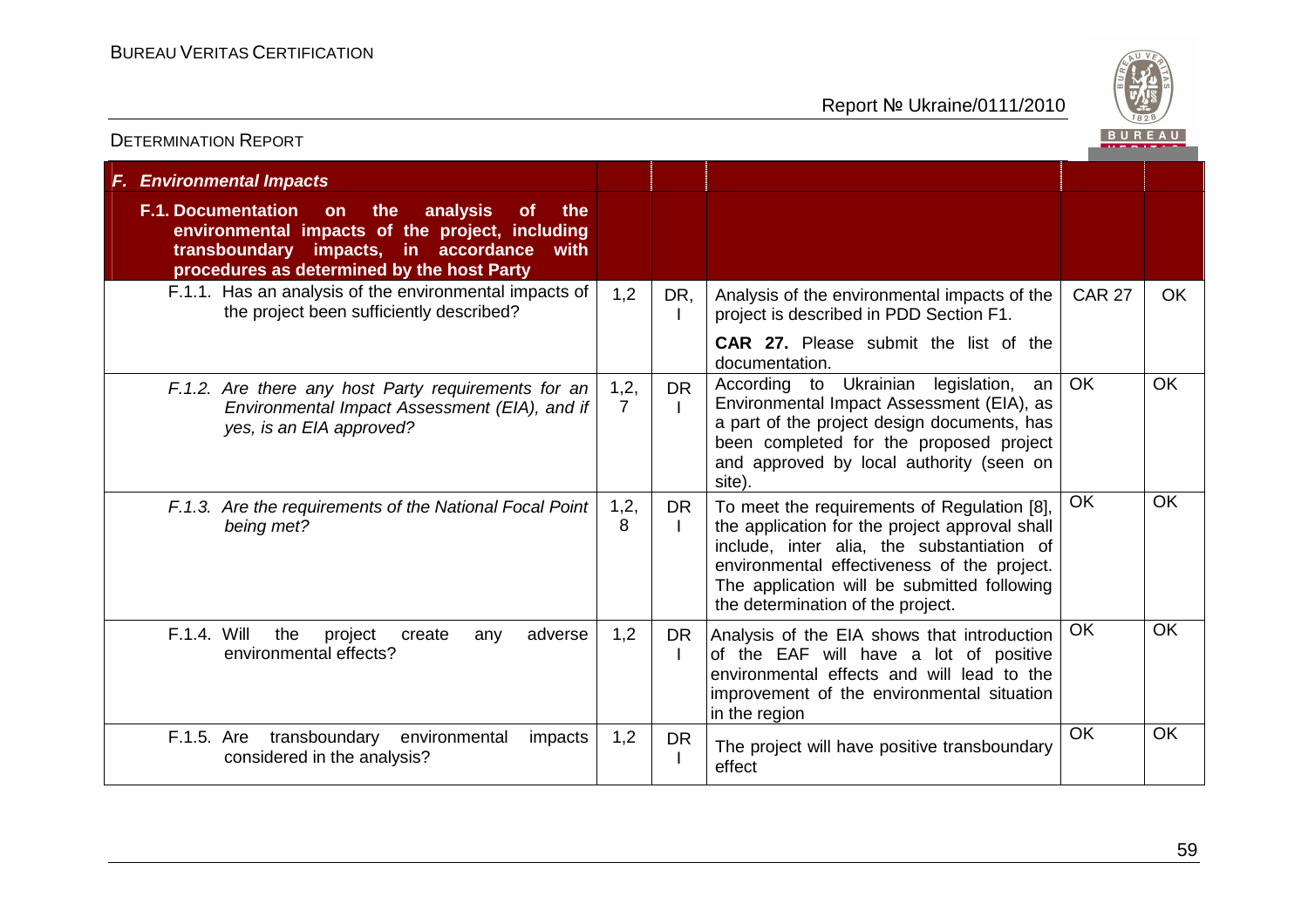| ***F. Environmental Impacts*** | | | | | |
|---|---|---|---|---|---|
| **F.1. Documentation on the analysis of the environmental impacts of the project, including transboundary impacts, in accordance with procedures as determined by the host Party** | | | | | |
| F.1.1. Has an analysis of the environmental impacts of the project been sufficiently described? | 1,2 | DR, I | Analysis of the environmental impacts of the project is described in PDD Section F1. **CAR 27.** Please submit the list of the documentation. | CAR 27 | OK |
| *F.1.2. Are there any host Party requirements for an Environmental Impact Assessment (EIA), and if yes, is an EIA approved?* | 1,2, 7 | DR I | According to Ukrainian legislation, an Environmental Impact Assessment (EIA), as a part of the project design documents, has been completed for the proposed project and approved by local authority (seen on site). | OK | OK |
| *F.1.3. Are the requirements of the National Focal Point being met?* | 1,2, 8 | DR I | To meet the requirements of Regulation [8], the application for the project approval shall include, inter alia, the substantiation of environmental effectiveness of the project. The application will be submitted following the determination of the project. | OK | OK |
| F.1.4. Will the project create any adverse environmental effects? | 1,2 | DR I | Analysis of the EIA shows that introduction of the EAF will have a lot of positive environmental effects and will lead to the improvement of the environmental situation in the region | OK | OK |
| F.1.5. Are transboundary environmental impacts considered in the analysis? | 1,2 | DR I | The project will have positive transboundary effect | OK | OK |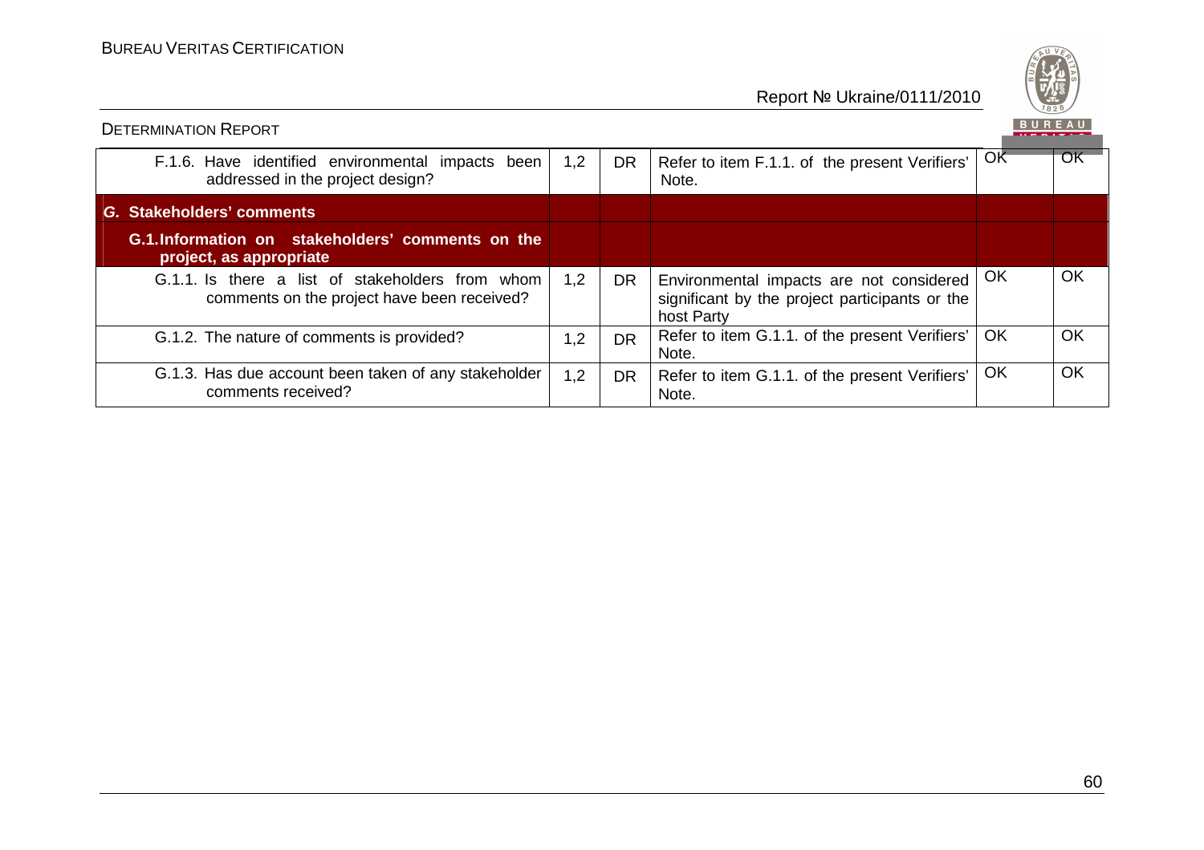| F.1.6. Have identified environmental impacts been addressed in the project design? | 1,2 | DR | Refer to item F.1.1. of the present Verifiers' Note. | OK | OK |
|---|---|---|---|---|---|
| ***G. Stakeholders' comments*** | | | | | |
| **G.1.Information on stakeholders' comments on the project, as appropriate** | | | | | |
| G.1.1. Is there a list of stakeholders from whom comments on the project have been received? | 1,2 | DR | Environmental impacts are not considered significant by the project participants or the host Party | OK | OK |
| G.1.2. The nature of comments is provided? | 1,2 | DR | Refer to item G.1.1. of the present Verifiers' Note. | OK | OK |
| G.1.3. Has due account been taken of any stakeholder comments received? | 1,2 | DR | Refer to item G.1.1. of the present Verifiers' Note. | OK | OK |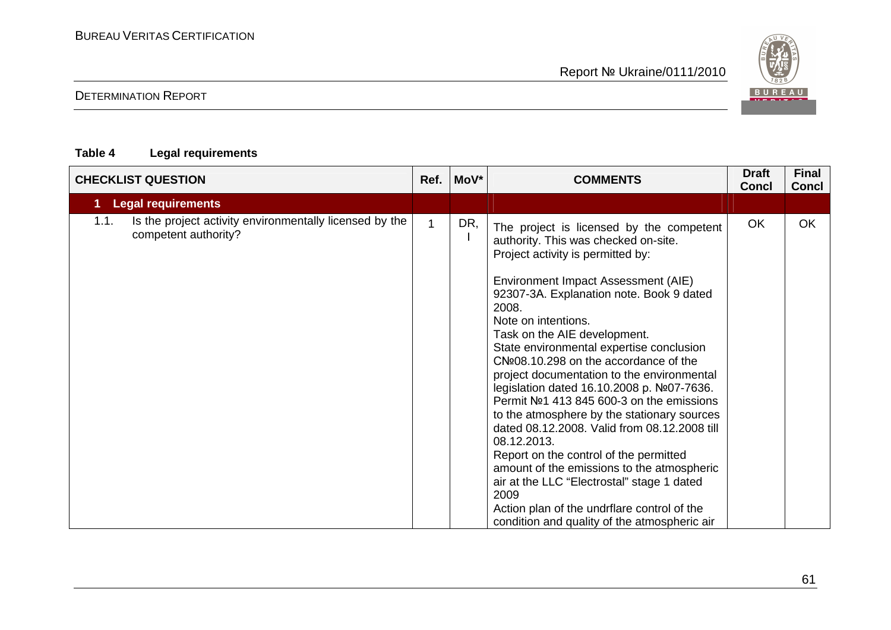**Table 4 Legal requirements**

| CHECKLIST QUESTION | Ref. | MoV* | COMMENTS | Draft Concl | Final Concl |
|---|---|---|---|---|---|
| **1 Legal requirements** | | | | | |
| 1.1. Is the project activity environmentally licensed by the competent authority? | 1 | DR, I | The project is licensed by the competent authority. This was checked on-site.<br>Project activity is permitted by:<br><br>Environment Impact Assessment (AIE) 92307-3A. Explanation note. Book 9 dated 2008.<br>Note on intentions.<br>Task on the AIE development.<br>State environmental expertise conclusion C№08.10.298 on the accordance of the project documentation to the environmental legislation dated 16.10.2008 p. №07-7636.<br>Permit №1 413 845 600-3 on the emissions to the atmosphere by the stationary sources dated 08.12.2008. Valid from 08.12.2008 till 08.12.2013.<br>Report on the control of the permitted amount of the emissions to the atmospheric air at the LLC "Electrostal" stage 1 dated 2009<br>Action plan of the undrflare control of the condition and quality of the atmospheric air | OK | OK |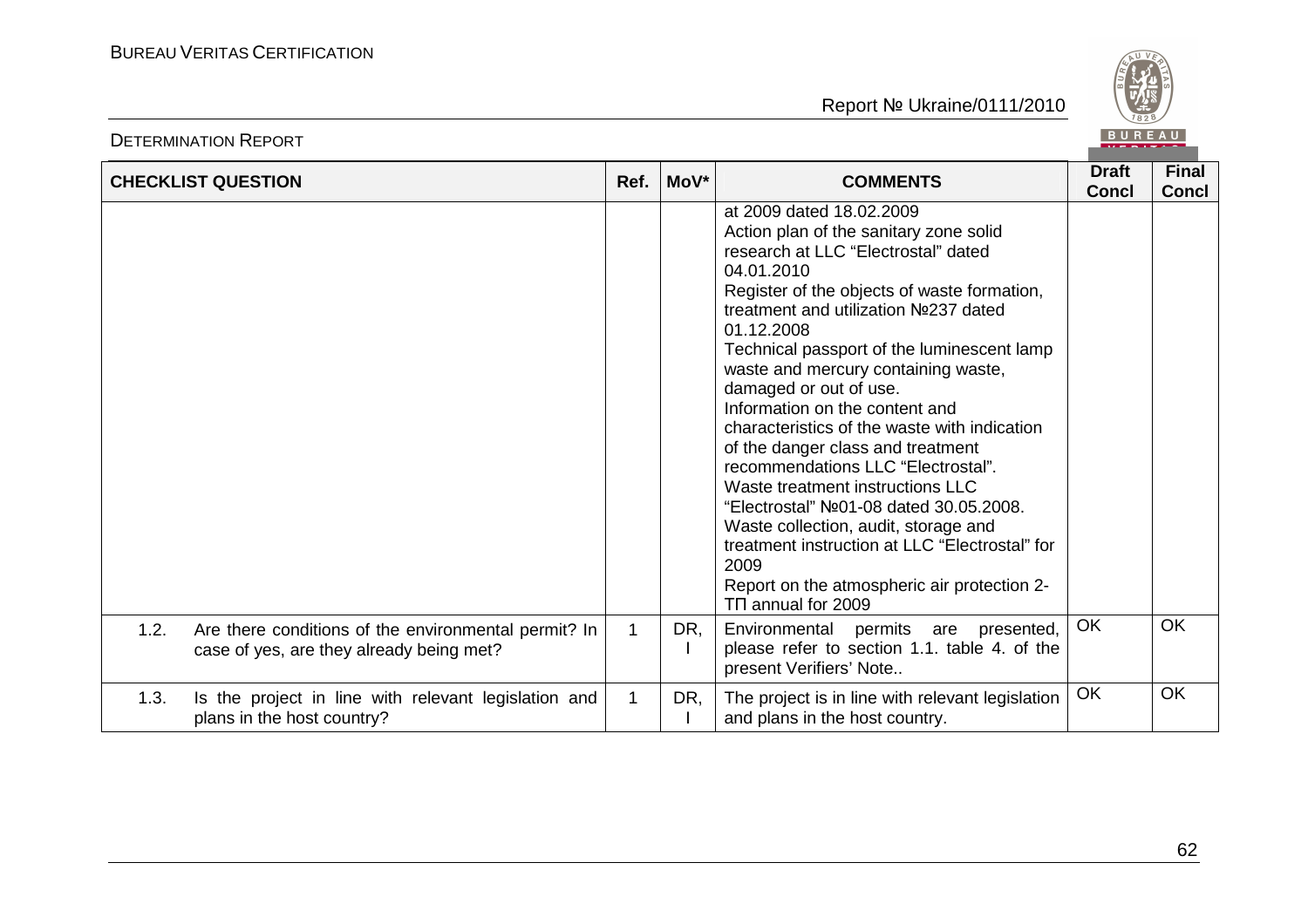| CHECKLIST QUESTION | Ref. | MoV* | COMMENTS | Draft Concl | Final Concl |
|---|---|---|---|---|---|
| | | | at 2009 dated 18.02.2009<br>Action plan of the sanitary zone solid research at LLC "Electrostal" dated 04.01.2010<br>Register of the objects of waste formation, treatment and utilization №237 dated 01.12.2008<br>Technical passport of the luminescent lamp waste and mercury containing waste, damaged or out of use.<br>Information on the content and characteristics of the waste with indication of the danger class and treatment recommendations LLC "Electrostal".<br>Waste treatment instructions LLC "Electrostal" №01-08 dated 30.05.2008.<br>Waste collection, audit, storage and treatment instruction at LLC "Electrostal" for 2009<br>Report on the atmospheric air protection 2-ТП annual for 2009 | | |
| 1.2. Are there conditions of the environmental permit? In case of yes, are they already being met? | 1 | DR, I | Environmental permits are presented, please refer to section 1.1. table 4. of the present Verifiers' Note.. | OK | OK |
| 1.3. Is the project in line with relevant legislation and plans in the host country? | 1 | DR, I | The project is in line with relevant legislation and plans in the host country. | OK | OK |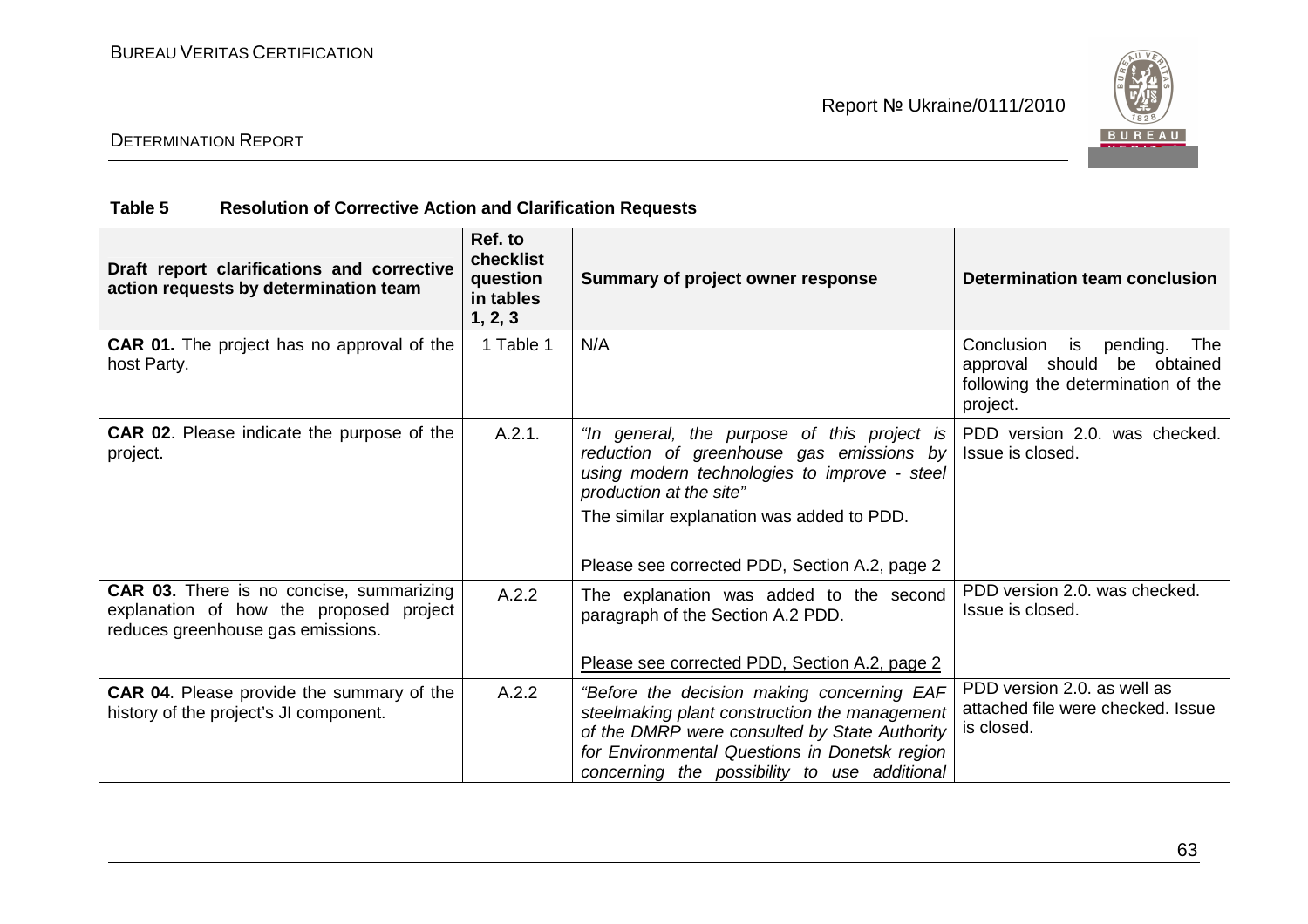**Table 5 Resolution of Corrective Action and Clarification Requests**

| Draft report clarifications and corrective action requests by determination team | Ref. to checklist question in tables 1, 2, 3 | Summary of project owner response | Determination team conclusion |
|---|---|---|---|
| **CAR 01.** The project has no approval of the host Party. | 1 Table 1 | N/A | Conclusion is pending. The approval should be obtained following the determination of the project. |
| **CAR 02**. Please indicate the purpose of the project. | A.2.1. | *"In general, the purpose of this project is reduction of greenhouse gas emissions by using modern technologies to improve - steel production at the site"*<br><br>The similar explanation was added to PDD.<br><br>Please see corrected PDD, Section A.2, page 2 | PDD version 2.0. was checked. Issue is closed. |
| **CAR 03.** There is no concise, summarizing explanation of how the proposed project reduces greenhouse gas emissions. | A.2.2 | The explanation was added to the second paragraph of the Section A.2 PDD.<br><br>Please see corrected PDD, Section A.2, page 2 | PDD version 2.0. was checked. Issue is closed. |
| **CAR 04**. Please provide the summary of the history of the project's JI component. | A.2.2 | *"Before the decision making concerning EAF steelmaking plant construction the management of the DMRP were consulted by State Authority for Environmental Questions in Donetsk region concerning the possibility to use additional* | PDD version 2.0. as well as attached file were checked. Issue is closed. |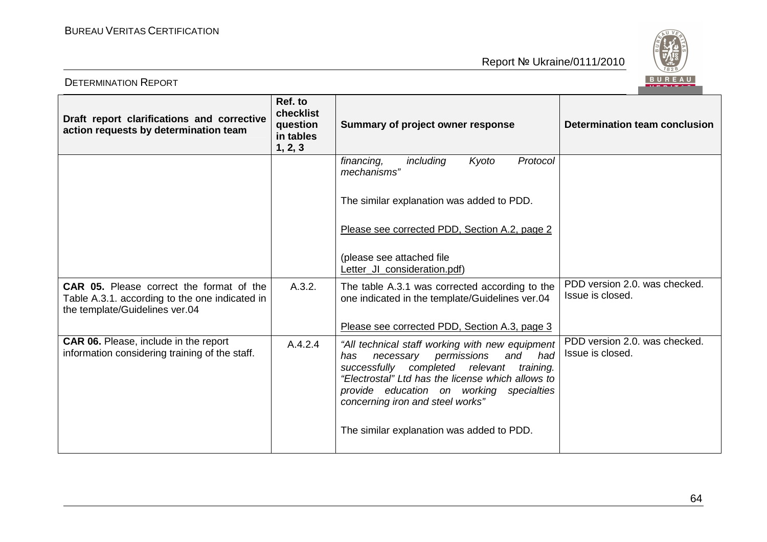| Draft report clarifications and corrective action requests by determination team | Ref. to checklist question in tables 1, 2, 3 | Summary of project owner response | Determination team conclusion |
|---|---|---|---|
| | | *financing, including Kyoto Protocol mechanisms"*<br><br>The similar explanation was added to PDD.<br><br>Please see corrected PDD, Section A.2, page 2<br><br>(please see attached file Letter_JI_consideration.pdf) | |
| **CAR 05.** Please correct the format of the Table A.3.1. according to the one indicated in the template/Guidelines ver.04 | A.3.2. | The table A.3.1 was corrected according to the one indicated in the template/Guidelines ver.04<br><br>Please see corrected PDD, Section A.3, page 3 | PDD version 2.0. was checked. Issue is closed. |
| **CAR 06.** Please, include in the report information considering training of the staff. | A.4.2.4 | *"All technical staff working with new equipment has necessary permissions and had successfully completed relevant training. "Electrostal" Ltd has the license which allows to provide education on working specialties concerning iron and steel works"*<br><br>The similar explanation was added to PDD. | PDD version 2.0. was checked. Issue is closed. |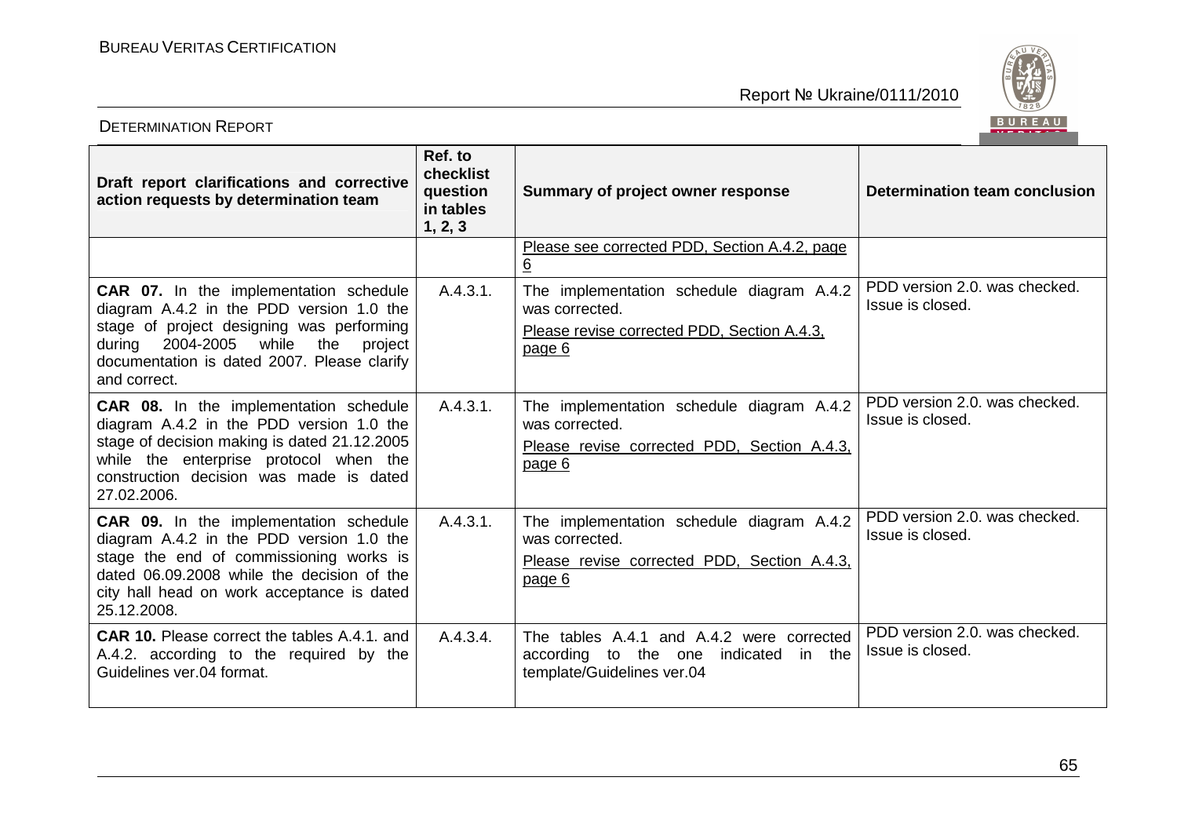| Draft report clarifications and corrective action requests by determination team | Ref. to checklist question in tables 1, 2, 3 | Summary of project owner response | Determination team conclusion |
|---|---|---|---|
| | | Please see corrected PDD, Section A.4.2, page 6 | |
| **CAR 07.** In the implementation schedule diagram A.4.2 in the PDD version 1.0 the stage of project designing was performing during 2004-2005 while the project documentation is dated 2007. Please clarify and correct. | A.4.3.1. | The implementation schedule diagram A.4.2 was corrected.<br>Please revise corrected PDD, Section A.4.3, page 6 | PDD version 2.0. was checked. Issue is closed. |
| **CAR 08.** In the implementation schedule diagram A.4.2 in the PDD version 1.0 the stage of decision making is dated 21.12.2005 while the enterprise protocol when the construction decision was made is dated 27.02.2006. | A.4.3.1. | The implementation schedule diagram A.4.2 was corrected.<br>Please revise corrected PDD, Section A.4.3, page 6 | PDD version 2.0. was checked. Issue is closed. |
| **CAR 09.** In the implementation schedule diagram A.4.2 in the PDD version 1.0 the stage the end of commissioning works is dated 06.09.2008 while the decision of the city hall head on work acceptance is dated 25.12.2008. | A.4.3.1. | The implementation schedule diagram A.4.2 was corrected.<br>Please revise corrected PDD, Section A.4.3, page 6 | PDD version 2.0. was checked. Issue is closed. |
| **CAR 10.** Please correct the tables A.4.1. and A.4.2. according to the required by the Guidelines ver.04 format. | A.4.3.4. | The tables A.4.1 and A.4.2 were corrected according to the one indicated in the template/Guidelines ver.04 | PDD version 2.0. was checked. Issue is closed. |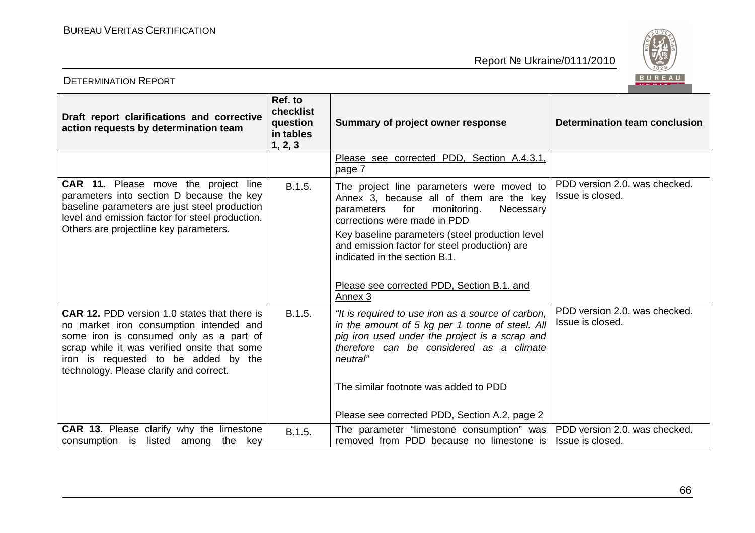| Draft report clarifications and corrective action requests by determination team | Ref. to checklist question in tables 1, 2, 3 | Summary of project owner response | Determination team conclusion |
|---|---|---|---|
| | | Please see corrected PDD, Section A.4.3.1, page 7 | |
| **CAR 11.** Please move the project line parameters into section D because the key baseline parameters are just steel production level and emission factor for steel production. Others are projectline key parameters. | B.1.5. | The project line parameters were moved to Annex 3, because all of them are the key parameters for monitoring. Necessary corrections were made in PDD<br><br>Key baseline parameters (steel production level and emission factor for steel production) are indicated in the section B.1.<br><br>Please see corrected PDD, Section B.1. and Annex 3 | PDD version 2.0. was checked. Issue is closed. |
| **CAR 12.** PDD version 1.0 states that there is no market iron consumption intended and some iron is consumed only as a part of scrap while it was verified onsite that some iron is requested to be added by the technology. Please clarify and correct. | B.1.5. | *"It is required to use iron as a source of carbon, in the amount of 5 kg per 1 tonne of steel. All pig iron used under the project is a scrap and therefore can be considered as a climate neutral"*<br><br>The similar footnote was added to PDD<br><br>Please see corrected PDD, Section A.2, page 2 | PDD version 2.0. was checked. Issue is closed. |
| **CAR 13.** Please clarify why the limestone consumption is listed among the key | B.1.5. | The parameter "limestone consumption" was removed from PDD because no limestone is | PDD version 2.0. was checked. Issue is closed. |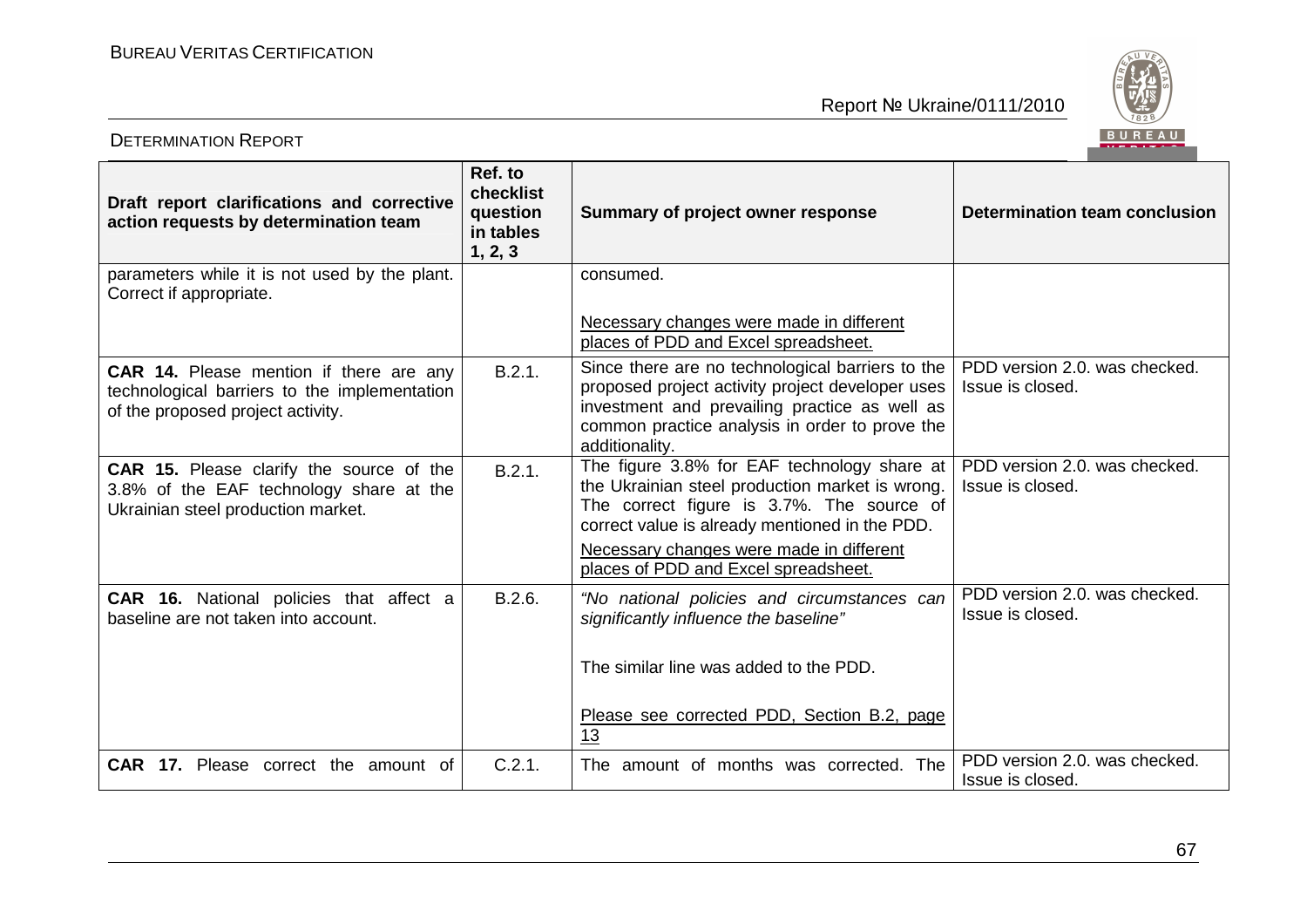| Draft report clarifications and corrective action requests by determination team | Ref. to checklist question in tables 1, 2, 3 | Summary of project owner response | Determination team conclusion |
|---|---|---|---|
| parameters while it is not used by the plant. Correct if appropriate. | | consumed.<br><br><u>Necessary changes were made in different places of PDD and Excel spreadsheet.</u> | |
| **CAR 14.** Please mention if there are any technological barriers to the implementation of the proposed project activity. | B.2.1. | Since there are no technological barriers to the proposed project activity project developer uses investment and prevailing practice as well as common practice analysis in order to prove the additionality. | PDD version 2.0. was checked. Issue is closed. |
| **CAR 15.** Please clarify the source of the 3.8% of the EAF technology share at the Ukrainian steel production market. | B.2.1. | The figure 3.8% for EAF technology share at the Ukrainian steel production market is wrong. The correct figure is 3.7%. The source of correct value is already mentioned in the PDD.<br><br><u>Necessary changes were made in different places of PDD and Excel spreadsheet.</u> | PDD version 2.0. was checked. Issue is closed. |
| **CAR 16.** National policies that affect a baseline are not taken into account. | B.2.6. | *"No national policies and circumstances can significantly influence the baseline"*<br><br>The similar line was added to the PDD.<br><br><u>Please see corrected PDD, Section B.2, page 13</u> | PDD version 2.0. was checked. Issue is closed. |
| **CAR 17.** Please correct the amount of | C.2.1. | The amount of months was corrected. The | PDD version 2.0. was checked. Issue is closed. |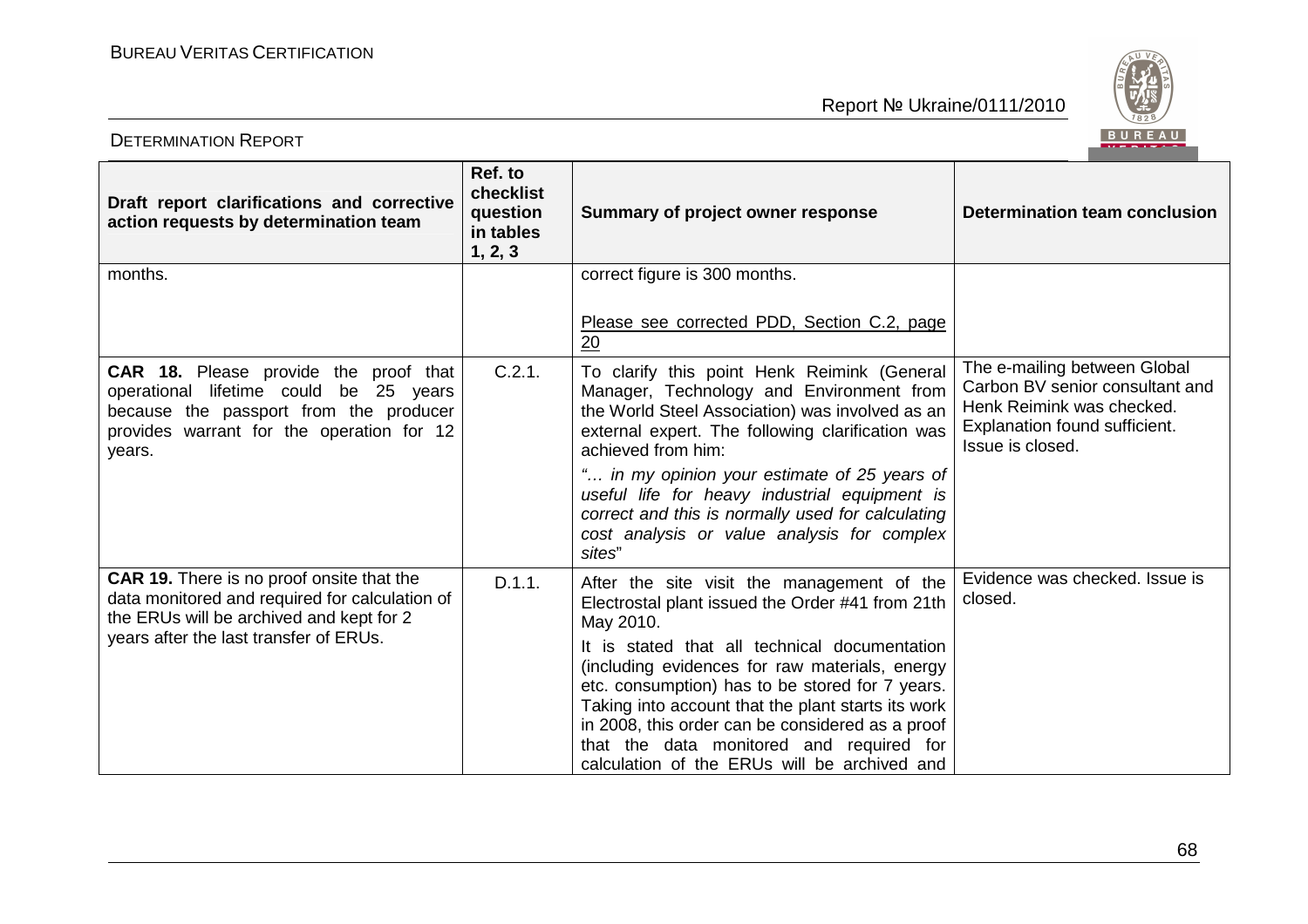| Draft report clarifications and corrective action requests by determination team | Ref. to checklist question in tables 1, 2, 3 | Summary of project owner response | Determination team conclusion |
|---|---|---|---|
| months. | | correct figure is 300 months.<br><br>Please see corrected PDD, Section C.2, page 20 | |
| **CAR 18.** Please provide the proof that operational lifetime could be 25 years because the passport from the producer provides warrant for the operation for 12 years. | C.2.1. | To clarify this point Henk Reimink (General Manager, Technology and Environment from the World Steel Association) was involved as an external expert. The following clarification was achieved from him:<br>*"… in my opinion your estimate of 25 years of useful life for heavy industrial equipment is correct and this is normally used for calculating cost analysis or value analysis for complex sites"* | The e-mailing between Global Carbon BV senior consultant and Henk Reimink was checked. Explanation found sufficient. Issue is closed. |
| **CAR 19.** There is no proof onsite that the data monitored and required for calculation of the ERUs will be archived and kept for 2 years after the last transfer of ERUs. | D.1.1. | After the site visit the management of the Electrostal plant issued the Order #41 from 21th May 2010.<br>It is stated that all technical documentation (including evidences for raw materials, energy etc. consumption) has to be stored for 7 years. Taking into account that the plant starts its work in 2008, this order can be considered as a proof that the data monitored and required for calculation of the ERUs will be archived and | Evidence was checked. Issue is closed. |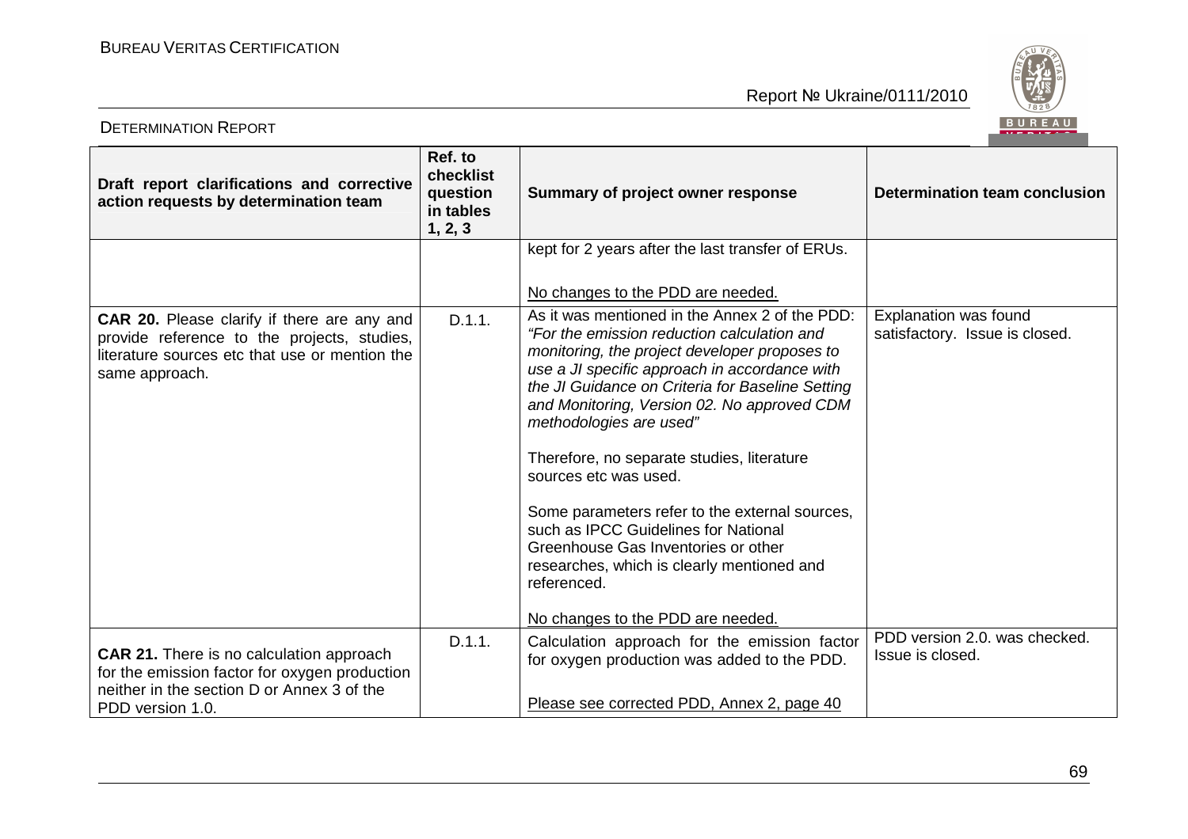| Draft report clarifications and corrective action requests by determination team | Ref. to checklist question in tables 1, 2, 3 | Summary of project owner response | Determination team conclusion |
|---|---|---|---|
| | | kept for 2 years after the last transfer of ERUs.<br><br><u>No changes to the PDD are needed.</u> | |
| **CAR 20.** Please clarify if there are any and provide reference to the projects, studies, literature sources etc that use or mention the same approach. | D.1.1. | As it was mentioned in the Annex 2 of the PDD: *"For the emission reduction calculation and monitoring, the project developer proposes to use a JI specific approach in accordance with the JI Guidance on Criteria for Baseline Setting and Monitoring, Version 02. No approved CDM methodologies are used"*<br><br>Therefore, no separate studies, literature sources etc was used.<br><br>Some parameters refer to the external sources, such as IPCC Guidelines for National Greenhouse Gas Inventories or other researches, which is clearly mentioned and referenced.<br><br><u>No changes to the PDD are needed.</u> | Explanation was found satisfactory. Issue is closed. |
| **CAR 21.** There is no calculation approach for the emission factor for oxygen production neither in the section D or Annex 3 of the PDD version 1.0. | D.1.1. | Calculation approach for the emission factor for oxygen production was added to the PDD.<br><br><u>Please see corrected PDD, Annex 2, page 40</u> | PDD version 2.0. was checked. Issue is closed. |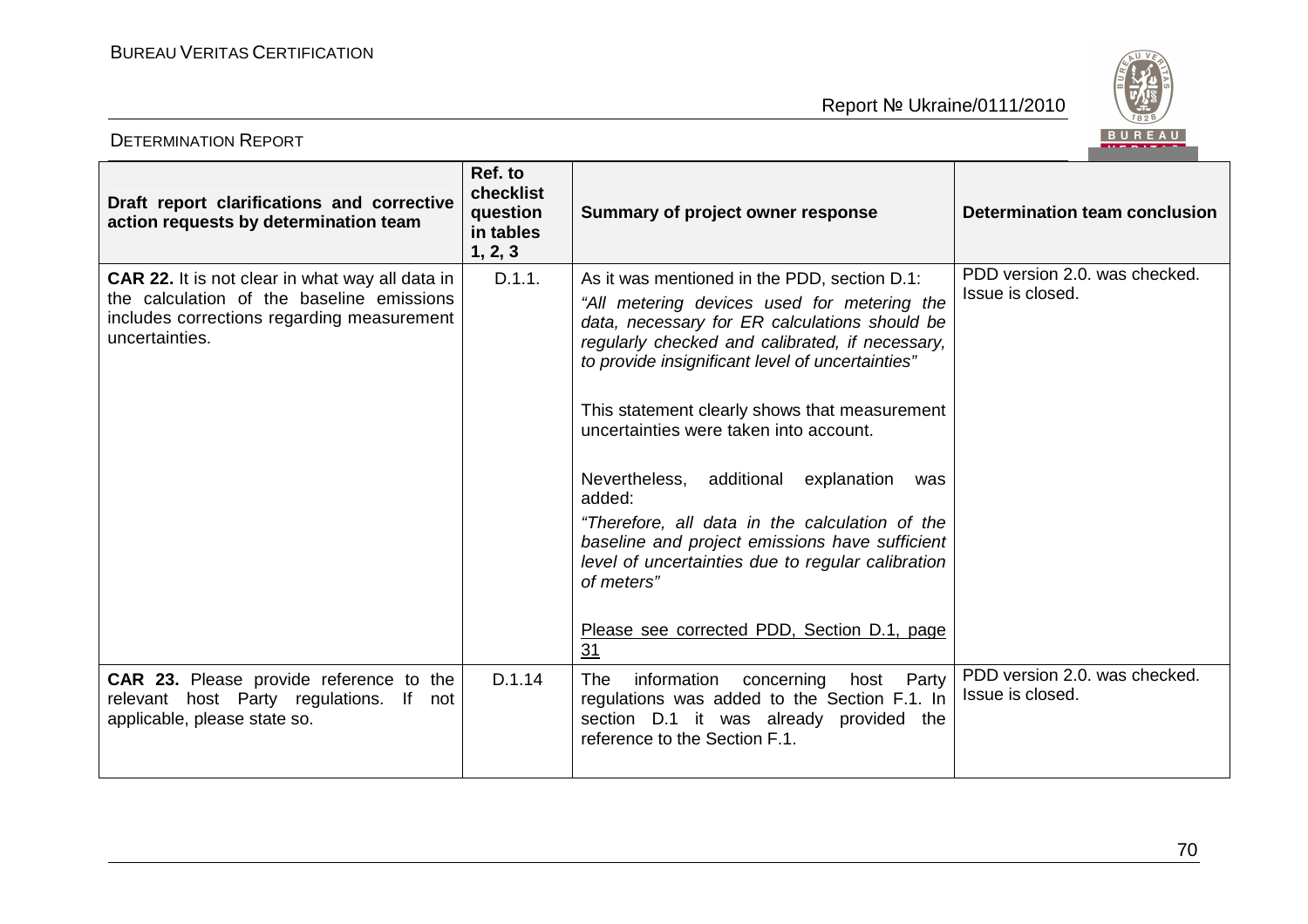| Draft report clarifications and corrective action requests by determination team | Ref. to checklist question in tables 1, 2, 3 | Summary of project owner response | Determination team conclusion |
|---|---|---|---|
| **CAR 22.** It is not clear in what way all data in the calculation of the baseline emissions includes corrections regarding measurement uncertainties. | D.1.1. | As it was mentioned in the PDD, section D.1:<br>*"All metering devices used for metering the data, necessary for ER calculations should be regularly checked and calibrated, if necessary, to provide insignificant level of uncertainties"*<br><br>This statement clearly shows that measurement uncertainties were taken into account.<br><br>Nevertheless, additional explanation was added:<br>*"Therefore, all data in the calculation of the baseline and project emissions have sufficient level of uncertainties due to regular calibration of meters"*<br><br><u>Please see corrected PDD, Section D.1, page 31</u> | PDD version 2.0. was checked. Issue is closed. |
| **CAR 23.** Please provide reference to the relevant host Party regulations. If not applicable, please state so. | D.1.14 | The information concerning host Party regulations was added to the Section F.1. In section D.1 it was already provided the reference to the Section F.1. | PDD version 2.0. was checked. Issue is closed. |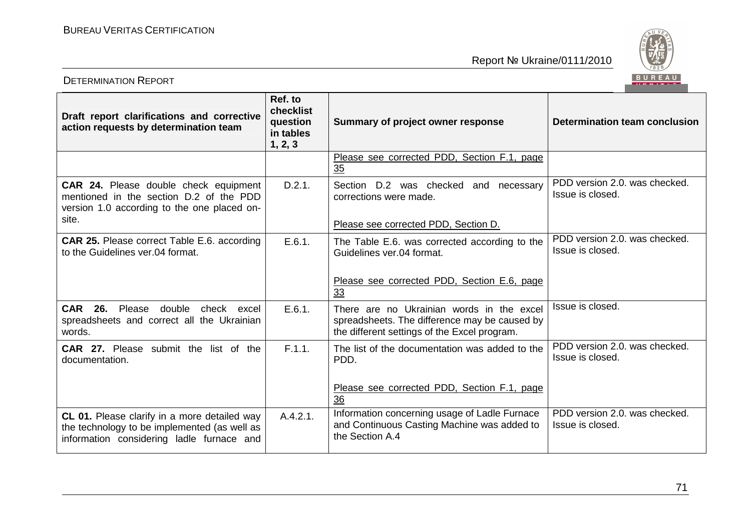| Draft report clarifications and corrective action requests by determination team | Ref. to checklist question in tables 1, 2, 3 | Summary of project owner response | Determination team conclusion |
|---|---|---|---|
| | | Please see corrected PDD, Section F.1, page 35 | |
| **CAR 24.** Please double check equipment mentioned in the section D.2 of the PDD version 1.0 according to the one placed on-site. | D.2.1. | Section D.2 was checked and necessary corrections were made.<br><br>Please see corrected PDD, Section D. | PDD version 2.0. was checked. Issue is closed. |
| **CAR 25.** Please correct Table E.6. according to the Guidelines ver.04 format. | E.6.1. | The Table E.6. was corrected according to the Guidelines ver.04 format.<br><br>Please see corrected PDD, Section E.6, page 33 | PDD version 2.0. was checked. Issue is closed. |
| **CAR 26.** Please double check excel spreadsheets and correct all the Ukrainian words. | E.6.1. | There are no Ukrainian words in the excel spreadsheets. The difference may be caused by the different settings of the Excel program. | Issue is closed. |
| **CAR 27.** Please submit the list of the documentation. | F.1.1. | The list of the documentation was added to the PDD.<br><br>Please see corrected PDD, Section F.1, page 36 | PDD version 2.0. was checked. Issue is closed. |
| **CL 01.** Please clarify in a more detailed way the technology to be implemented (as well as information considering ladle furnace and | A.4.2.1. | Information concerning usage of Ladle Furnace and Continuous Casting Machine was added to the Section A.4 | PDD version 2.0. was checked. Issue is closed. |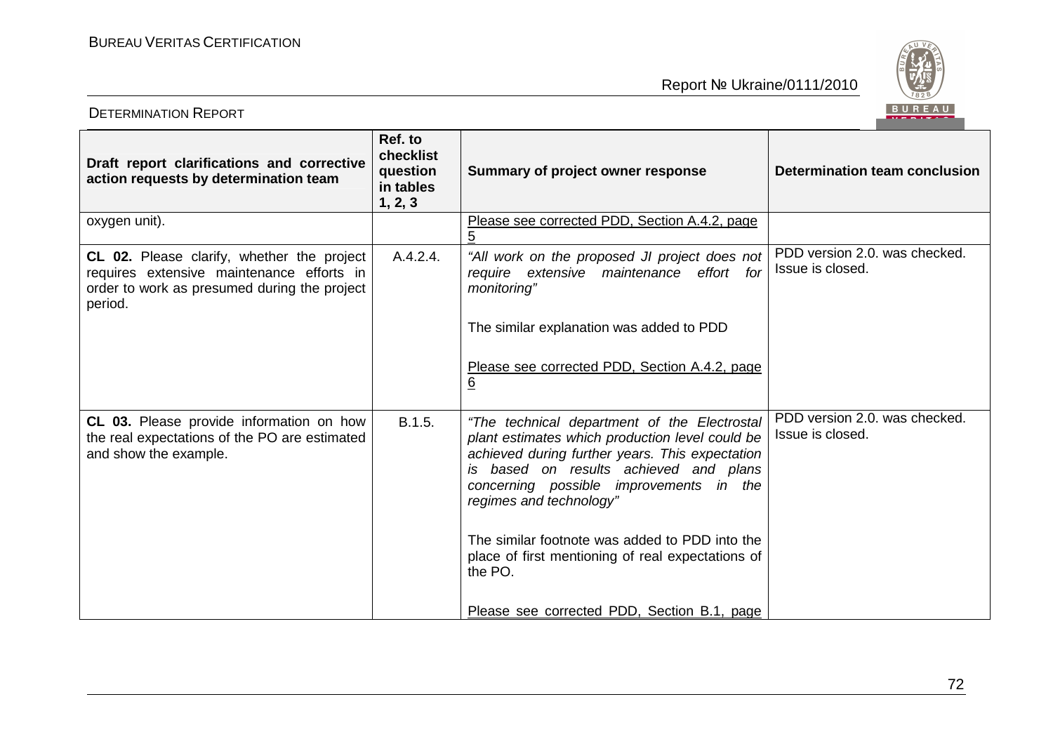| Draft report clarifications and corrective action requests by determination team | Ref. to checklist question in tables 1, 2, 3 | Summary of project owner response | Determination team conclusion |
|---|---|---|---|
| oxygen unit). | | Please see corrected PDD, Section A.4.2, page 5 | |
| **CL 02.** Please clarify, whether the project requires extensive maintenance efforts in order to work as presumed during the project period. | A.4.2.4. | *"All work on the proposed JI project does not require extensive maintenance effort for monitoring"*<br><br>The similar explanation was added to PDD<br><br>Please see corrected PDD, Section A.4.2, page 6 | PDD version 2.0. was checked. Issue is closed. |
| **CL 03.** Please provide information on how the real expectations of the PO are estimated and show the example. | B.1.5. | *"The technical department of the Electrostal plant estimates which production level could be achieved during further years. This expectation is based on results achieved and plans concerning possible improvements in the regimes and technology"*<br><br>The similar footnote was added to PDD into the place of first mentioning of real expectations of the PO.<br><br>Please see corrected PDD, Section B.1, page | PDD version 2.0. was checked. Issue is closed. |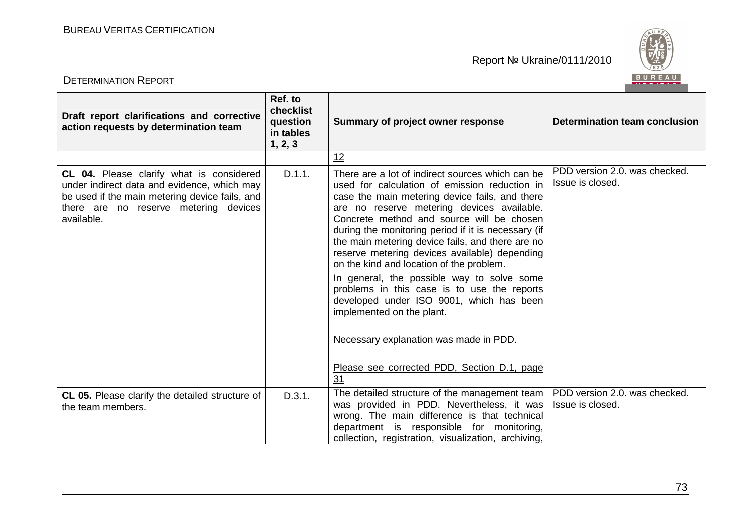| Draft report clarifications and corrective action requests by determination team | Ref. to checklist question in tables 1, 2, 3 | Summary of project owner response | Determination team conclusion |
|---|---|---|---|
| | | 12 | |
| **CL 04.** Please clarify what is considered under indirect data and evidence, which may be used if the main metering device fails, and there are no reserve metering devices available. | D.1.1. | There are a lot of indirect sources which can be used for calculation of emission reduction in case the main metering device fails, and there are no reserve metering devices available. Concrete method and source will be chosen during the monitoring period if it is necessary (if the main metering device fails, and there are no reserve metering devices available) depending on the kind and location of the problem.<br><br>In general, the possible way to solve some problems in this case is to use the reports developed under ISO 9001, which has been implemented on the plant.<br><br>Necessary explanation was made in PDD.<br><br>Please see corrected PDD, Section D.1, page 31 | PDD version 2.0. was checked. Issue is closed. |
| **CL 05.** Please clarify the detailed structure of the team members. | D.3.1. | The detailed structure of the management team was provided in PDD. Nevertheless, it was wrong. The main difference is that technical department is responsible for monitoring, collection, registration, visualization, archiving, | PDD version 2.0. was checked. Issue is closed. |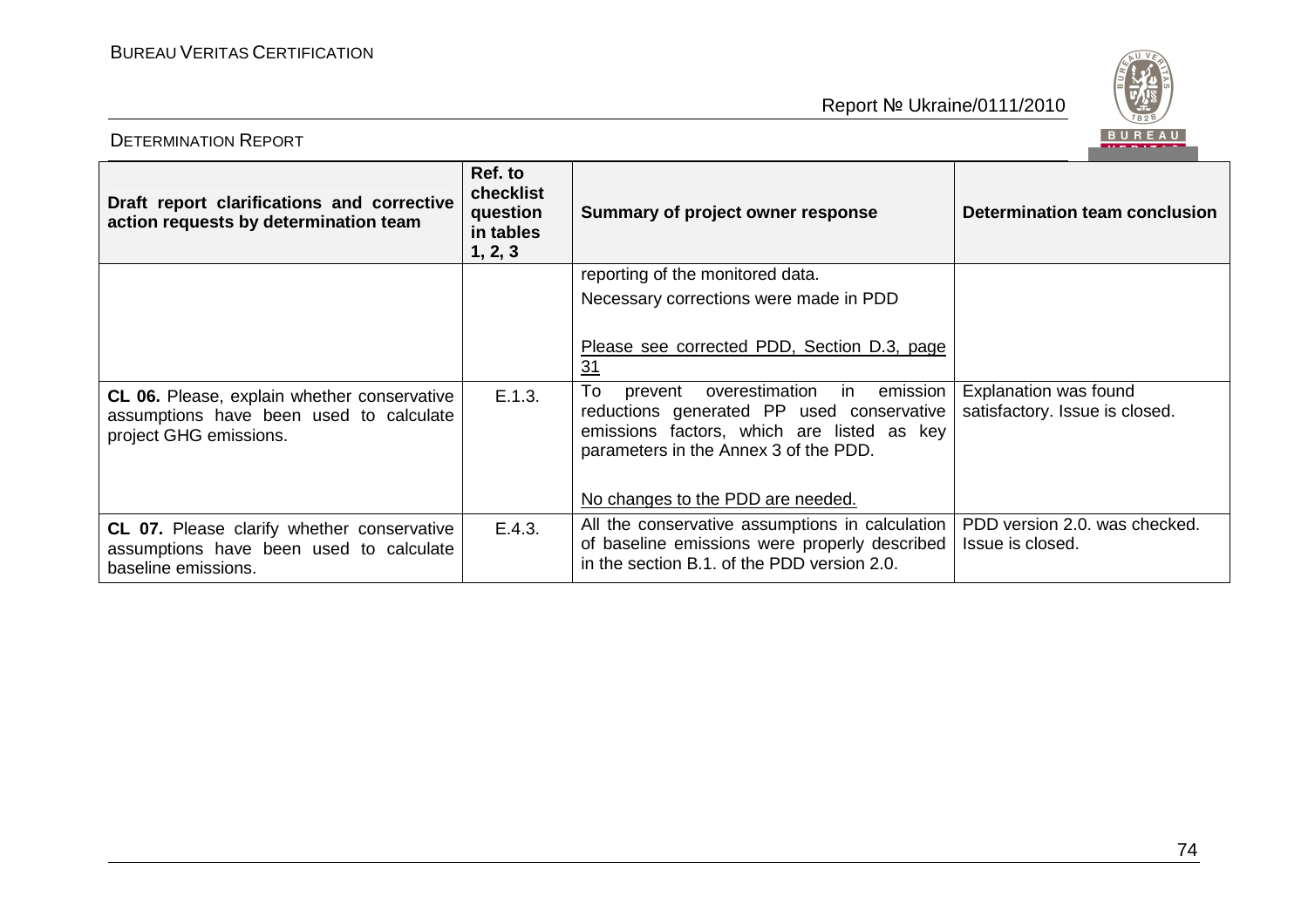| Draft report clarifications and corrective action requests by determination team | Ref. to checklist question in tables 1, 2, 3 | Summary of project owner response | Determination team conclusion |
|---|---|---|---|
| | | reporting of the monitored data.<br>Necessary corrections were made in PDD<br><br>Please see corrected PDD, Section D.3, page 31 | |
| **CL 06.** Please, explain whether conservative assumptions have been used to calculate project GHG emissions. | E.1.3. | To prevent overestimation in emission reductions generated PP used conservative emissions factors, which are listed as key parameters in the Annex 3 of the PDD.<br><br>No changes to the PDD are needed. | Explanation was found satisfactory. Issue is closed. |
| **CL 07.** Please clarify whether conservative assumptions have been used to calculate baseline emissions. | E.4.3. | All the conservative assumptions in calculation of baseline emissions were properly described in the section B.1. of the PDD version 2.0. | PDD version 2.0. was checked. Issue is closed. |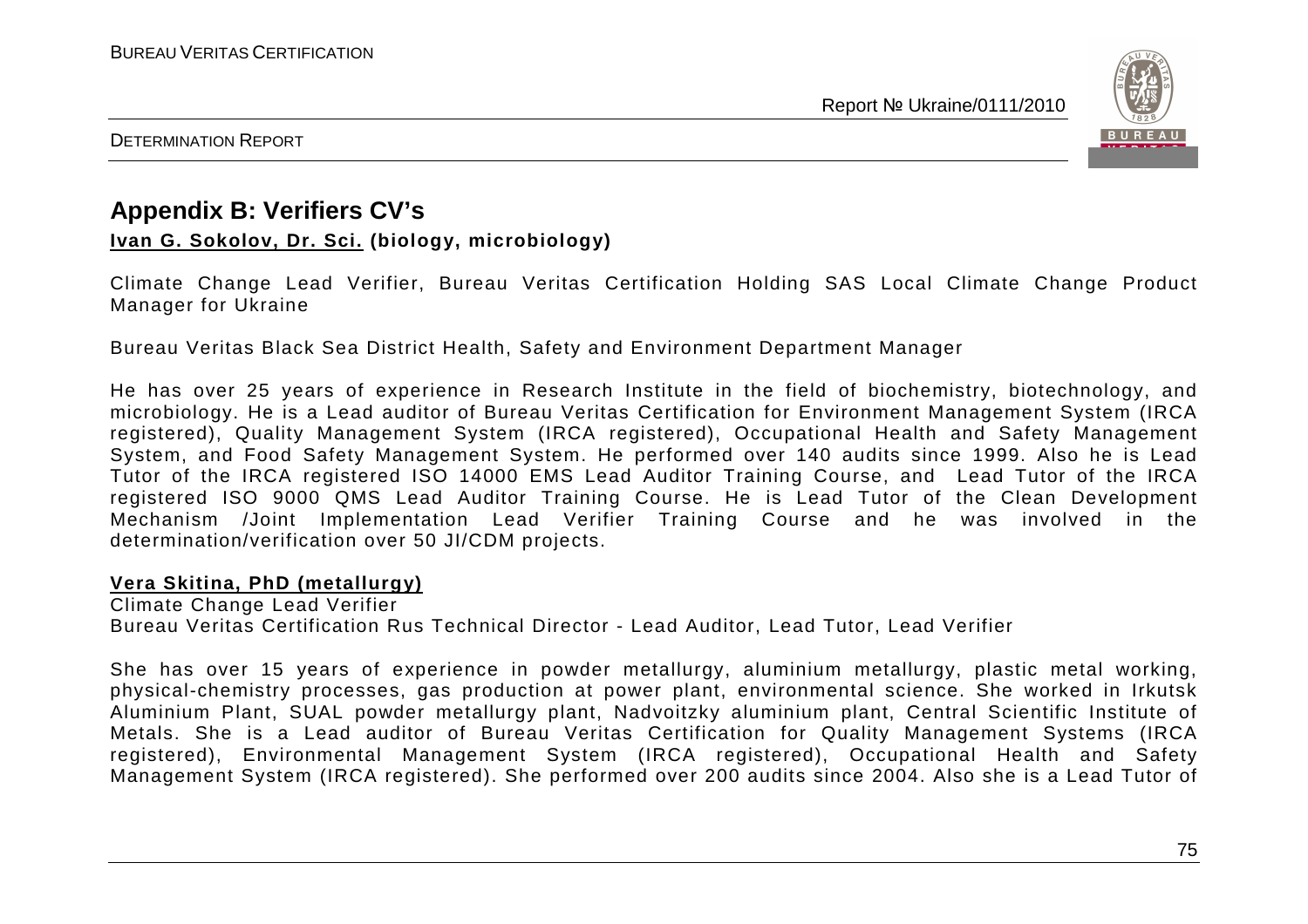## Appendix B: Verifiers CV's

**Ivan G. Sokolov, Dr. Sci. (biology, microbiology)**

Climate Change Lead Verifier, Bureau Veritas Certification Holding SAS Local Climate Change Product Manager for Ukraine

Bureau Veritas Black Sea District Health, Safety and Environment Department Manager

He has over 25 years of experience in Research Institute in the field of biochemistry, biotechnology, and microbiology. He is a Lead auditor of Bureau Veritas Certification for Environment Management System (IRCA registered), Quality Management System (IRCA registered), Occupational Health and Safety Management System, and Food Safety Management System. He performed over 140 audits since 1999. Also he is Lead Tutor of the IRCA registered ISO 14000 EMS Lead Auditor Training Course, and Lead Tutor of the IRCA registered ISO 9000 QMS Lead Auditor Training Course. He is Lead Tutor of the Clean Development Mechanism /Joint Implementation Lead Verifier Training Course and he was involved in the determination/verification over 50 JI/CDM projects.

**Vera Skitina, PhD (metallurgy)**

Climate Change Lead Verifier
Bureau Veritas Certification Rus Technical Director - Lead Auditor, Lead Tutor, Lead Verifier

She has over 15 years of experience in powder metallurgy, aluminium metallurgy, plastic metal working, physical-chemistry processes, gas production at power plant, environmental science. She worked in Irkutsk Aluminium Plant, SUAL powder metallurgy plant, Nadvoitzky aluminium plant, Central Scientific Institute of Metals. She is a Lead auditor of Bureau Veritas Certification for Quality Management Systems (IRCA registered), Environmental Management System (IRCA registered), Occupational Health and Safety Management System (IRCA registered). She performed over 200 audits since 2004. Also she is a Lead Tutor of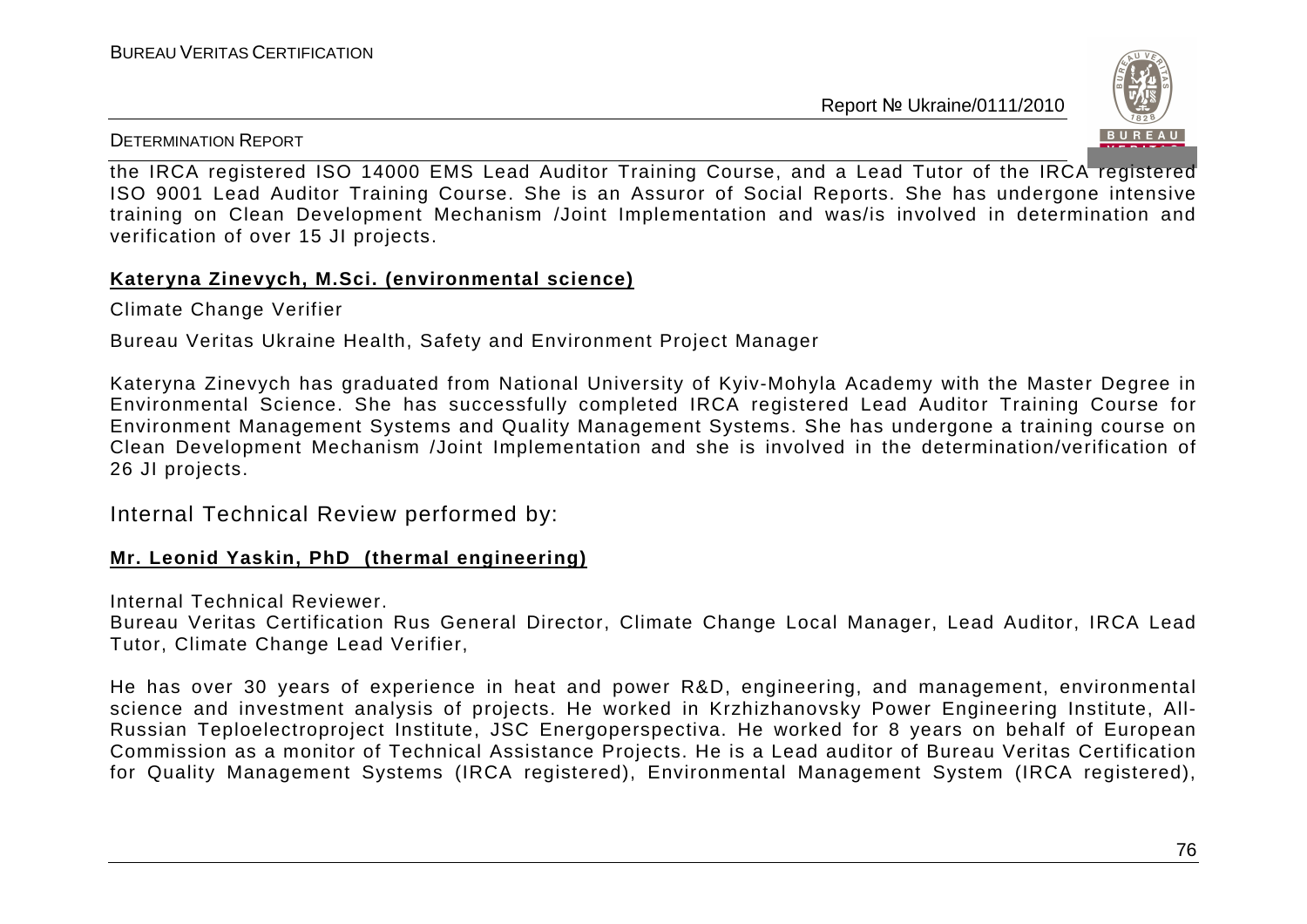the IRCA registered ISO 14000 EMS Lead Auditor Training Course, and a Lead Tutor of the IRCA registered ISO 9001 Lead Auditor Training Course. She is an Assuror of Social Reports. She has undergone intensive training on Clean Development Mechanism /Joint Implementation and was/is involved in determination and verification of over 15 JI projects.

**Kateryna Zinevych, M.Sci. (environmental science)**

Climate Change Verifier

Bureau Veritas Ukraine Health, Safety and Environment Project Manager

Kateryna Zinevych has graduated from National University of Kyiv-Mohyla Academy with the Master Degree in Environmental Science. She has successfully completed IRCA registered Lead Auditor Training Course for Environment Management Systems and Quality Management Systems. She has undergone a training course on Clean Development Mechanism /Joint Implementation and she is involved in the determination/verification of 26 JI projects.

Internal Technical Review performed by:

**Mr. Leonid Yaskin, PhD (thermal engineering)**

Internal Technical Reviewer.
Bureau Veritas Certification Rus General Director, Climate Change Local Manager, Lead Auditor, IRCA Lead Tutor, Climate Change Lead Verifier,

He has over 30 years of experience in heat and power R&D, engineering, and management, environmental science and investment analysis of projects. He worked in Krzhizhanovsky Power Engineering Institute, All-Russian Teploelectroproject Institute, JSC Energoperspectiva. He worked for 8 years on behalf of European Commission as a monitor of Technical Assistance Projects. He is a Lead auditor of Bureau Veritas Certification for Quality Management Systems (IRCA registered), Environmental Management System (IRCA registered),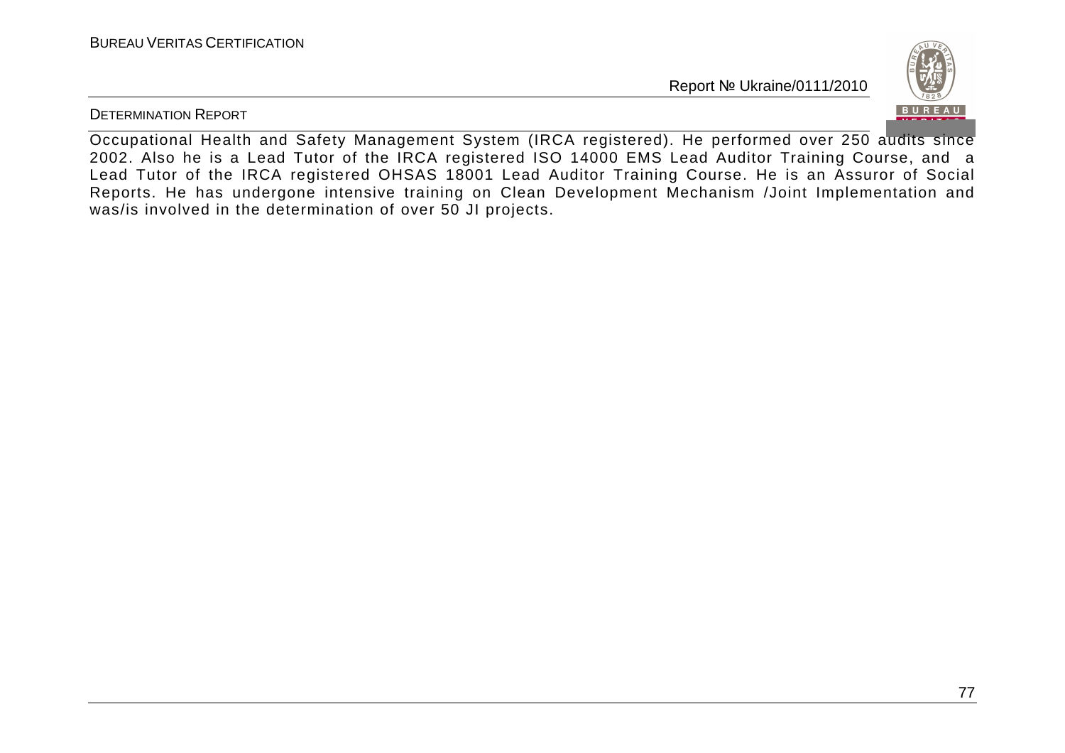Occupational Health and Safety Management System (IRCA registered). He performed over 250 audits since 2002. Also he is a Lead Tutor of the IRCA registered ISO 14000 EMS Lead Auditor Training Course, and a Lead Tutor of the IRCA registered OHSAS 18001 Lead Auditor Training Course. He is an Assuror of Social Reports. He has undergone intensive training on Clean Development Mechanism /Joint Implementation and was/is involved in the determination of over 50 JI projects.